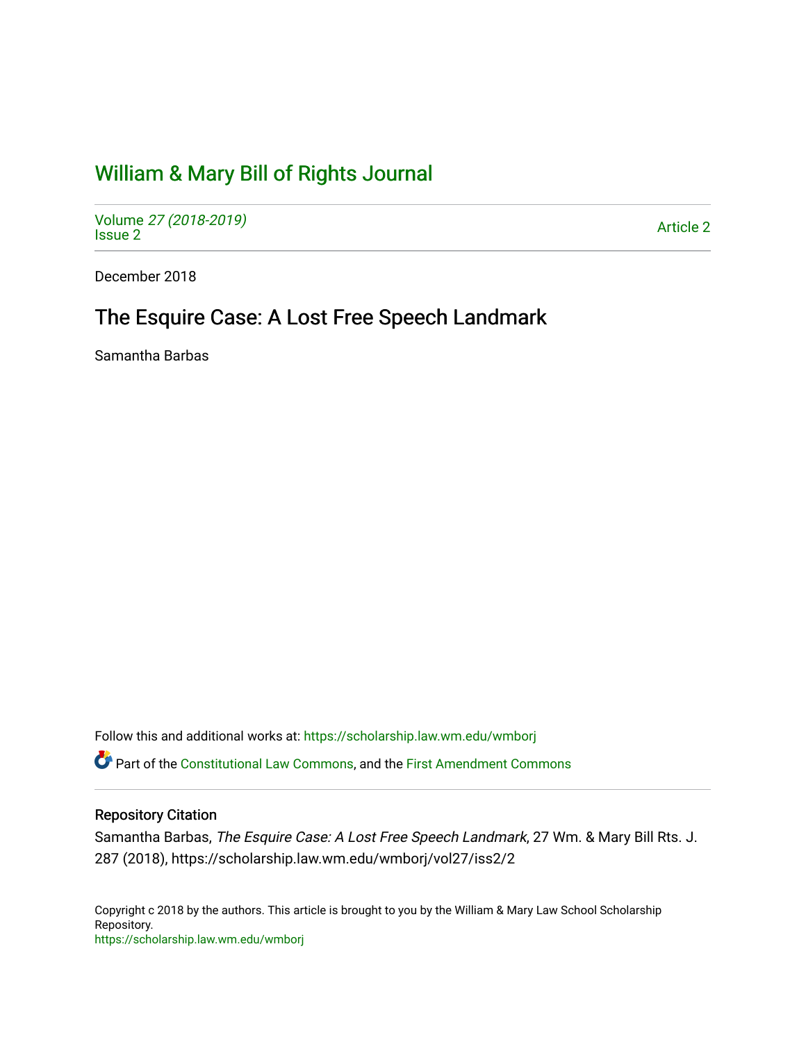# William & Mary Bill of Rights Journal

Volume *27 (2018-2019)*
Issue 2

Article 2

December 2018

## The Esquire Case: A Lost Free Speech Landmark

Samantha Barbas

Follow this and additional works at: https://scholarship.law.wm.edu/wmborj

Part of the Constitutional Law Commons, and the First Amendment Commons

### Repository Citation

Samantha Barbas, *The Esquire Case: A Lost Free Speech Landmark*, 27 Wm. & Mary Bill Rts. J. 287 (2018), https://scholarship.law.wm.edu/wmborj/vol27/iss2/2

Copyright c 2018 by the authors. This article is brought to you by the William & Mary Law School Scholarship Repository.
https://scholarship.law.wm.edu/wmborj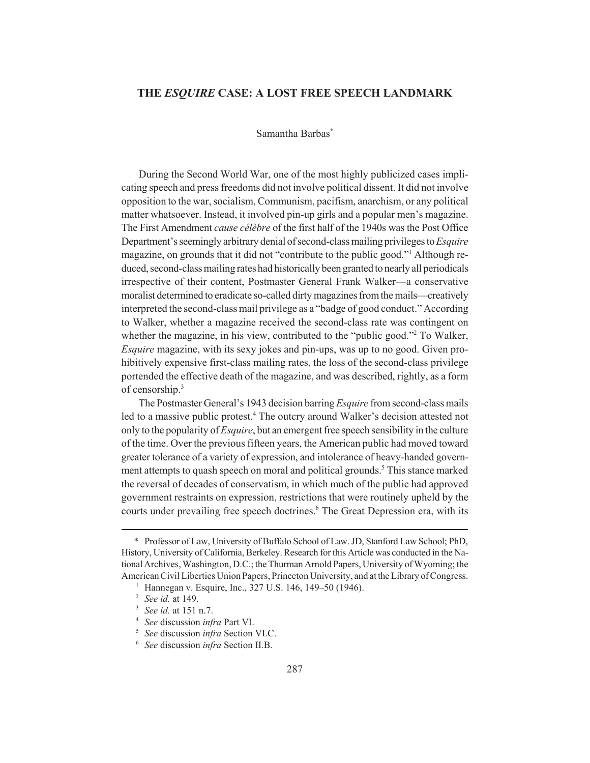# THE *ESQUIRE* CASE: A LOST FREE SPEECH LANDMARK

Samantha Barbas*

During the Second World War, one of the most highly publicized cases implicating speech and press freedoms did not involve political dissent. It did not involve opposition to the war, socialism, Communism, pacifism, anarchism, or any political matter whatsoever. Instead, it involved pin-up girls and a popular men's magazine. The First Amendment *cause célèbre* of the first half of the 1940s was the Post Office Department's seemingly arbitrary denial of second-class mailing privileges to *Esquire* magazine, on grounds that it did not "contribute to the public good."[1] Although reduced, second-class mailing rates had historically been granted to nearly all periodicals irrespective of their content, Postmaster General Frank Walker—a conservative moralist determined to eradicate so-called dirty magazines from the mails—creatively interpreted the second-class mail privilege as a "badge of good conduct." According to Walker, whether a magazine received the second-class rate was contingent on whether the magazine, in his view, contributed to the "public good."[2] To Walker, *Esquire* magazine, with its sexy jokes and pin-ups, was up to no good. Given prohibitively expensive first-class mailing rates, the loss of the second-class privilege portended the effective death of the magazine, and was described, rightly, as a form of censorship.[3]

The Postmaster General's 1943 decision barring *Esquire* from second-class mails led to a massive public protest.[4] The outcry around Walker's decision attested not only to the popularity of *Esquire*, but an emergent free speech sensibility in the culture of the time. Over the previous fifteen years, the American public had moved toward greater tolerance of a variety of expression, and intolerance of heavy-handed government attempts to quash speech on moral and political grounds.[5] This stance marked the reversal of decades of conservatism, in which much of the public had approved government restraints on expression, restrictions that were routinely upheld by the courts under prevailing free speech doctrines.[6] The Great Depression era, with its

---

\* Professor of Law, University of Buffalo School of Law. JD, Stanford Law School; PhD, History, University of California, Berkeley. Research for this Article was conducted in the National Archives, Washington, D.C.; the Thurman Arnold Papers, University of Wyoming; the American Civil Liberties Union Papers, Princeton University, and at the Library of Congress.

[1] Hannegan v. Esquire, Inc., 327 U.S. 146, 149–50 (1946).

[2] *See id.* at 149.

[3] *See id.* at 151 n.7.

[4] *See* discussion *infra* Part VI.

[5] *See* discussion *infra* Section VI.C.

[6] *See* discussion *infra* Section II.B.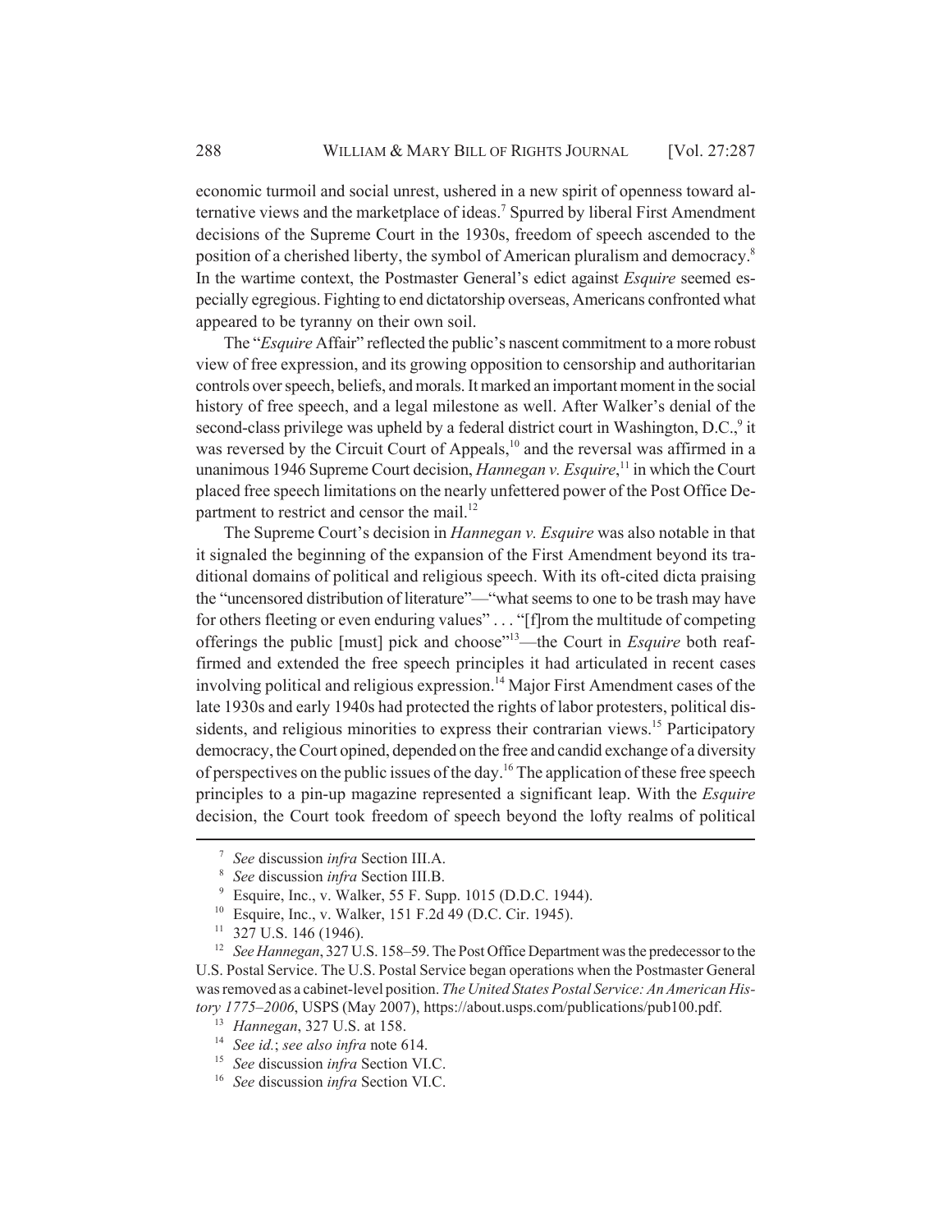economic turmoil and social unrest, ushered in a new spirit of openness toward alternative views and the marketplace of ideas.[7] Spurred by liberal First Amendment decisions of the Supreme Court in the 1930s, freedom of speech ascended to the position of a cherished liberty, the symbol of American pluralism and democracy.[8] In the wartime context, the Postmaster General's edict against *Esquire* seemed especially egregious. Fighting to end dictatorship overseas, Americans confronted what appeared to be tyranny on their own soil.

The "*Esquire* Affair" reflected the public's nascent commitment to a more robust view of free expression, and its growing opposition to censorship and authoritarian controls over speech, beliefs, and morals. It marked an important moment in the social history of free speech, and a legal milestone as well. After Walker's denial of the second-class privilege was upheld by a federal district court in Washington, D.C.,[9] it was reversed by the Circuit Court of Appeals,[10] and the reversal was affirmed in a unanimous 1946 Supreme Court decision, *Hannegan v. Esquire*,[11] in which the Court placed free speech limitations on the nearly unfettered power of the Post Office Department to restrict and censor the mail.[12]

The Supreme Court's decision in *Hannegan v. Esquire* was also notable in that it signaled the beginning of the expansion of the First Amendment beyond its traditional domains of political and religious speech. With its oft-cited dicta praising the "uncensored distribution of literature"—"what seems to one to be trash may have for others fleeting or even enduring values" . . . "[f]rom the multitude of competing offerings the public [must] pick and choose"[13]—the Court in *Esquire* both reaffirmed and extended the free speech principles it had articulated in recent cases involving political and religious expression.[14] Major First Amendment cases of the late 1930s and early 1940s had protected the rights of labor protesters, political dissidents, and religious minorities to express their contrarian views.[15] Participatory democracy, the Court opined, depended on the free and candid exchange of a diversity of perspectives on the public issues of the day.[16] The application of these free speech principles to a pin-up magazine represented a significant leap. With the *Esquire* decision, the Court took freedom of speech beyond the lofty realms of political

---

[7] *See* discussion *infra* Section III.A.

[8] *See* discussion *infra* Section III.B.

[9] Esquire, Inc., v. Walker, 55 F. Supp. 1015 (D.D.C. 1944).

[10] Esquire, Inc., v. Walker, 151 F.2d 49 (D.C. Cir. 1945).

[11] 327 U.S. 146 (1946).

[12] *See Hannegan*, 327 U.S. 158–59. The Post Office Department was the predecessor to the U.S. Postal Service. The U.S. Postal Service began operations when the Postmaster General was removed as a cabinet-level position. *The United States Postal Service: An American History 1775–2006*, USPS (May 2007), https://about.usps.com/publications/pub100.pdf.

[13] *Hannegan*, 327 U.S. at 158.

[14] *See id.*; *see also infra* note 614.

[15] *See* discussion *infra* Section VI.C.

[16] *See* discussion *infra* Section VI.C.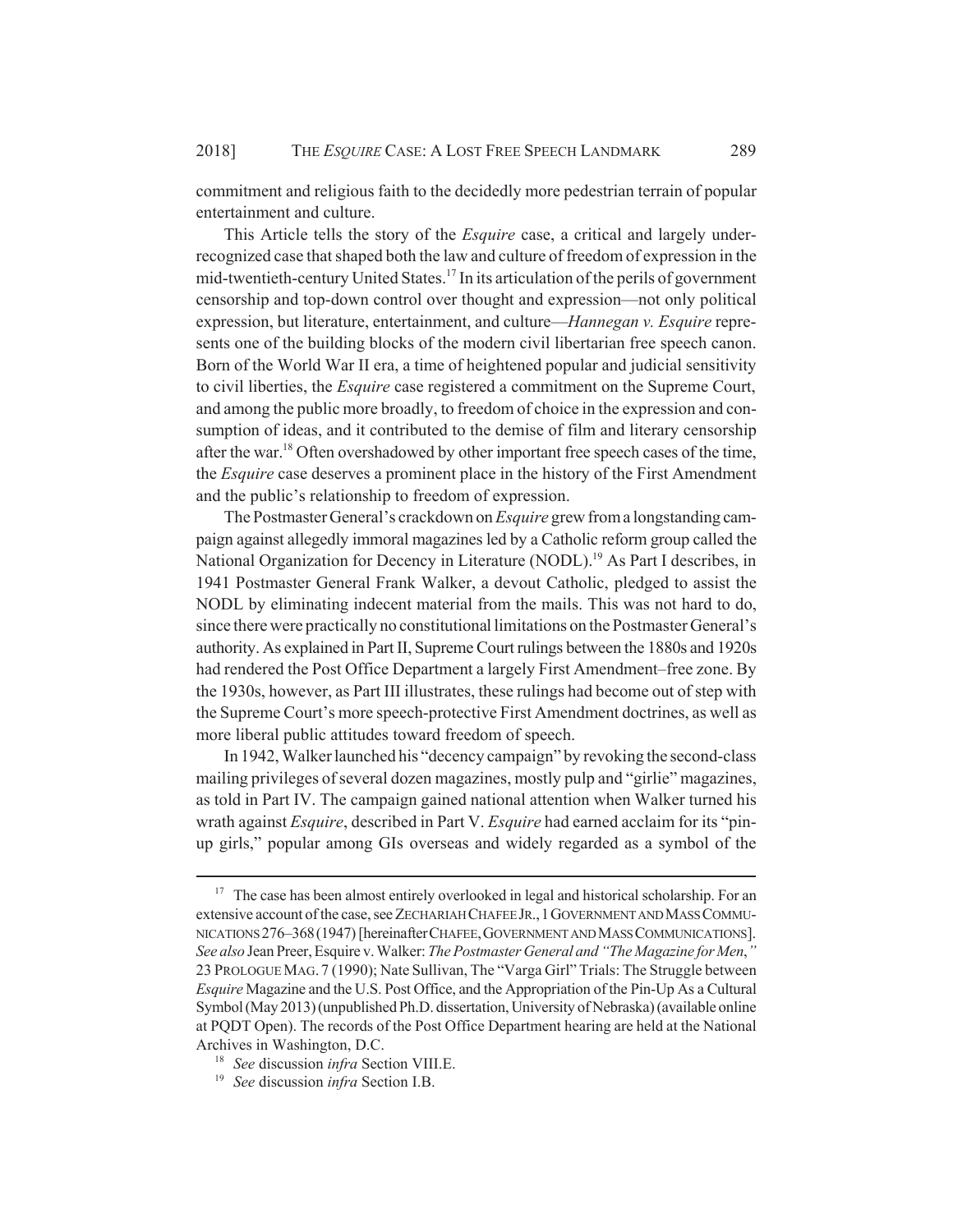commitment and religious faith to the decidedly more pedestrian terrain of popular entertainment and culture.

This Article tells the story of the *Esquire* case, a critical and largely under-recognized case that shaped both the law and culture of freedom of expression in the mid-twentieth-century United States.[17] In its articulation of the perils of government censorship and top-down control over thought and expression—not only political expression, but literature, entertainment, and culture—*Hannegan v. Esquire* represents one of the building blocks of the modern civil libertarian free speech canon. Born of the World War II era, a time of heightened popular and judicial sensitivity to civil liberties, the *Esquire* case registered a commitment on the Supreme Court, and among the public more broadly, to freedom of choice in the expression and consumption of ideas, and it contributed to the demise of film and literary censorship after the war.[18] Often overshadowed by other important free speech cases of the time, the *Esquire* case deserves a prominent place in the history of the First Amendment and the public's relationship to freedom of expression.

The Postmaster General's crackdown on *Esquire* grew from a longstanding campaign against allegedly immoral magazines led by a Catholic reform group called the National Organization for Decency in Literature (NODL).[19] As Part I describes, in 1941 Postmaster General Frank Walker, a devout Catholic, pledged to assist the NODL by eliminating indecent material from the mails. This was not hard to do, since there were practically no constitutional limitations on the Postmaster General's authority. As explained in Part II, Supreme Court rulings between the 1880s and 1920s had rendered the Post Office Department a largely First Amendment–free zone. By the 1930s, however, as Part III illustrates, these rulings had become out of step with the Supreme Court's more speech-protective First Amendment doctrines, as well as more liberal public attitudes toward freedom of speech.

In 1942, Walker launched his "decency campaign" by revoking the second-class mailing privileges of several dozen magazines, mostly pulp and "girlie" magazines, as told in Part IV. The campaign gained national attention when Walker turned his wrath against *Esquire*, described in Part V. *Esquire* had earned acclaim for its "pin-up girls," popular among GIs overseas and widely regarded as a symbol of the

---

[17] The case has been almost entirely overlooked in legal and historical scholarship. For an extensive account of the case, see ZECHARIAH CHAFEE JR., 1 GOVERNMENT AND MASS COMMUNICATIONS 276–368 (1947) [hereinafter CHAFEE, GOVERNMENT AND MASS COMMUNICATIONS]. *See also* Jean Preer, Esquire v. Walker: *The Postmaster General and "The Magazine for Men*,*"* 23 PROLOGUE MAG. 7 (1990); Nate Sullivan, The "Varga Girl" Trials: The Struggle between *Esquire* Magazine and the U.S. Post Office, and the Appropriation of the Pin-Up As a Cultural Symbol (May 2013) (unpublished Ph.D. dissertation, University of Nebraska) (available online at PQDT Open). The records of the Post Office Department hearing are held at the National Archives in Washington, D.C.

[18] *See* discussion *infra* Section VIII.E.

[19] *See* discussion *infra* Section I.B.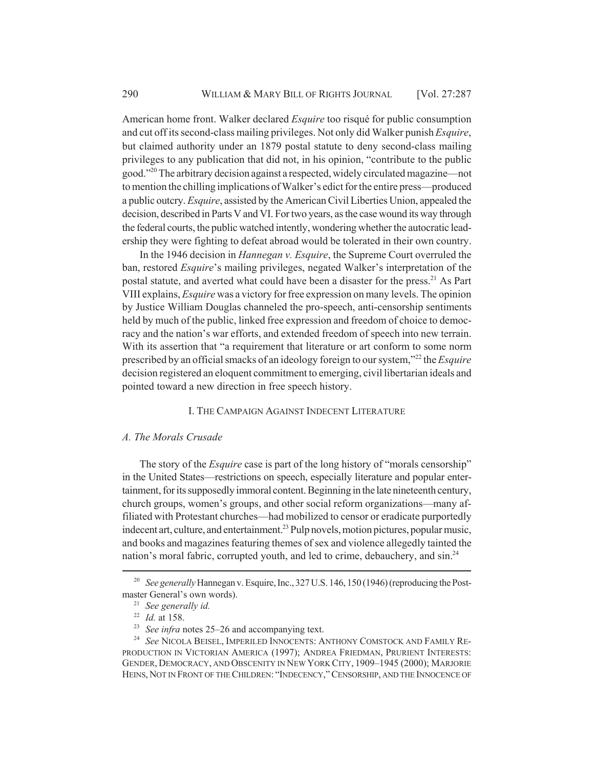American home front. Walker declared *Esquire* too risqué for public consumption and cut off its second-class mailing privileges. Not only did Walker punish *Esquire*, but claimed authority under an 1879 postal statute to deny second-class mailing privileges to any publication that did not, in his opinion, "contribute to the public good."[20] The arbitrary decision against a respected, widely circulated magazine—not to mention the chilling implications of Walker's edict for the entire press—produced a public outcry. *Esquire*, assisted by the American Civil Liberties Union, appealed the decision, described in Parts V and VI. For two years, as the case wound its way through the federal courts, the public watched intently, wondering whether the autocratic leadership they were fighting to defeat abroad would be tolerated in their own country.

In the 1946 decision in *Hannegan v. Esquire*, the Supreme Court overruled the ban, restored *Esquire*'s mailing privileges, negated Walker's interpretation of the postal statute, and averted what could have been a disaster for the press.[21] As Part VIII explains, *Esquire* was a victory for free expression on many levels. The opinion by Justice William Douglas channeled the pro-speech, anti-censorship sentiments held by much of the public, linked free expression and freedom of choice to democracy and the nation's war efforts, and extended freedom of speech into new terrain. With its assertion that "a requirement that literature or art conform to some norm prescribed by an official smacks of an ideology foreign to our system,"[22] the *Esquire* decision registered an eloquent commitment to emerging, civil libertarian ideals and pointed toward a new direction in free speech history.

## I. The Campaign Against Indecent Literature

### *A. The Morals Crusade*

The story of the *Esquire* case is part of the long history of "morals censorship" in the United States—restrictions on speech, especially literature and popular entertainment, for its supposedly immoral content. Beginning in the late nineteenth century, church groups, women's groups, and other social reform organizations—many affiliated with Protestant churches—had mobilized to censor or eradicate purportedly indecent art, culture, and entertainment.[23] Pulp novels, motion pictures, popular music, and books and magazines featuring themes of sex and violence allegedly tainted the nation's moral fabric, corrupted youth, and led to crime, debauchery, and sin.[24]

---

[20] *See generally* Hannegan v. Esquire, Inc., 327 U.S. 146, 150 (1946) (reproducing the Postmaster General's own words).

[21] *See generally id.*

[22] *Id.* at 158.

[23] *See infra* notes 25–26 and accompanying text.

[24] *See* NICOLA BEISEL, IMPERILED INNOCENTS: ANTHONY COMSTOCK AND FAMILY REPRODUCTION IN VICTORIAN AMERICA (1997); ANDREA FRIEDMAN, PRURIENT INTERESTS: GENDER, DEMOCRACY, AND OBSCENITY IN NEW YORK CITY, 1909–1945 (2000); MARJORIE HEINS, NOT IN FRONT OF THE CHILDREN: "INDECENCY," CENSORSHIP, AND THE INNOCENCE OF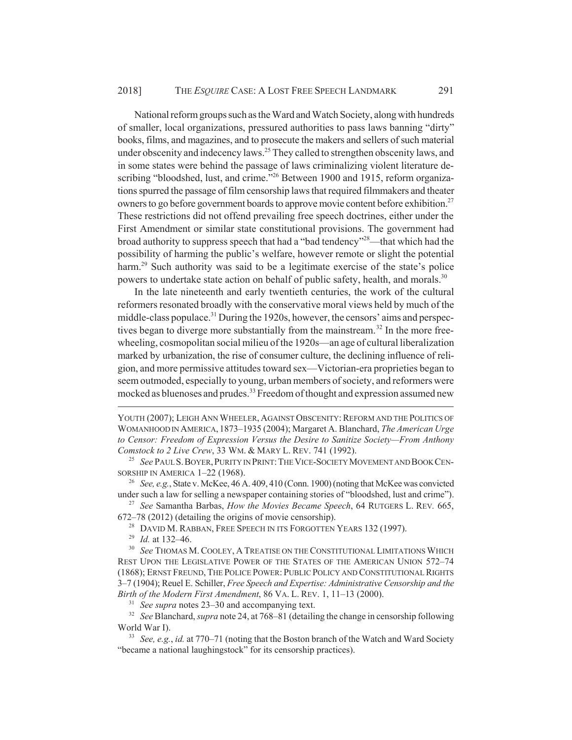National reform groups such as the Ward and Watch Society, along with hundreds of smaller, local organizations, pressured authorities to pass laws banning "dirty" books, films, and magazines, and to prosecute the makers and sellers of such material under obscenity and indecency laws.[25] They called to strengthen obscenity laws, and in some states were behind the passage of laws criminalizing violent literature describing "bloodshed, lust, and crime."[26] Between 1900 and 1915, reform organizations spurred the passage of film censorship laws that required filmmakers and theater owners to go before government boards to approve movie content before exhibition.[27] These restrictions did not offend prevailing free speech doctrines, either under the First Amendment or similar state constitutional provisions. The government had broad authority to suppress speech that had a "bad tendency"[28]—that which had the possibility of harming the public's welfare, however remote or slight the potential harm.[29] Such authority was said to be a legitimate exercise of the state's police powers to undertake state action on behalf of public safety, health, and morals.[30]

In the late nineteenth and early twentieth centuries, the work of the cultural reformers resonated broadly with the conservative moral views held by much of the middle-class populace.[31] During the 1920s, however, the censors' aims and perspectives began to diverge more substantially from the mainstream.[32] In the more freewheeling, cosmopolitan social milieu of the 1920s—an age of cultural liberalization marked by urbanization, the rise of consumer culture, the declining influence of religion, and more permissive attitudes toward sex—Victorian-era proprieties began to seem outmoded, especially to young, urban members of society, and reformers were mocked as bluenoses and prudes.[33] Freedom of thought and expression assumed new

---

YOUTH (2007); LEIGH ANN WHEELER, AGAINST OBSCENITY: REFORM AND THE POLITICS OF WOMANHOOD IN AMERICA, 1873–1935 (2004); Margaret A. Blanchard, *The American Urge to Censor: Freedom of Expression Versus the Desire to Sanitize Society—From Anthony Comstock to 2 Live Crew*, 33 WM. & MARY L. REV. 741 (1992).

[25] *See* PAUL S. BOYER, PURITY IN PRINT: THE VICE-SOCIETY MOVEMENT AND BOOK CENSORSHIP IN AMERICA 1–22 (1968).

[26] *See, e.g.*, State v. McKee, 46 A. 409, 410 (Conn. 1900) (noting that McKee was convicted under such a law for selling a newspaper containing stories of "bloodshed, lust and crime").

[27] *See* Samantha Barbas, *How the Movies Became Speech*, 64 RUTGERS L. REV. 665, 672–78 (2012) (detailing the origins of movie censorship).

[28] DAVID M. RABBAN, FREE SPEECH IN ITS FORGOTTEN YEARS 132 (1997).

[29] *Id.* at 132–46.

[30] *See* THOMAS M. COOLEY, A TREATISE ON THE CONSTITUTIONAL LIMITATIONS WHICH REST UPON THE LEGISLATIVE POWER OF THE STATES OF THE AMERICAN UNION 572–74 (1868); ERNST FREUND, THE POLICE POWER: PUBLIC POLICY AND CONSTITUTIONAL RIGHTS 3–7 (1904); Reuel E. Schiller, *Free Speech and Expertise: Administrative Censorship and the Birth of the Modern First Amendment*, 86 VA. L. REV. 1, 11–13 (2000).

[31] *See supra* notes 23–30 and accompanying text.

[32] *See* Blanchard, *supra* note 24, at 768–81 (detailing the change in censorship following World War I).

[33] *See, e.g.*, *id.* at 770–71 (noting that the Boston branch of the Watch and Ward Society "became a national laughingstock" for its censorship practices).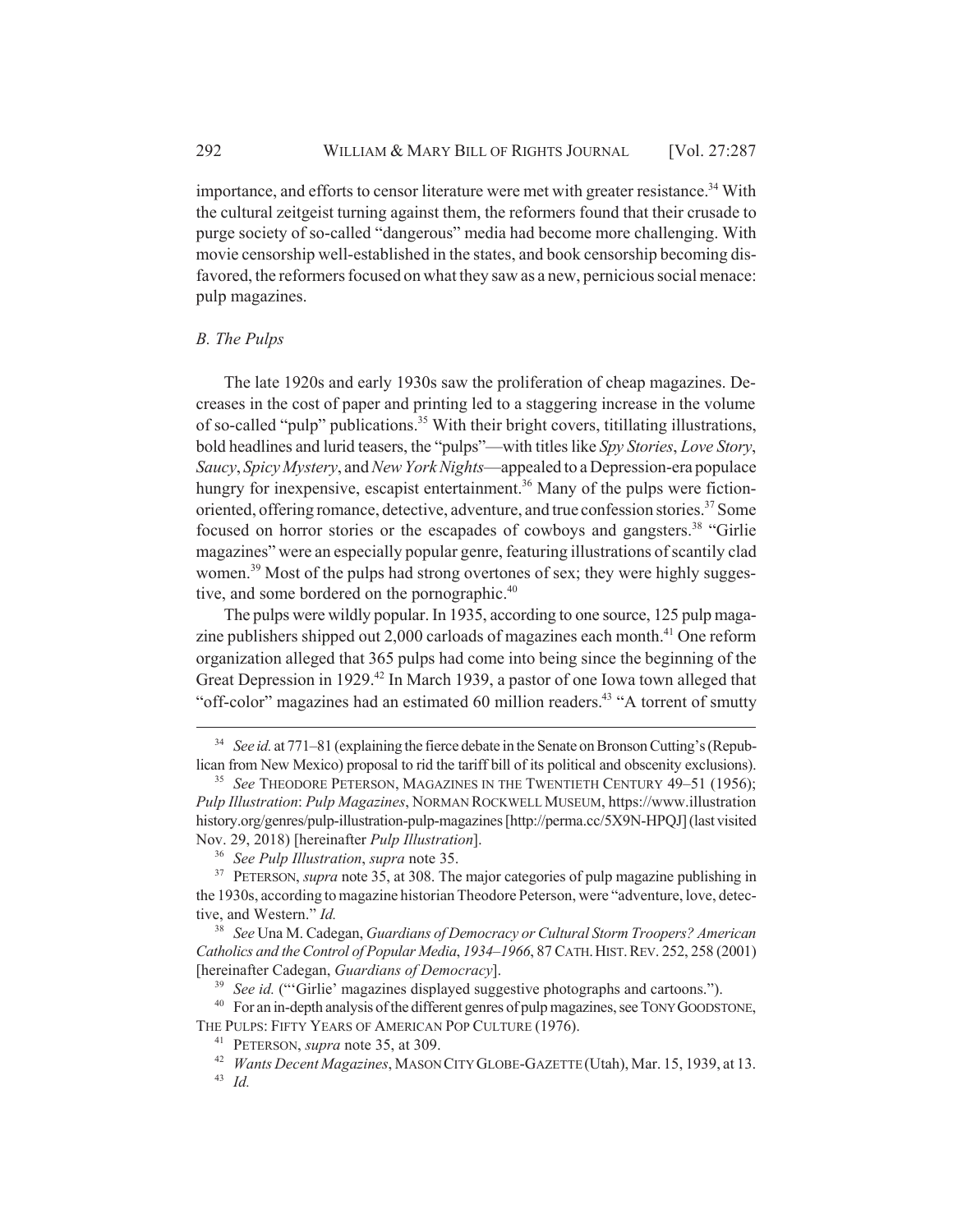importance, and efforts to censor literature were met with greater resistance.[34] With the cultural zeitgeist turning against them, the reformers found that their crusade to purge society of so-called "dangerous" media had become more challenging. With movie censorship well-established in the states, and book censorship becoming disfavored, the reformers focused on what they saw as a new, pernicious social menace: pulp magazines.

### *B. The Pulps*

The late 1920s and early 1930s saw the proliferation of cheap magazines. Decreases in the cost of paper and printing led to a staggering increase in the volume of so-called "pulp" publications.[35] With their bright covers, titillating illustrations, bold headlines and lurid teasers, the "pulps"—with titles like *Spy Stories*, *Love Story*, *Saucy*, *Spicy Mystery*, and *New York Nights*—appealed to a Depression-era populace hungry for inexpensive, escapist entertainment.[36] Many of the pulps were fiction-oriented, offering romance, detective, adventure, and true confession stories.[37] Some focused on horror stories or the escapades of cowboys and gangsters.[38] "Girlie magazines" were an especially popular genre, featuring illustrations of scantily clad women.[39] Most of the pulps had strong overtones of sex; they were highly suggestive, and some bordered on the pornographic.[40]

The pulps were wildly popular. In 1935, according to one source, 125 pulp magazine publishers shipped out 2,000 carloads of magazines each month.[41] One reform organization alleged that 365 pulps had come into being since the beginning of the Great Depression in 1929.[42] In March 1939, a pastor of one Iowa town alleged that "off-color" magazines had an estimated 60 million readers.[43] "A torrent of smutty

---

[34] *See id.* at 771–81 (explaining the fierce debate in the Senate on Bronson Cutting's (Republican from New Mexico) proposal to rid the tariff bill of its political and obscenity exclusions).

[35] *See* THEODORE PETERSON, MAGAZINES IN THE TWENTIETH CENTURY 49–51 (1956); *Pulp Illustration*: *Pulp Magazines*, NORMAN ROCKWELL MUSEUM, https://www.illustrationhistory.org/genres/pulp-illustration-pulp-magazines [http://perma.cc/5X9N-HPQJ] (last visited Nov. 29, 2018) [hereinafter *Pulp Illustration*].

[36] *See Pulp Illustration*, *supra* note 35.

[37] PETERSON, *supra* note 35, at 308. The major categories of pulp magazine publishing in the 1930s, according to magazine historian Theodore Peterson, were "adventure, love, detective, and Western." *Id.*

[38] *See* Una M. Cadegan, *Guardians of Democracy or Cultural Storm Troopers? American Catholics and the Control of Popular Media*, *1934–1966*, 87 CATH. HIST. REV. 252, 258 (2001) [hereinafter Cadegan, *Guardians of Democracy*].

[39] *See id.* ("'Girlie' magazines displayed suggestive photographs and cartoons.").

[40] For an in-depth analysis of the different genres of pulp magazines, see TONY GOODSTONE, THE PULPS: FIFTY YEARS OF AMERICAN POP CULTURE (1976).

[41] PETERSON, *supra* note 35, at 309.

[42] *Wants Decent Magazines*, MASON CITY GLOBE-GAZETTE (Utah), Mar. 15, 1939, at 13.

[43] *Id.*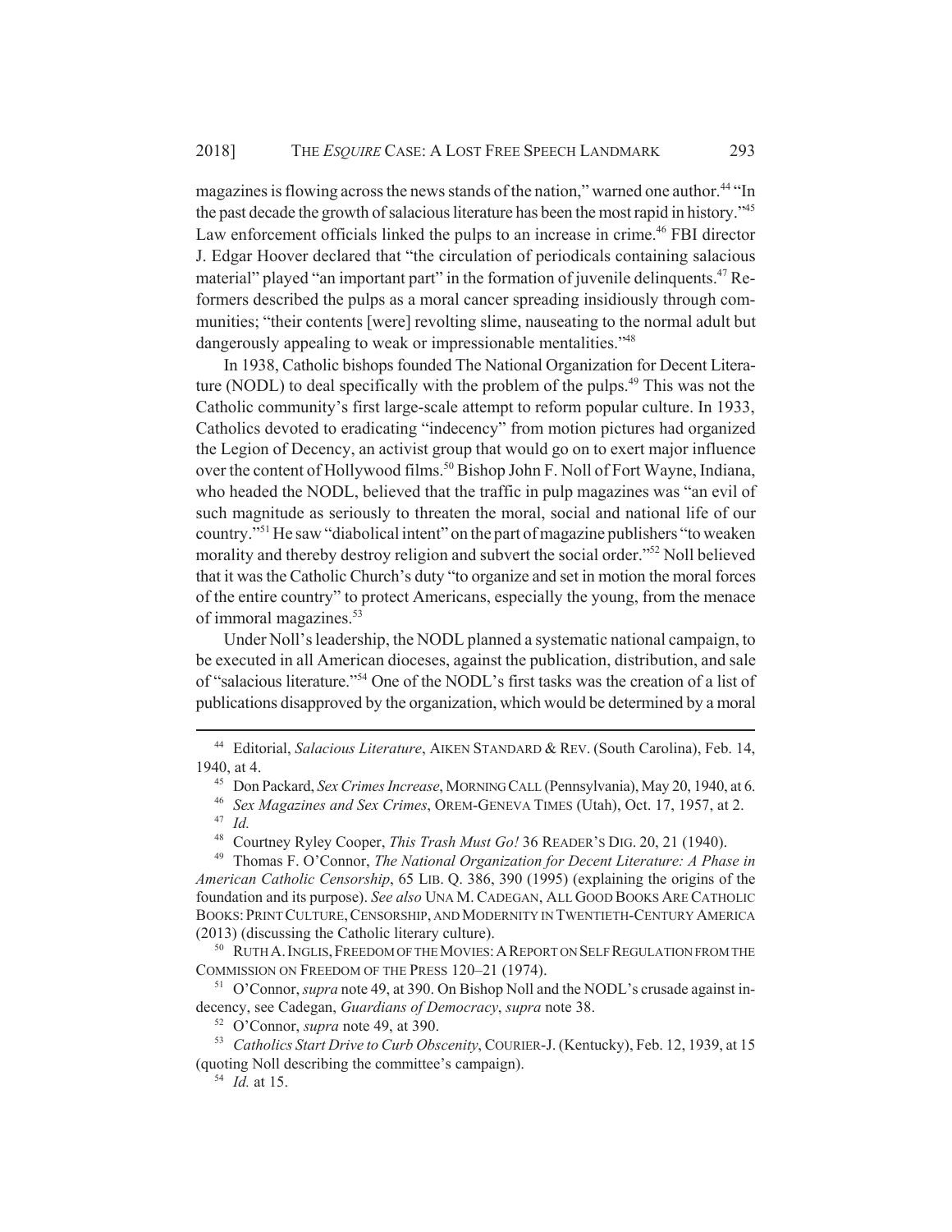magazines is flowing across the news stands of the nation," warned one author.[44] "In the past decade the growth of salacious literature has been the most rapid in history."[45] Law enforcement officials linked the pulps to an increase in crime.[46] FBI director J. Edgar Hoover declared that "the circulation of periodicals containing salacious material" played "an important part" in the formation of juvenile delinquents.[47] Reformers described the pulps as a moral cancer spreading insidiously through communities; "their contents [were] revolting slime, nauseating to the normal adult but dangerously appealing to weak or impressionable mentalities."[48]

In 1938, Catholic bishops founded The National Organization for Decent Literature (NODL) to deal specifically with the problem of the pulps.[49] This was not the Catholic community's first large-scale attempt to reform popular culture. In 1933, Catholics devoted to eradicating "indecency" from motion pictures had organized the Legion of Decency, an activist group that would go on to exert major influence over the content of Hollywood films.[50] Bishop John F. Noll of Fort Wayne, Indiana, who headed the NODL, believed that the traffic in pulp magazines was "an evil of such magnitude as seriously to threaten the moral, social and national life of our country."[51] He saw "diabolical intent" on the part of magazine publishers "to weaken morality and thereby destroy religion and subvert the social order."[52] Noll believed that it was the Catholic Church's duty "to organize and set in motion the moral forces of the entire country" to protect Americans, especially the young, from the menace of immoral magazines.[53]

Under Noll's leadership, the NODL planned a systematic national campaign, to be executed in all American dioceses, against the publication, distribution, and sale of "salacious literature."[54] One of the NODL's first tasks was the creation of a list of publications disapproved by the organization, which would be determined by a moral

---

[44] Editorial, *Salacious Literature*, AIKEN STANDARD & REV. (South Carolina), Feb. 14, 1940, at 4.

[45] Don Packard, *Sex Crimes Increase*, MORNING CALL (Pennsylvania), May 20, 1940, at 6.

[46] *Sex Magazines and Sex Crimes*, OREM-GENEVA TIMES (Utah), Oct. 17, 1957, at 2.

[47] *Id.*

[48] Courtney Ryley Cooper, *This Trash Must Go!* 36 READER'S DIG. 20, 21 (1940).

[49] Thomas F. O'Connor, *The National Organization for Decent Literature: A Phase in American Catholic Censorship*, 65 LIB. Q. 386, 390 (1995) (explaining the origins of the foundation and its purpose). *See also* UNA M. CADEGAN, ALL GOOD BOOKS ARE CATHOLIC BOOKS: PRINT CULTURE, CENSORSHIP, AND MODERNITY IN TWENTIETH-CENTURY AMERICA (2013) (discussing the Catholic literary culture).

[50] RUTH A. INGLIS, FREEDOM OF THE MOVIES: A REPORT ON SELF REGULATION FROM THE COMMISSION ON FREEDOM OF THE PRESS 120–21 (1974).

[51] O'Connor, *supra* note 49, at 390. On Bishop Noll and the NODL's crusade against indecency, see Cadegan, *Guardians of Democracy*, *supra* note 38.

[52] O'Connor, *supra* note 49, at 390.

[53] *Catholics Start Drive to Curb Obscenity*, COURIER-J. (Kentucky), Feb. 12, 1939, at 15 (quoting Noll describing the committee's campaign).

[54] *Id.* at 15.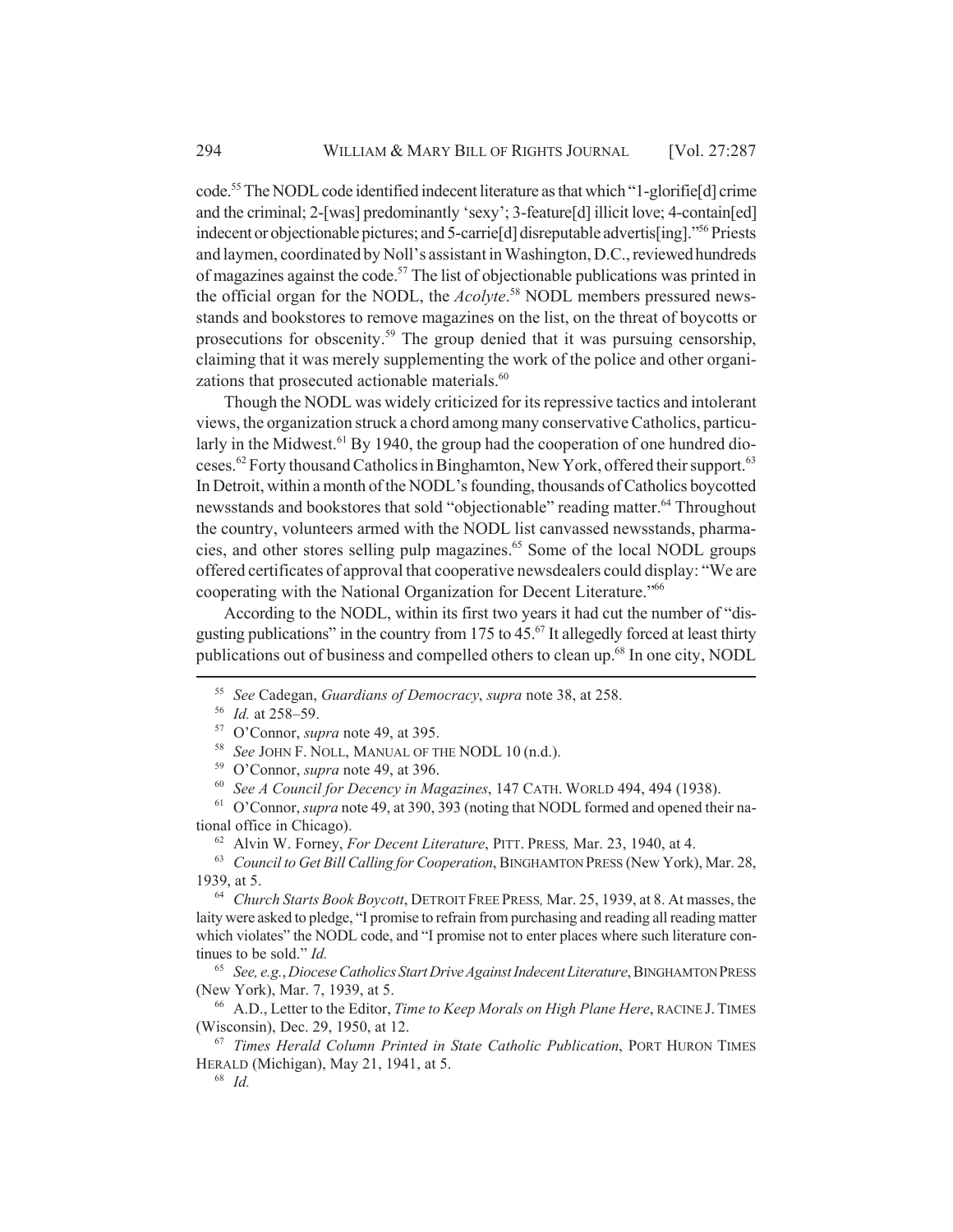code.[55] The NODL code identified indecent literature as that which "1-glorifie[d] crime and the criminal; 2-[was] predominantly 'sexy'; 3-feature[d] illicit love; 4-contain[ed] indecent or objectionable pictures; and 5-carrie[d] disreputable advertis[ing]."[56] Priests and laymen, coordinated by Noll's assistant in Washington, D.C., reviewed hundreds of magazines against the code.[57] The list of objectionable publications was printed in the official organ for the NODL, the *Acolyte*.[58] NODL members pressured newsstands and bookstores to remove magazines on the list, on the threat of boycotts or prosecutions for obscenity.[59] The group denied that it was pursuing censorship, claiming that it was merely supplementing the work of the police and other organizations that prosecuted actionable materials.[60]

Though the NODL was widely criticized for its repressive tactics and intolerant views, the organization struck a chord among many conservative Catholics, particularly in the Midwest.[61] By 1940, the group had the cooperation of one hundred dioceses.[62] Forty thousand Catholics in Binghamton, New York, offered their support.[63] In Detroit, within a month of the NODL's founding, thousands of Catholics boycotted newsstands and bookstores that sold "objectionable" reading matter.[64] Throughout the country, volunteers armed with the NODL list canvassed newsstands, pharmacies, and other stores selling pulp magazines.[65] Some of the local NODL groups offered certificates of approval that cooperative newsdealers could display: "We are cooperating with the National Organization for Decent Literature."[66]

According to the NODL, within its first two years it had cut the number of "disgusting publications" in the country from 175 to 45.[67] It allegedly forced at least thirty publications out of business and compelled others to clean up.[68] In one city, NODL

---

[55] *See* Cadegan, *Guardians of Democracy*, *supra* note 38, at 258.

[56] *Id.* at 258–59.

[57] O'Connor, *supra* note 49, at 395.

[58] *See* JOHN F. NOLL, MANUAL OF THE NODL 10 (n.d.).

[59] O'Connor, *supra* note 49, at 396.

[60] *See A Council for Decency in Magazines*, 147 CATH. WORLD 494, 494 (1938).

[61] O'Connor, *supra* note 49, at 390, 393 (noting that NODL formed and opened their national office in Chicago).

[62] Alvin W. Forney, *For Decent Literature*, PITT. PRESS, Mar. 23, 1940, at 4.

[63] *Council to Get Bill Calling for Cooperation*, BINGHAMTON PRESS (New York), Mar. 28, 1939, at 5.

[64] *Church Starts Book Boycott*, DETROIT FREE PRESS, Mar. 25, 1939, at 8. At masses, the laity were asked to pledge, "I promise to refrain from purchasing and reading all reading matter which violates" the NODL code, and "I promise not to enter places where such literature continues to be sold." *Id.*

[65] *See, e.g.*, *Diocese Catholics Start Drive Against Indecent Literature*, BINGHAMTON PRESS (New York), Mar. 7, 1939, at 5.

[66] A.D., Letter to the Editor, *Time to Keep Morals on High Plane Here*, RACINE J. TIMES (Wisconsin), Dec. 29, 1950, at 12.

[67] *Times Herald Column Printed in State Catholic Publication*, PORT HURON TIMES HERALD (Michigan), May 21, 1941, at 5.

[68] *Id.*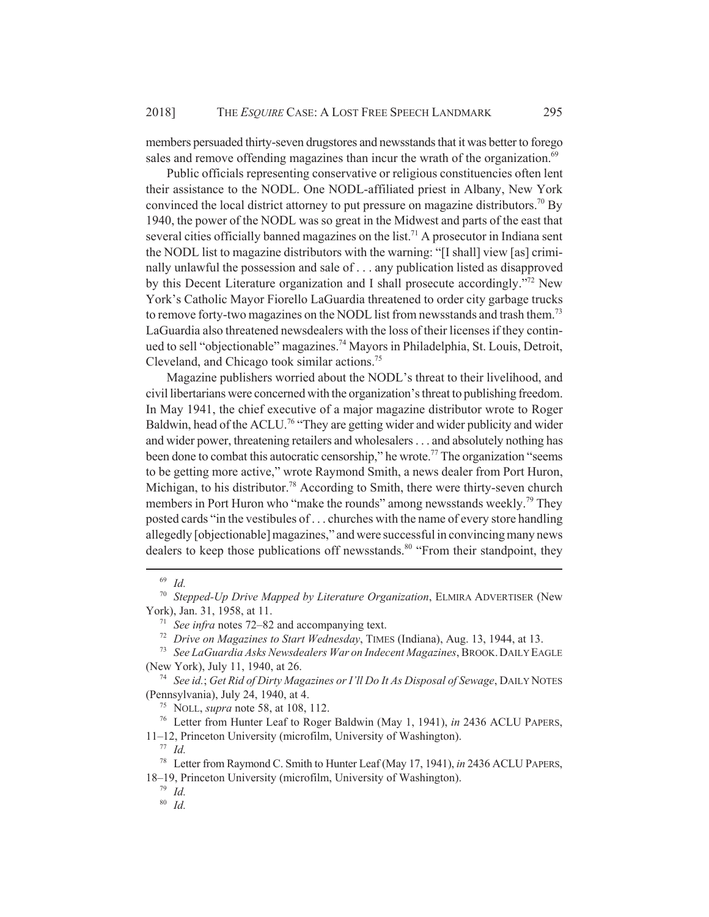members persuaded thirty-seven drugstores and newsstands that it was better to forego sales and remove offending magazines than incur the wrath of the organization.[69]

Public officials representing conservative or religious constituencies often lent their assistance to the NODL. One NODL-affiliated priest in Albany, New York convinced the local district attorney to put pressure on magazine distributors.[70] By 1940, the power of the NODL was so great in the Midwest and parts of the east that several cities officially banned magazines on the list.[71] A prosecutor in Indiana sent the NODL list to magazine distributors with the warning: "[I shall] view [as] criminally unlawful the possession and sale of . . . any publication listed as disapproved by this Decent Literature organization and I shall prosecute accordingly."[72] New York's Catholic Mayor Fiorello LaGuardia threatened to order city garbage trucks to remove forty-two magazines on the NODL list from newsstands and trash them.[73] LaGuardia also threatened newsdealers with the loss of their licenses if they continued to sell "objectionable" magazines.[74] Mayors in Philadelphia, St. Louis, Detroit, Cleveland, and Chicago took similar actions.[75]

Magazine publishers worried about the NODL's threat to their livelihood, and civil libertarians were concerned with the organization's threat to publishing freedom. In May 1941, the chief executive of a major magazine distributor wrote to Roger Baldwin, head of the ACLU.[76] "They are getting wider and wider publicity and wider and wider power, threatening retailers and wholesalers . . . and absolutely nothing has been done to combat this autocratic censorship," he wrote.[77] The organization "seems to be getting more active," wrote Raymond Smith, a news dealer from Port Huron, Michigan, to his distributor.[78] According to Smith, there were thirty-seven church members in Port Huron who "make the rounds" among newsstands weekly.[79] They posted cards "in the vestibules of . . . churches with the name of every store handling allegedly [objectionable] magazines," and were successful in convincing many news dealers to keep those publications off newsstands.[80] "From their standpoint, they

---

[69] *Id.*

[70] *Stepped-Up Drive Mapped by Literature Organization*, ELMIRA ADVERTISER (New York), Jan. 31, 1958, at 11.

[71] *See infra* notes 72–82 and accompanying text.

[72] *Drive on Magazines to Start Wednesday*, TIMES (Indiana), Aug. 13, 1944, at 13.

[73] *See LaGuardia Asks Newsdealers War on Indecent Magazines*, BROOK. DAILY EAGLE (New York), July 11, 1940, at 26.

[74] *See id.*; *Get Rid of Dirty Magazines or I'll Do It As Disposal of Sewage*, DAILY NOTES (Pennsylvania), July 24, 1940, at 4.

[75] NOLL, *supra* note 58, at 108, 112.

[76] Letter from Hunter Leaf to Roger Baldwin (May 1, 1941), *in* 2436 ACLU PAPERS, 11–12, Princeton University (microfilm, University of Washington).

[77] *Id.*

[78] Letter from Raymond C. Smith to Hunter Leaf (May 17, 1941), *in* 2436 ACLU PAPERS, 18–19, Princeton University (microfilm, University of Washington).

[79] *Id.*

[80] *Id.*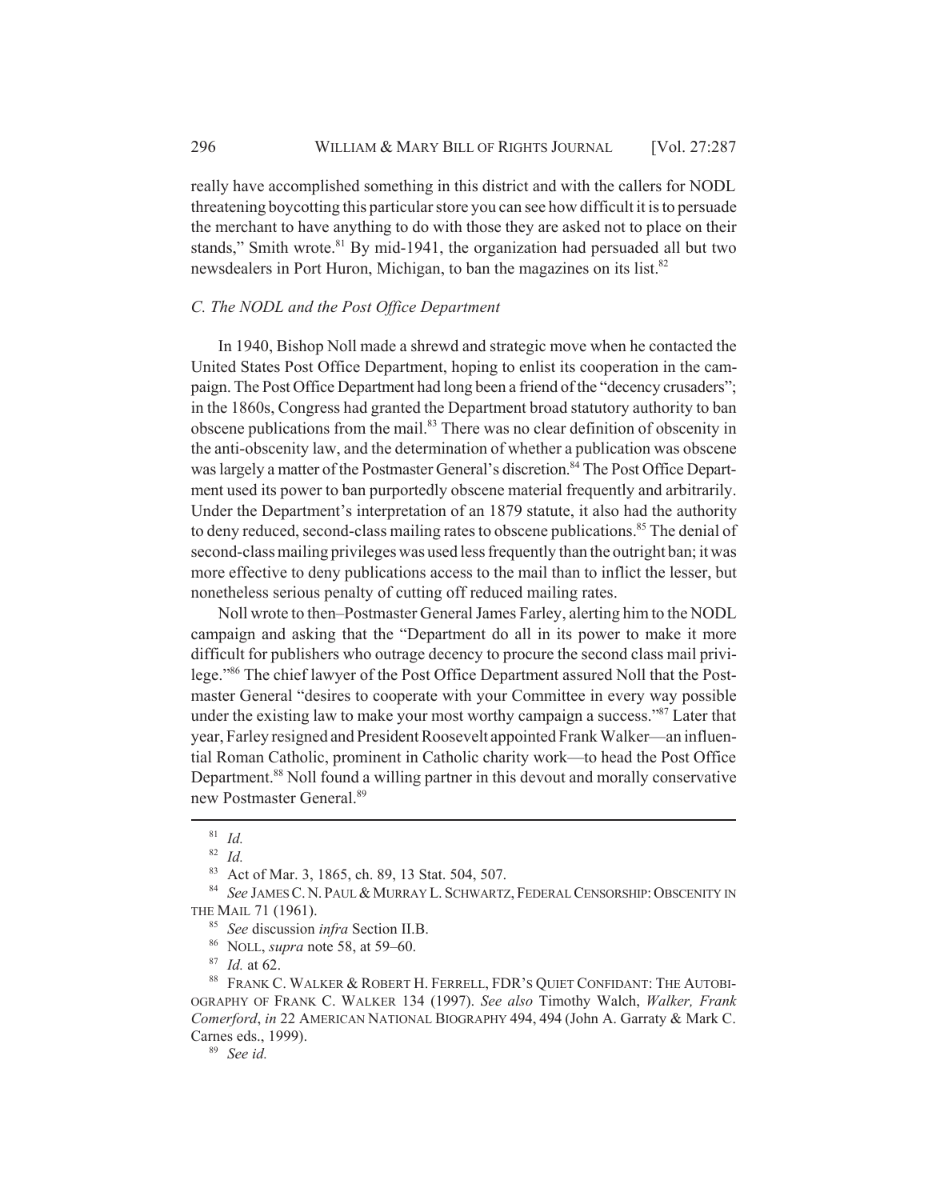really have accomplished something in this district and with the callers for NODL threatening boycotting this particular store you can see how difficult it is to persuade the merchant to have anything to do with those they are asked not to place on their stands," Smith wrote.[81] By mid-1941, the organization had persuaded all but two newsdealers in Port Huron, Michigan, to ban the magazines on its list.[82]

### *C. The NODL and the Post Office Department*

In 1940, Bishop Noll made a shrewd and strategic move when he contacted the United States Post Office Department, hoping to enlist its cooperation in the campaign. The Post Office Department had long been a friend of the "decency crusaders"; in the 1860s, Congress had granted the Department broad statutory authority to ban obscene publications from the mail.[83] There was no clear definition of obscenity in the anti-obscenity law, and the determination of whether a publication was obscene was largely a matter of the Postmaster General's discretion.[84] The Post Office Department used its power to ban purportedly obscene material frequently and arbitrarily. Under the Department's interpretation of an 1879 statute, it also had the authority to deny reduced, second-class mailing rates to obscene publications.[85] The denial of second-class mailing privileges was used less frequently than the outright ban; it was more effective to deny publications access to the mail than to inflict the lesser, but nonetheless serious penalty of cutting off reduced mailing rates.

Noll wrote to then–Postmaster General James Farley, alerting him to the NODL campaign and asking that the "Department do all in its power to make it more difficult for publishers who outrage decency to procure the second class mail privilege."[86] The chief lawyer of the Post Office Department assured Noll that the Postmaster General "desires to cooperate with your Committee in every way possible under the existing law to make your most worthy campaign a success."[87] Later that year, Farley resigned and President Roosevelt appointed Frank Walker—an influential Roman Catholic, prominent in Catholic charity work—to head the Post Office Department.[88] Noll found a willing partner in this devout and morally conservative new Postmaster General.[89]

---

[81] *Id.*

[82] *Id.*

[83] Act of Mar. 3, 1865, ch. 89, 13 Stat. 504, 507.

[84] *See* JAMES C. N. PAUL & MURRAY L. SCHWARTZ, FEDERAL CENSORSHIP: OBSCENITY IN THE MAIL 71 (1961).

[85] *See* discussion *infra* Section II.B.

[86] NOLL, *supra* note 58, at 59–60.

[87] *Id.* at 62.

[88] FRANK C. WALKER & ROBERT H. FERRELL, FDR'S QUIET CONFIDANT: THE AUTOBIOGRAPHY OF FRANK C. WALKER 134 (1997). *See also* Timothy Walch, *Walker, Frank Comerford*, *in* 22 AMERICAN NATIONAL BIOGRAPHY 494, 494 (John A. Garraty & Mark C. Carnes eds., 1999).

[89] *See id.*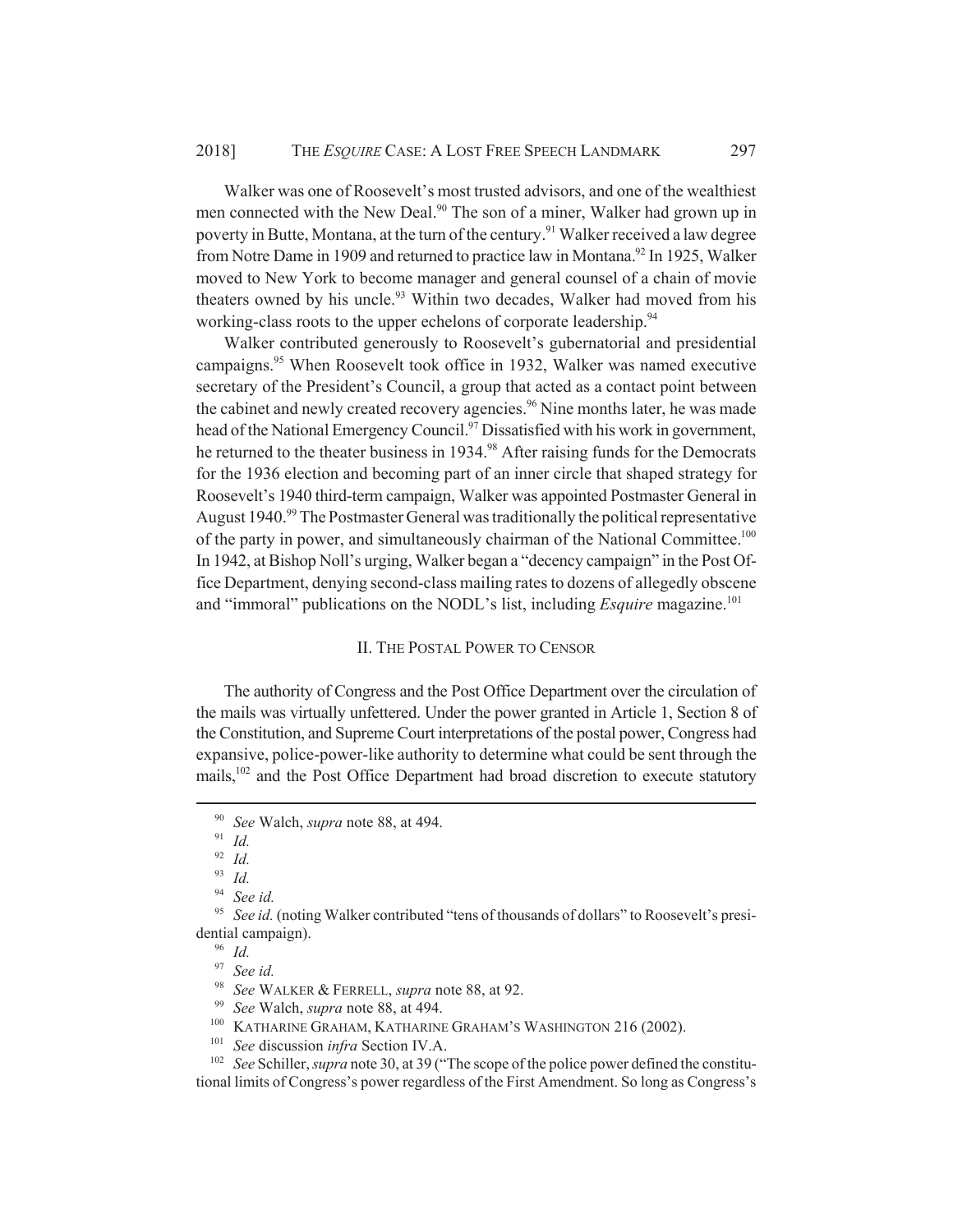Walker was one of Roosevelt's most trusted advisors, and one of the wealthiest men connected with the New Deal.[90] The son of a miner, Walker had grown up in poverty in Butte, Montana, at the turn of the century.[91] Walker received a law degree from Notre Dame in 1909 and returned to practice law in Montana.[92] In 1925, Walker moved to New York to become manager and general counsel of a chain of movie theaters owned by his uncle.[93] Within two decades, Walker had moved from his working-class roots to the upper echelons of corporate leadership.[94]

Walker contributed generously to Roosevelt's gubernatorial and presidential campaigns.[95] When Roosevelt took office in 1932, Walker was named executive secretary of the President's Council, a group that acted as a contact point between the cabinet and newly created recovery agencies.[96] Nine months later, he was made head of the National Emergency Council.[97] Dissatisfied with his work in government, he returned to the theater business in 1934.[98] After raising funds for the Democrats for the 1936 election and becoming part of an inner circle that shaped strategy for Roosevelt's 1940 third-term campaign, Walker was appointed Postmaster General in August 1940.[99] The Postmaster General was traditionally the political representative of the party in power, and simultaneously chairman of the National Committee.[100] In 1942, at Bishop Noll's urging, Walker began a "decency campaign" in the Post Office Department, denying second-class mailing rates to dozens of allegedly obscene and "immoral" publications on the NODL's list, including *Esquire* magazine.[101]

## II. The Postal Power to Censor

The authority of Congress and the Post Office Department over the circulation of the mails was virtually unfettered. Under the power granted in Article 1, Section 8 of the Constitution, and Supreme Court interpretations of the postal power, Congress had expansive, police-power-like authority to determine what could be sent through the mails,[102] and the Post Office Department had broad discretion to execute statutory

---

[90] *See* Walch, *supra* note 88, at 494.

[91] *Id.*

[92] *Id.*

[93] *Id.*

[94] *See id.*

[95] *See id.* (noting Walker contributed "tens of thousands of dollars" to Roosevelt's presidential campaign).

[96] *Id.*

[97] *See id.*

[98] *See* WALKER & FERRELL, *supra* note 88, at 92.

[99] *See* Walch, *supra* note 88, at 494.

[100] KATHARINE GRAHAM, KATHARINE GRAHAM'S WASHINGTON 216 (2002).

[101] *See* discussion *infra* Section IV.A.

[102] *See* Schiller, *supra* note 30, at 39 ("The scope of the police power defined the constitutional limits of Congress's power regardless of the First Amendment. So long as Congress's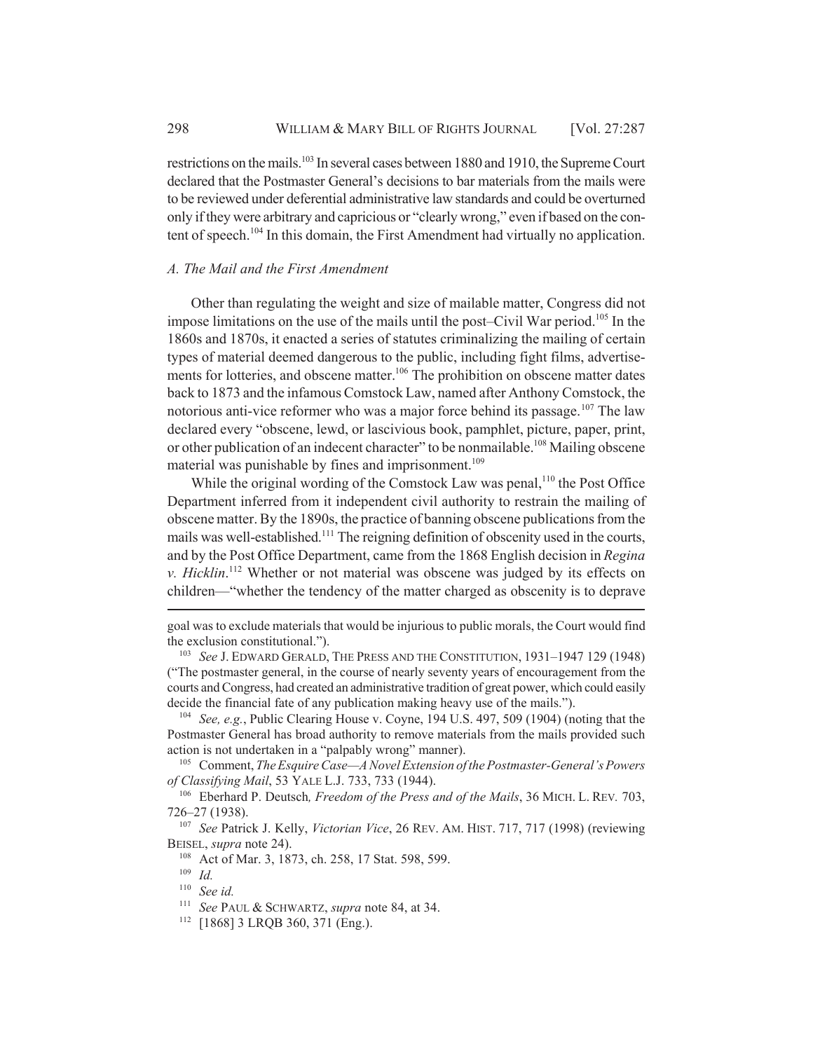restrictions on the mails.[103] In several cases between 1880 and 1910, the Supreme Court declared that the Postmaster General's decisions to bar materials from the mails were to be reviewed under deferential administrative law standards and could be overturned only if they were arbitrary and capricious or "clearly wrong," even if based on the content of speech.[104] In this domain, the First Amendment had virtually no application.

### *A. The Mail and the First Amendment*

Other than regulating the weight and size of mailable matter, Congress did not impose limitations on the use of the mails until the post–Civil War period.[105] In the 1860s and 1870s, it enacted a series of statutes criminalizing the mailing of certain types of material deemed dangerous to the public, including fight films, advertisements for lotteries, and obscene matter.[106] The prohibition on obscene matter dates back to 1873 and the infamous Comstock Law, named after Anthony Comstock, the notorious anti-vice reformer who was a major force behind its passage.[107] The law declared every "obscene, lewd, or lascivious book, pamphlet, picture, paper, print, or other publication of an indecent character" to be nonmailable.[108] Mailing obscene material was punishable by fines and imprisonment.[109]

While the original wording of the Comstock Law was penal,[110] the Post Office Department inferred from it independent civil authority to restrain the mailing of obscene matter. By the 1890s, the practice of banning obscene publications from the mails was well-established.[111] The reigning definition of obscenity used in the courts, and by the Post Office Department, came from the 1868 English decision in *Regina v. Hicklin*.[112] Whether or not material was obscene was judged by its effects on children—"whether the tendency of the matter charged as obscenity is to deprave

goal was to exclude materials that would be injurious to public morals, the Court would find the exclusion constitutional.").

[103] *See* J. EDWARD GERALD, THE PRESS AND THE CONSTITUTION, 1931–1947 129 (1948) ("The postmaster general, in the course of nearly seventy years of encouragement from the courts and Congress, had created an administrative tradition of great power, which could easily decide the financial fate of any publication making heavy use of the mails.").

[104] *See, e.g.*, Public Clearing House v. Coyne, 194 U.S. 497, 509 (1904) (noting that the Postmaster General has broad authority to remove materials from the mails provided such action is not undertaken in a "palpably wrong" manner).

[105] Comment, *The Esquire Case—A Novel Extension of the Postmaster-General's Powers of Classifying Mail*, 53 YALE L.J. 733, 733 (1944).

[106] Eberhard P. Deutsch*, Freedom of the Press and of the Mails*, 36 MICH. L. REV. 703, 726–27 (1938).

[107] *See* Patrick J. Kelly, *Victorian Vice*, 26 REV. AM. HIST. 717, 717 (1998) (reviewing BEISEL, *supra* note 24).

[108] Act of Mar. 3, 1873, ch. 258, 17 Stat. 598, 599.

[109] *Id.*

[110] *See id.*

[111] *See* PAUL & SCHWARTZ, *supra* note 84, at 34.

[112] [1868] 3 LRQB 360, 371 (Eng.).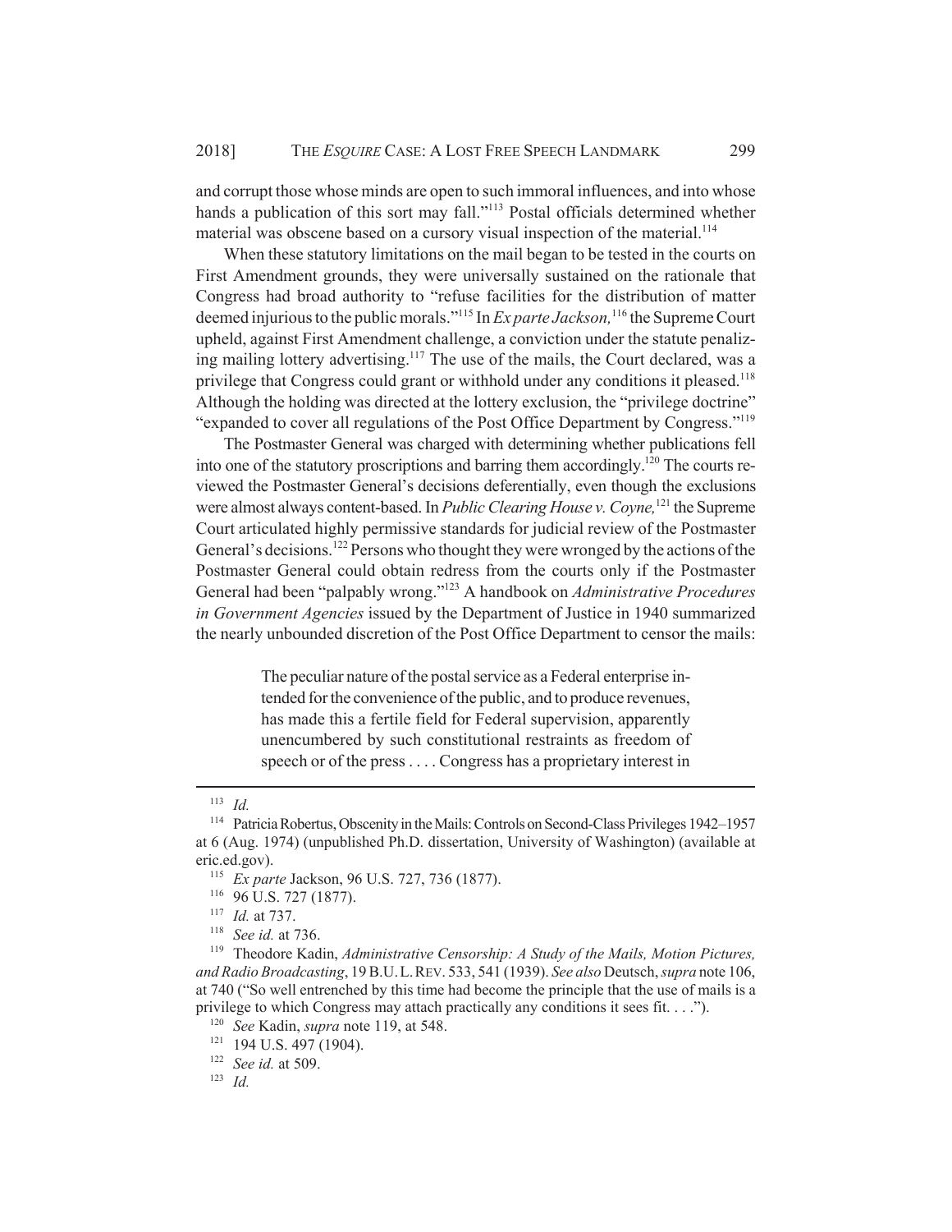and corrupt those whose minds are open to such immoral influences, and into whose hands a publication of this sort may fall."[113] Postal officials determined whether material was obscene based on a cursory visual inspection of the material.[114]

When these statutory limitations on the mail began to be tested in the courts on First Amendment grounds, they were universally sustained on the rationale that Congress had broad authority to "refuse facilities for the distribution of matter deemed injurious to the public morals."[115] In *Ex parte Jackson,*[116] the Supreme Court upheld, against First Amendment challenge, a conviction under the statute penalizing mailing lottery advertising.[117] The use of the mails, the Court declared, was a privilege that Congress could grant or withhold under any conditions it pleased.[118] Although the holding was directed at the lottery exclusion, the "privilege doctrine" "expanded to cover all regulations of the Post Office Department by Congress."[119]

The Postmaster General was charged with determining whether publications fell into one of the statutory proscriptions and barring them accordingly.[120] The courts reviewed the Postmaster General's decisions deferentially, even though the exclusions were almost always content-based. In *Public Clearing House v. Coyne,*[121] the Supreme Court articulated highly permissive standards for judicial review of the Postmaster General's decisions.[122] Persons who thought they were wronged by the actions of the Postmaster General could obtain redress from the courts only if the Postmaster General had been "palpably wrong."[123] A handbook on *Administrative Procedures in Government Agencies* issued by the Department of Justice in 1940 summarized the nearly unbounded discretion of the Post Office Department to censor the mails:

> The peculiar nature of the postal service as a Federal enterprise intended for the convenience of the public, and to produce revenues, has made this a fertile field for Federal supervision, apparently unencumbered by such constitutional restraints as freedom of speech or of the press . . . . Congress has a proprietary interest in

---

[113] *Id.*

[114] Patricia Robertus, Obscenity in the Mails: Controls on Second-Class Privileges 1942–1957 at 6 (Aug. 1974) (unpublished Ph.D. dissertation, University of Washington) (available at eric.ed.gov).

[115] *Ex parte* Jackson, 96 U.S. 727, 736 (1877).

[116] 96 U.S. 727 (1877).

[117] *Id.* at 737.

[118] *See id.* at 736.

[119] Theodore Kadin, *Administrative Censorship: A Study of the Mails, Motion Pictures, and Radio Broadcasting*, 19 B.U. L. REV. 533, 541 (1939). *See also* Deutsch, *supra* note 106, at 740 ("So well entrenched by this time had become the principle that the use of mails is a privilege to which Congress may attach practically any conditions it sees fit. . . .").

[120] *See* Kadin, *supra* note 119, at 548.

[121] 194 U.S. 497 (1904).

[122] *See id.* at 509.

[123] *Id.*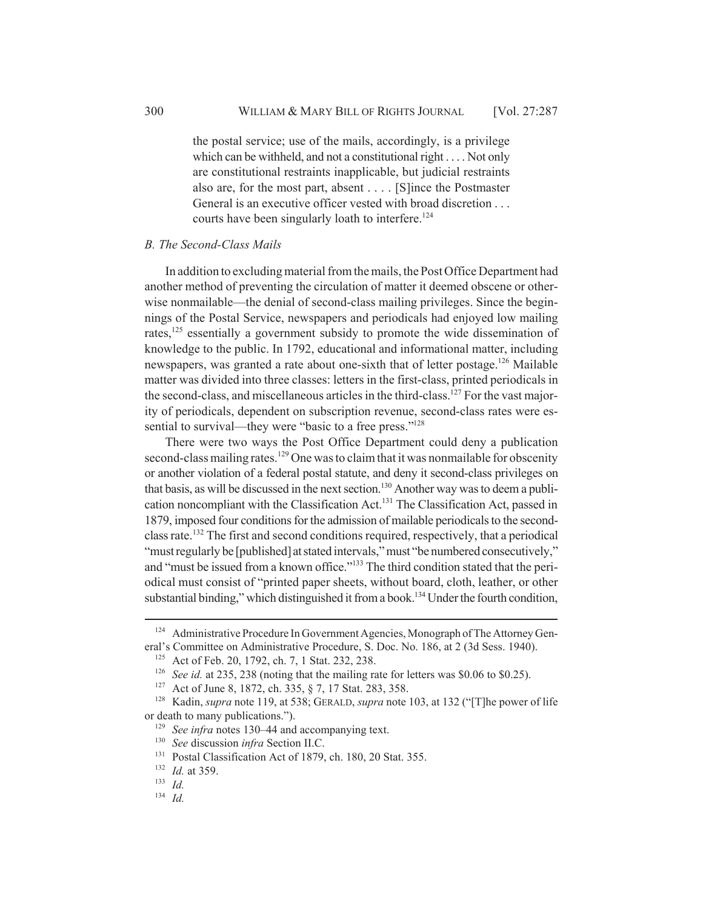> the postal service; use of the mails, accordingly, is a privilege which can be withheld, and not a constitutional right . . . . Not only are constitutional restraints inapplicable, but judicial restraints also are, for the most part, absent . . . . [S]ince the Postmaster General is an executive officer vested with broad discretion . . . courts have been singularly loath to interfere.[124]

### *B. The Second-Class Mails*

In addition to excluding material from the mails, the Post Office Department had another method of preventing the circulation of matter it deemed obscene or otherwise nonmailable—the denial of second-class mailing privileges. Since the beginnings of the Postal Service, newspapers and periodicals had enjoyed low mailing rates,[125] essentially a government subsidy to promote the wide dissemination of knowledge to the public. In 1792, educational and informational matter, including newspapers, was granted a rate about one-sixth that of letter postage.[126] Mailable matter was divided into three classes: letters in the first-class, printed periodicals in the second-class, and miscellaneous articles in the third-class.[127] For the vast majority of periodicals, dependent on subscription revenue, second-class rates were essential to survival—they were "basic to a free press."[128]

There were two ways the Post Office Department could deny a publication second-class mailing rates.[129] One was to claim that it was nonmailable for obscenity or another violation of a federal postal statute, and deny it second-class privileges on that basis, as will be discussed in the next section.[130] Another way was to deem a publication noncompliant with the Classification Act.[131] The Classification Act, passed in 1879, imposed four conditions for the admission of mailable periodicals to the second-class rate.[132] The first and second conditions required, respectively, that a periodical "must regularly be [published] at stated intervals," must "be numbered consecutively," and "must be issued from a known office."[133] The third condition stated that the periodical must consist of "printed paper sheets, without board, cloth, leather, or other substantial binding," which distinguished it from a book.[134] Under the fourth condition,

---

[124] Administrative Procedure In Government Agencies, Monograph of The Attorney General's Committee on Administrative Procedure, S. Doc. No. 186, at 2 (3d Sess. 1940).

[125] Act of Feb. 20, 1792, ch. 7, 1 Stat. 232, 238.

[126] *See id.* at 235, 238 (noting that the mailing rate for letters was $0.06 to $0.25).

[127] Act of June 8, 1872, ch. 335, § 7, 17 Stat. 283, 358.

[128] Kadin, *supra* note 119, at 538; GERALD, *supra* note 103, at 132 ("[T]he power of life or death to many publications.").

[129] *See infra* notes 130–44 and accompanying text.

[130] *See* discussion *infra* Section II.C.

[131] Postal Classification Act of 1879, ch. 180, 20 Stat. 355.

[132] *Id.* at 359.

[133] *Id.*

[134] *Id.*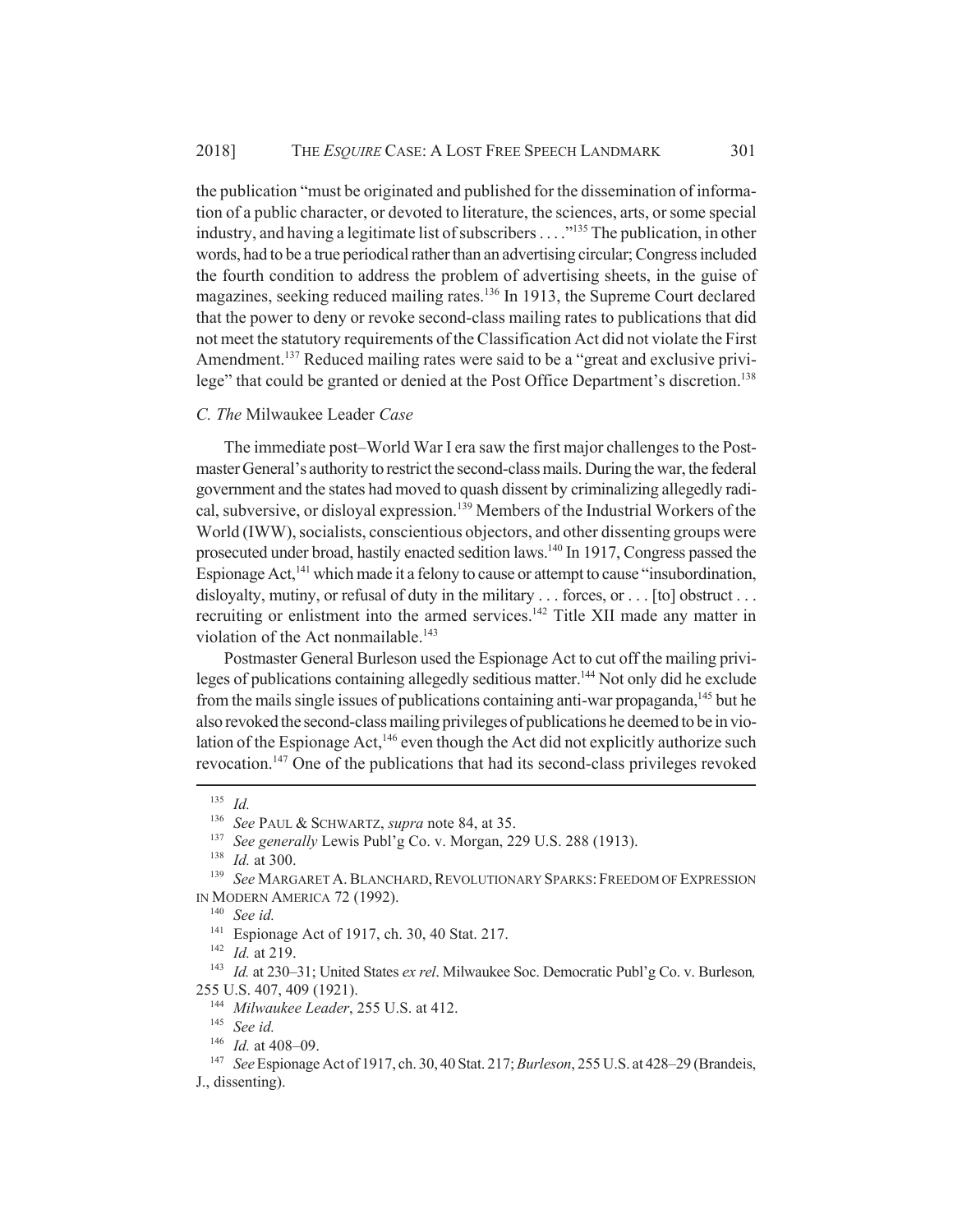the publication "must be originated and published for the dissemination of information of a public character, or devoted to literature, the sciences, arts, or some special industry, and having a legitimate list of subscribers . . . ."[135] The publication, in other words, had to be a true periodical rather than an advertising circular; Congress included the fourth condition to address the problem of advertising sheets, in the guise of magazines, seeking reduced mailing rates.[136] In 1913, the Supreme Court declared that the power to deny or revoke second-class mailing rates to publications that did not meet the statutory requirements of the Classification Act did not violate the First Amendment.[137] Reduced mailing rates were said to be a "great and exclusive privilege" that could be granted or denied at the Post Office Department's discretion.[138]

### *C. The* Milwaukee Leader *Case*

The immediate post–World War I era saw the first major challenges to the Postmaster General's authority to restrict the second-class mails. During the war, the federal government and the states had moved to quash dissent by criminalizing allegedly radical, subversive, or disloyal expression.[139] Members of the Industrial Workers of the World (IWW), socialists, conscientious objectors, and other dissenting groups were prosecuted under broad, hastily enacted sedition laws.[140] In 1917, Congress passed the Espionage Act,[141] which made it a felony to cause or attempt to cause "insubordination, disloyalty, mutiny, or refusal of duty in the military . . . forces, or . . . [to] obstruct . . . recruiting or enlistment into the armed services.[142] Title XII made any matter in violation of the Act nonmailable.[143]

Postmaster General Burleson used the Espionage Act to cut off the mailing privileges of publications containing allegedly seditious matter.[144] Not only did he exclude from the mails single issues of publications containing anti-war propaganda,[145] but he also revoked the second-class mailing privileges of publications he deemed to be in violation of the Espionage Act,[146] even though the Act did not explicitly authorize such revocation.[147] One of the publications that had its second-class privileges revoked

---

[135] *Id.*

[136] *See* PAUL & SCHWARTZ, *supra* note 84, at 35.

[137] *See generally* Lewis Publ'g Co. v. Morgan, 229 U.S. 288 (1913).

[138] *Id.* at 300.

[139] *See* MARGARET A. BLANCHARD, REVOLUTIONARY SPARKS: FREEDOM OF EXPRESSION IN MODERN AMERICA 72 (1992).

[140] *See id.*

[141] Espionage Act of 1917, ch. 30, 40 Stat. 217.

[142] *Id.* at 219.

[143] *Id.* at 230–31; United States *ex rel*. Milwaukee Soc. Democratic Publ'g Co. v. Burleson*,* 255 U.S. 407, 409 (1921).

[144] *Milwaukee Leader*, 255 U.S. at 412.

[145] *See id.*

[146] *Id.* at 408–09.

[147] *See* Espionage Act of 1917, ch. 30, 40 Stat. 217; *Burleson*, 255 U.S. at 428–29 (Brandeis, J., dissenting).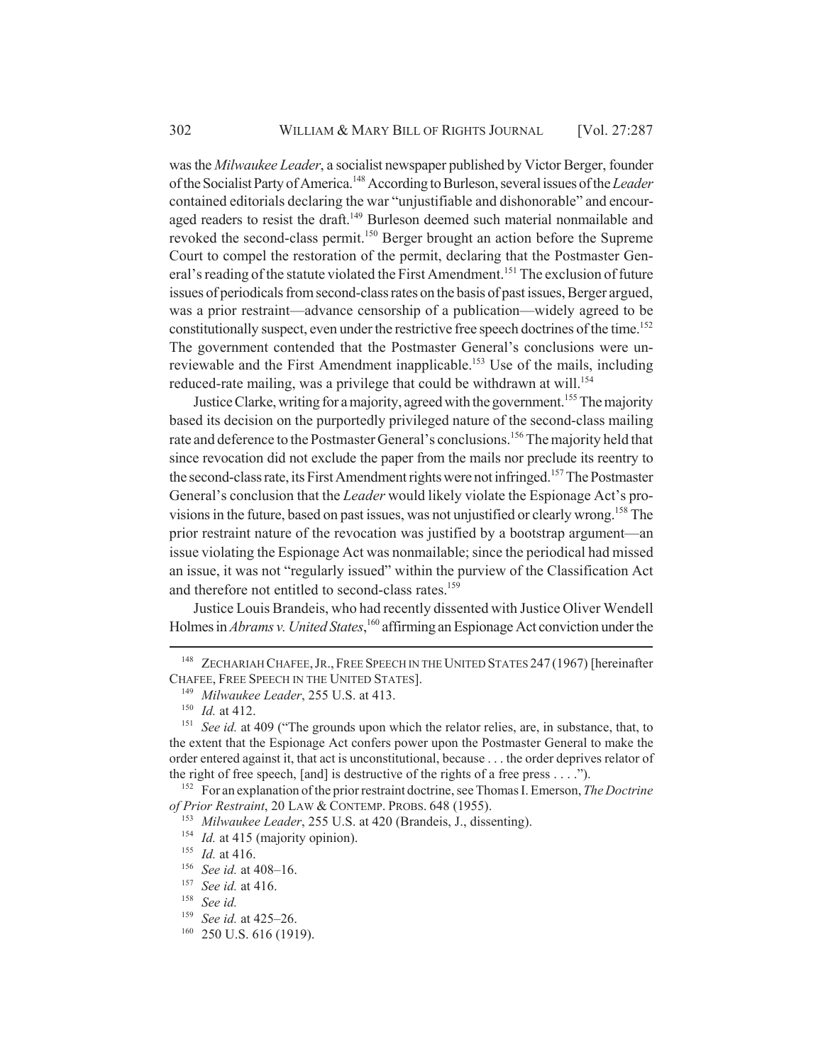was the *Milwaukee Leader*, a socialist newspaper published by Victor Berger, founder of the Socialist Party of America.[148] According to Burleson, several issues of the *Leader* contained editorials declaring the war "unjustifiable and dishonorable" and encouraged readers to resist the draft.[149] Burleson deemed such material nonmailable and revoked the second-class permit.[150] Berger brought an action before the Supreme Court to compel the restoration of the permit, declaring that the Postmaster General's reading of the statute violated the First Amendment.[151] The exclusion of future issues of periodicals from second-class rates on the basis of past issues, Berger argued, was a prior restraint—advance censorship of a publication—widely agreed to be constitutionally suspect, even under the restrictive free speech doctrines of the time.[152] The government contended that the Postmaster General's conclusions were unreviewable and the First Amendment inapplicable.[153] Use of the mails, including reduced-rate mailing, was a privilege that could be withdrawn at will.[154]

Justice Clarke, writing for a majority, agreed with the government.[155] The majority based its decision on the purportedly privileged nature of the second-class mailing rate and deference to the Postmaster General's conclusions.[156] The majority held that since revocation did not exclude the paper from the mails nor preclude its reentry to the second-class rate, its First Amendment rights were not infringed.[157] The Postmaster General's conclusion that the *Leader* would likely violate the Espionage Act's provisions in the future, based on past issues, was not unjustified or clearly wrong.[158] The prior restraint nature of the revocation was justified by a bootstrap argument—an issue violating the Espionage Act was nonmailable; since the periodical had missed an issue, it was not "regularly issued" within the purview of the Classification Act and therefore not entitled to second-class rates.[159]

Justice Louis Brandeis, who had recently dissented with Justice Oliver Wendell Holmes in *Abrams v. United States*,[160] affirming an Espionage Act conviction under the

---

[148] ZECHARIAH CHAFEE, JR., FREE SPEECH IN THE UNITED STATES 247 (1967) [hereinafter CHAFEE, FREE SPEECH IN THE UNITED STATES].

[149] *Milwaukee Leader*, 255 U.S. at 413.

[150] *Id.* at 412.

[151] *See id.* at 409 ("The grounds upon which the relator relies, are, in substance, that, to the extent that the Espionage Act confers power upon the Postmaster General to make the order entered against it, that act is unconstitutional, because . . . the order deprives relator of the right of free speech, [and] is destructive of the rights of a free press . . . .").

[152] For an explanation of the prior restraint doctrine, see Thomas I. Emerson, *The Doctrine of Prior Restraint*, 20 LAW & CONTEMP. PROBS. 648 (1955).

[153] *Milwaukee Leader*, 255 U.S. at 420 (Brandeis, J., dissenting).

[154] *Id.* at 415 (majority opinion).

[155] *Id.* at 416.

[156] *See id.* at 408–16.

[157] *See id.* at 416.

[158] *See id.*

[159] *See id.* at 425–26.

[160] 250 U.S. 616 (1919).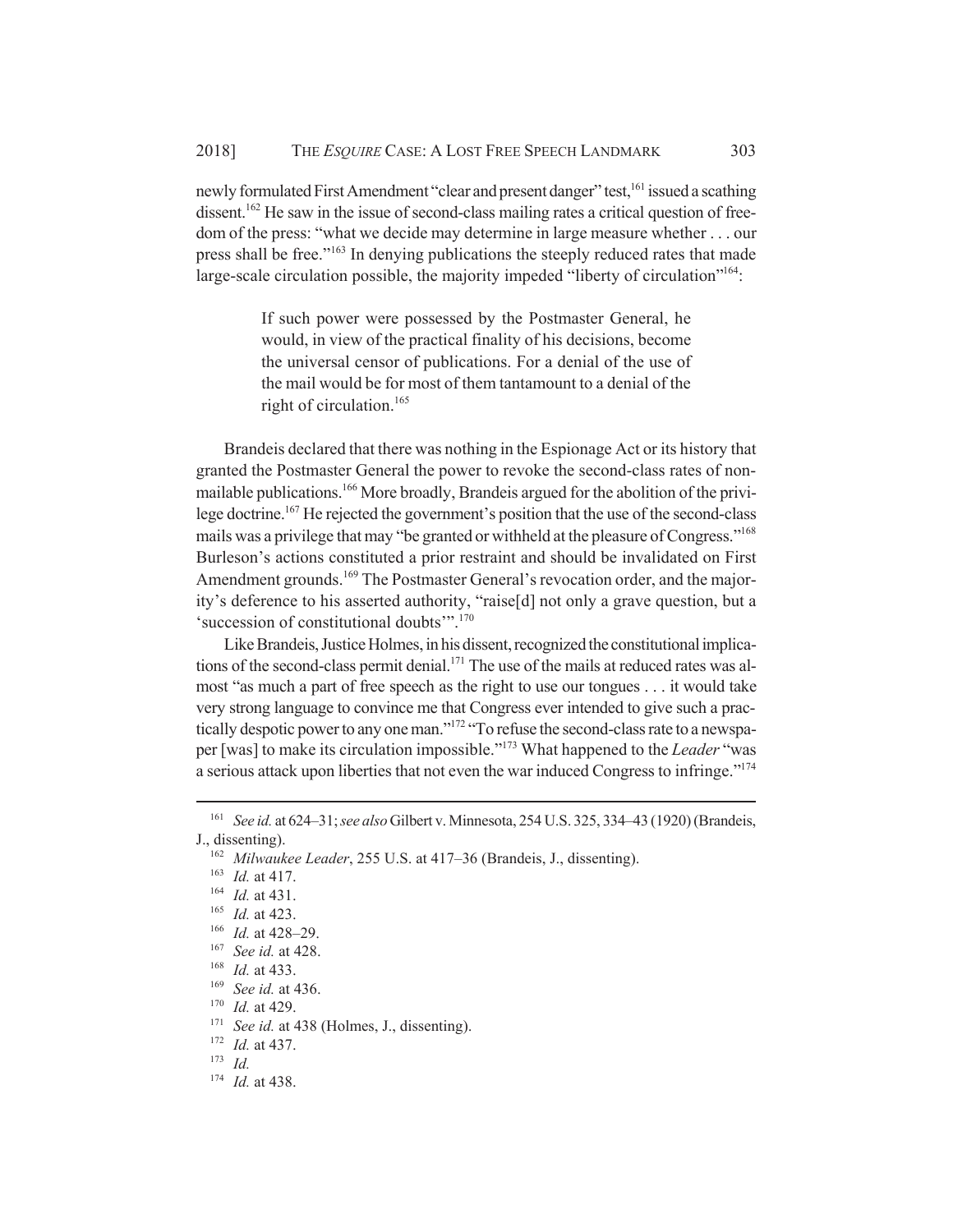newly formulated First Amendment "clear and present danger" test,[161] issued a scathing dissent.[162] He saw in the issue of second-class mailing rates a critical question of freedom of the press: "what we decide may determine in large measure whether . . . our press shall be free."[163] In denying publications the steeply reduced rates that made large-scale circulation possible, the majority impeded "liberty of circulation"[164]:

> If such power were possessed by the Postmaster General, he would, in view of the practical finality of his decisions, become the universal censor of publications. For a denial of the use of the mail would be for most of them tantamount to a denial of the right of circulation.[165]

Brandeis declared that there was nothing in the Espionage Act or its history that granted the Postmaster General the power to revoke the second-class rates of nonmailable publications.[166] More broadly, Brandeis argued for the abolition of the privilege doctrine.[167] He rejected the government's position that the use of the second-class mails was a privilege that may "be granted or withheld at the pleasure of Congress."[168] Burleson's actions constituted a prior restraint and should be invalidated on First Amendment grounds.[169] The Postmaster General's revocation order, and the majority's deference to his asserted authority, "raise[d] not only a grave question, but a 'succession of constitutional doubts'".[170]

Like Brandeis, Justice Holmes, in his dissent, recognized the constitutional implications of the second-class permit denial.[171] The use of the mails at reduced rates was almost "as much a part of free speech as the right to use our tongues . . . it would take very strong language to convince me that Congress ever intended to give such a practically despotic power to any one man."[172] "To refuse the second-class rate to a newspaper [was] to make its circulation impossible."[173] What happened to the *Leader* "was a serious attack upon liberties that not even the war induced Congress to infringe."[174]

---

[161] *See id.* at 624–31; *see also* Gilbert v. Minnesota, 254 U.S. 325, 334–43 (1920) (Brandeis, J., dissenting).

[162] *Milwaukee Leader*, 255 U.S. at 417–36 (Brandeis, J., dissenting).

[163] *Id.* at 417.

[164] *Id.* at 431.

[165] *Id.* at 423.

[166] *Id.* at 428–29.

[167] *See id.* at 428.

[168] *Id.* at 433.

[169] *See id.* at 436.

[170] *Id.* at 429.

[171] *See id.* at 438 (Holmes, J., dissenting).

[172] *Id.* at 437.

[173] *Id.*

[174] *Id.* at 438.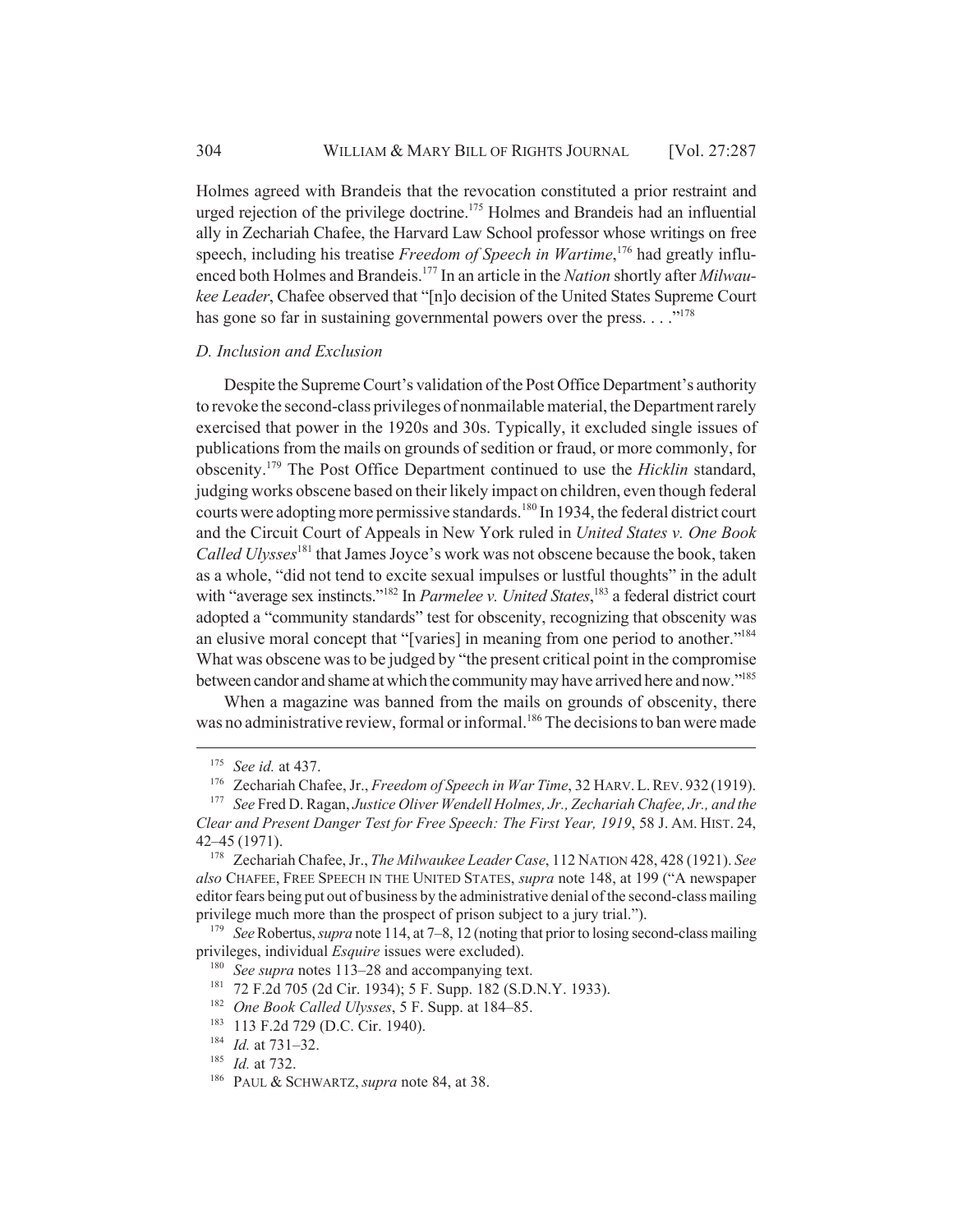Holmes agreed with Brandeis that the revocation constituted a prior restraint and urged rejection of the privilege doctrine.[175] Holmes and Brandeis had an influential ally in Zechariah Chafee, the Harvard Law School professor whose writings on free speech, including his treatise *Freedom of Speech in Wartime*,[176] had greatly influenced both Holmes and Brandeis.[177] In an article in the *Nation* shortly after *Milwaukee Leader*, Chafee observed that "[n]o decision of the United States Supreme Court has gone so far in sustaining governmental powers over the press. . . ."[178]

### *D. Inclusion and Exclusion*

Despite the Supreme Court's validation of the Post Office Department's authority to revoke the second-class privileges of nonmailable material, the Department rarely exercised that power in the 1920s and 30s. Typically, it excluded single issues of publications from the mails on grounds of sedition or fraud, or more commonly, for obscenity.[179] The Post Office Department continued to use the *Hicklin* standard, judging works obscene based on their likely impact on children, even though federal courts were adopting more permissive standards.[180] In 1934, the federal district court and the Circuit Court of Appeals in New York ruled in *United States v. One Book Called Ulysses*[181] that James Joyce's work was not obscene because the book, taken as a whole, "did not tend to excite sexual impulses or lustful thoughts" in the adult with "average sex instincts."[182] In *Parmelee v. United States*,[183] a federal district court adopted a "community standards" test for obscenity, recognizing that obscenity was an elusive moral concept that "[varies] in meaning from one period to another."[184] What was obscene was to be judged by "the present critical point in the compromise between candor and shame at which the community may have arrived here and now."[185]

When a magazine was banned from the mails on grounds of obscenity, there was no administrative review, formal or informal.[186] The decisions to ban were made

---

[175] *See id.* at 437.

[176] Zechariah Chafee, Jr., *Freedom of Speech in War Time*, 32 HARV. L. REV. 932 (1919).

[177] *See* Fred D. Ragan, *Justice Oliver Wendell Holmes, Jr., Zechariah Chafee, Jr., and the Clear and Present Danger Test for Free Speech: The First Year, 1919*, 58 J. AM. HIST. 24, 42–45 (1971).

[178] Zechariah Chafee, Jr., *The Milwaukee Leader Case*, 112 NATION 428, 428 (1921). *See also* CHAFEE, FREE SPEECH IN THE UNITED STATES, *supra* note 148, at 199 ("A newspaper editor fears being put out of business by the administrative denial of the second-class mailing privilege much more than the prospect of prison subject to a jury trial.").

[179] *See* Robertus, *supra* note 114, at 7–8, 12 (noting that prior to losing second-class mailing privileges, individual *Esquire* issues were excluded).

[180] *See supra* notes 113–28 and accompanying text.

[181] 72 F.2d 705 (2d Cir. 1934); 5 F. Supp. 182 (S.D.N.Y. 1933).

[182] *One Book Called Ulysses*, 5 F. Supp. at 184–85.

[183] 113 F.2d 729 (D.C. Cir. 1940).

[184] *Id.* at 731–32.

[185] *Id.* at 732.

[186] PAUL & SCHWARTZ, *supra* note 84, at 38.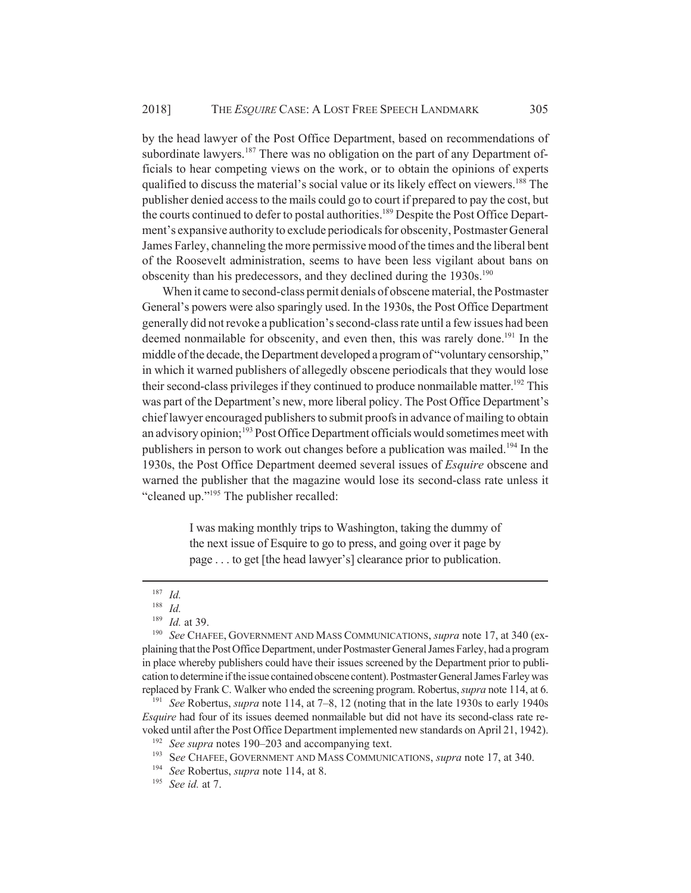by the head lawyer of the Post Office Department, based on recommendations of subordinate lawyers.[187] There was no obligation on the part of any Department officials to hear competing views on the work, or to obtain the opinions of experts qualified to discuss the material's social value or its likely effect on viewers.[188] The publisher denied access to the mails could go to court if prepared to pay the cost, but the courts continued to defer to postal authorities.[189] Despite the Post Office Department's expansive authority to exclude periodicals for obscenity, Postmaster General James Farley, channeling the more permissive mood of the times and the liberal bent of the Roosevelt administration, seems to have been less vigilant about bans on obscenity than his predecessors, and they declined during the 1930s.[190]

When it came to second-class permit denials of obscene material, the Postmaster General's powers were also sparingly used. In the 1930s, the Post Office Department generally did not revoke a publication's second-class rate until a few issues had been deemed nonmailable for obscenity, and even then, this was rarely done.[191] In the middle of the decade, the Department developed a program of "voluntary censorship," in which it warned publishers of allegedly obscene periodicals that they would lose their second-class privileges if they continued to produce nonmailable matter.[192] This was part of the Department's new, more liberal policy. The Post Office Department's chief lawyer encouraged publishers to submit proofs in advance of mailing to obtain an advisory opinion;[193] Post Office Department officials would sometimes meet with publishers in person to work out changes before a publication was mailed.[194] In the 1930s, the Post Office Department deemed several issues of *Esquire* obscene and warned the publisher that the magazine would lose its second-class rate unless it "cleaned up."[195] The publisher recalled:

> I was making monthly trips to Washington, taking the dummy of the next issue of Esquire to go to press, and going over it page by page . . . to get [the head lawyer's] clearance prior to publication.

---

[187] *Id.*

[188] *Id.*

[189] *Id.* at 39.

[190] *See* CHAFEE, GOVERNMENT AND MASS COMMUNICATIONS, *supra* note 17, at 340 (explaining that the Post Office Department, under Postmaster General James Farley, had a program in place whereby publishers could have their issues screened by the Department prior to publication to determine if the issue contained obscene content). Postmaster General James Farley was replaced by Frank C. Walker who ended the screening program. Robertus, *supra* note 114, at 6.

[191] *See* Robertus, *supra* note 114, at 7–8, 12 (noting that in the late 1930s to early 1940s *Esquire* had four of its issues deemed nonmailable but did not have its second-class rate revoked until after the Post Office Department implemented new standards on April 21, 1942).

[192] *See supra* notes 190–203 and accompanying text.

[193] S*ee* CHAFEE, GOVERNMENT AND MASS COMMUNICATIONS, *supra* note 17, at 340.

[194] *See* Robertus, *supra* note 114, at 8.

[195] *See id.* at 7.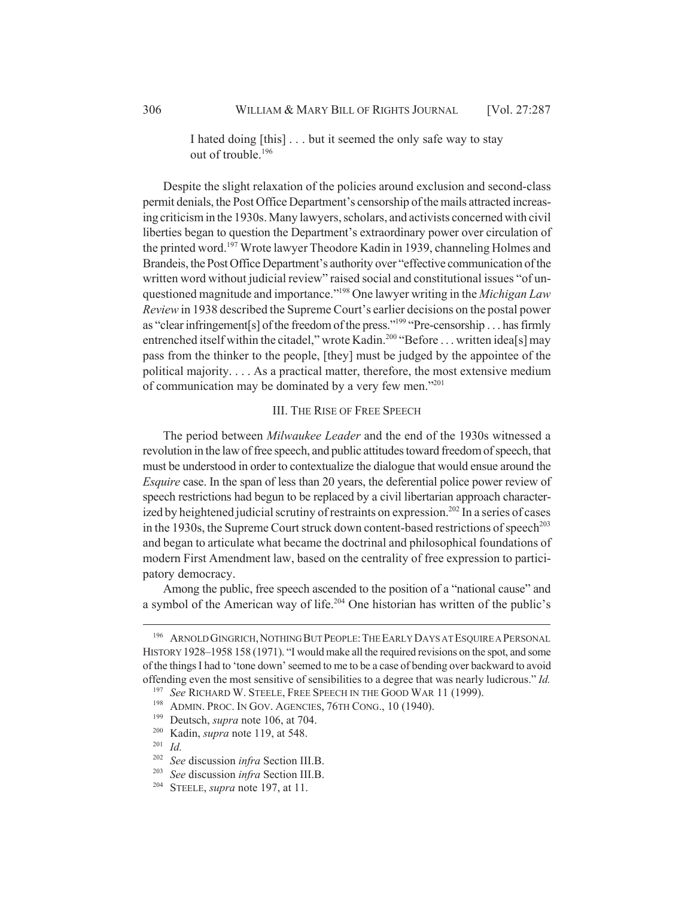> I hated doing [this] . . . but it seemed the only safe way to stay out of trouble.[196]

Despite the slight relaxation of the policies around exclusion and second-class permit denials, the Post Office Department's censorship of the mails attracted increasing criticism in the 1930s. Many lawyers, scholars, and activists concerned with civil liberties began to question the Department's extraordinary power over circulation of the printed word.[197] Wrote lawyer Theodore Kadin in 1939, channeling Holmes and Brandeis, the Post Office Department's authority over "effective communication of the written word without judicial review" raised social and constitutional issues "of unquestioned magnitude and importance."[198] One lawyer writing in the *Michigan Law Review* in 1938 described the Supreme Court's earlier decisions on the postal power as "clear infringement[s] of the freedom of the press."[199] "Pre-censorship . . . has firmly entrenched itself within the citadel," wrote Kadin.[200] "Before . . . written idea[s] may pass from the thinker to the people, [they] must be judged by the appointee of the political majority. . . . As a practical matter, therefore, the most extensive medium of communication may be dominated by a very few men."[201]

## III. The Rise of Free Speech

The period between *Milwaukee Leader* and the end of the 1930s witnessed a revolution in the law of free speech, and public attitudes toward freedom of speech, that must be understood in order to contextualize the dialogue that would ensue around the *Esquire* case. In the span of less than 20 years, the deferential police power review of speech restrictions had begun to be replaced by a civil libertarian approach characterized by heightened judicial scrutiny of restraints on expression.[202] In a series of cases in the 1930s, the Supreme Court struck down content-based restrictions of speech[203] and began to articulate what became the doctrinal and philosophical foundations of modern First Amendment law, based on the centrality of free expression to participatory democracy.

Among the public, free speech ascended to the position of a "national cause" and a symbol of the American way of life.[204] One historian has written of the public's

---

[196] Arnold Gingrich, Nothing But People: The Early Days at Esquire a Personal History 1928–1958 158 (1971). "I would make all the required revisions on the spot, and some of the things I had to 'tone down' seemed to me to be a case of bending over backward to avoid offending even the most sensitive of sensibilities to a degree that was nearly ludicrous." *Id.*

[197] *See* Richard W. Steele, Free Speech in the Good War 11 (1999).

[198] Admin. Proc. In Gov. Agencies, 76th Cong., 10 (1940).

[199] Deutsch, *supra* note 106, at 704.

[200] Kadin, *supra* note 119, at 548.

[201] *Id.*

[202] *See* discussion *infra* Section III.B.

[203] *See* discussion *infra* Section III.B.

[204] Steele, *supra* note 197, at 11.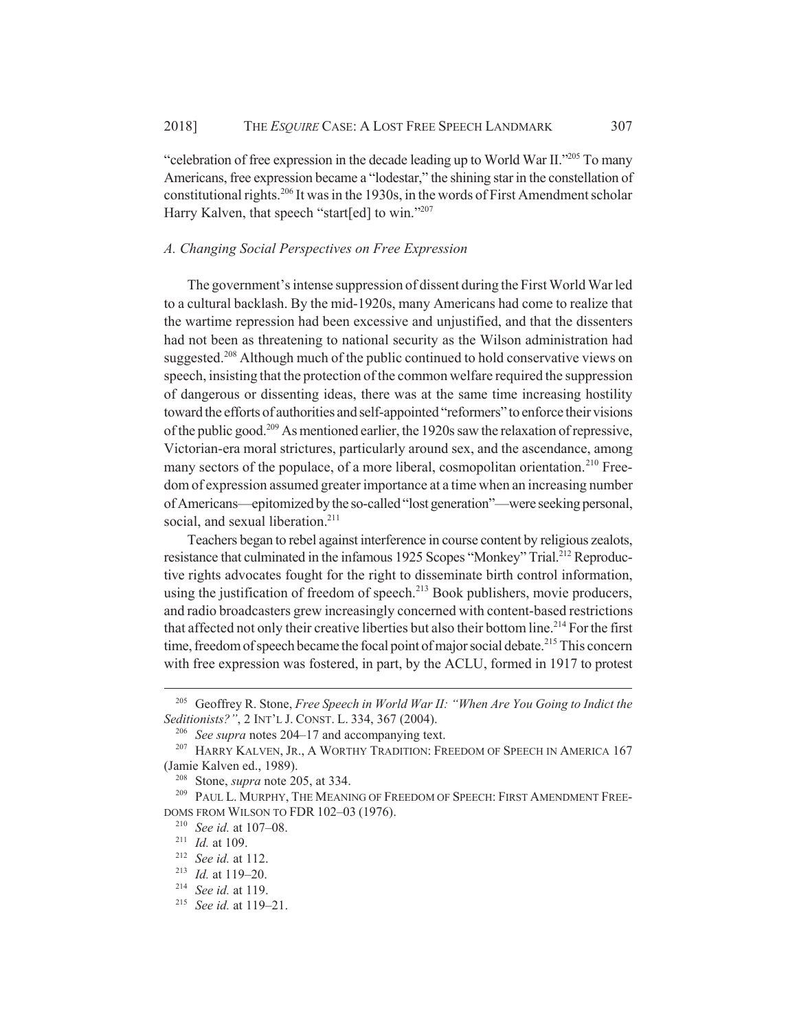"celebration of free expression in the decade leading up to World War II."[205] To many Americans, free expression became a "lodestar," the shining star in the constellation of constitutional rights.[206] It was in the 1930s, in the words of First Amendment scholar Harry Kalven, that speech "start[ed] to win."[207]

### *A. Changing Social Perspectives on Free Expression*

The government's intense suppression of dissent during the First World War led to a cultural backlash. By the mid-1920s, many Americans had come to realize that the wartime repression had been excessive and unjustified, and that the dissenters had not been as threatening to national security as the Wilson administration had suggested.[208] Although much of the public continued to hold conservative views on speech, insisting that the protection of the common welfare required the suppression of dangerous or dissenting ideas, there was at the same time increasing hostility toward the efforts of authorities and self-appointed "reformers" to enforce their visions of the public good.[209] As mentioned earlier, the 1920s saw the relaxation of repressive, Victorian-era moral strictures, particularly around sex, and the ascendance, among many sectors of the populace, of a more liberal, cosmopolitan orientation.[210] Freedom of expression assumed greater importance at a time when an increasing number of Americans—epitomized by the so-called "lost generation"—were seeking personal, social, and sexual liberation.[211]

Teachers began to rebel against interference in course content by religious zealots, resistance that culminated in the infamous 1925 Scopes "Monkey" Trial.[212] Reproductive rights advocates fought for the right to disseminate birth control information, using the justification of freedom of speech.[213] Book publishers, movie producers, and radio broadcasters grew increasingly concerned with content-based restrictions that affected not only their creative liberties but also their bottom line.[214] For the first time, freedom of speech became the focal point of major social debate.[215] This concern with free expression was fostered, in part, by the ACLU, formed in 1917 to protest

---

[205] Geoffrey R. Stone, *Free Speech in World War II: "When Are You Going to Indict the Seditionists?"*, 2 INT'L J. CONST. L. 334, 367 (2004).

[206] *See supra* notes 204–17 and accompanying text.

[207] HARRY KALVEN, JR., A WORTHY TRADITION: FREEDOM OF SPEECH IN AMERICA 167 (Jamie Kalven ed., 1989).

[208] Stone, *supra* note 205, at 334.

[209] PAUL L. MURPHY, THE MEANING OF FREEDOM OF SPEECH: FIRST AMENDMENT FREEDOMS FROM WILSON TO FDR 102–03 (1976).

[210] *See id.* at 107–08.

[211] *Id.* at 109.

[212] *See id.* at 112.

[213] *Id.* at 119–20.

[214] *See id.* at 119.

[215] *See id.* at 119–21.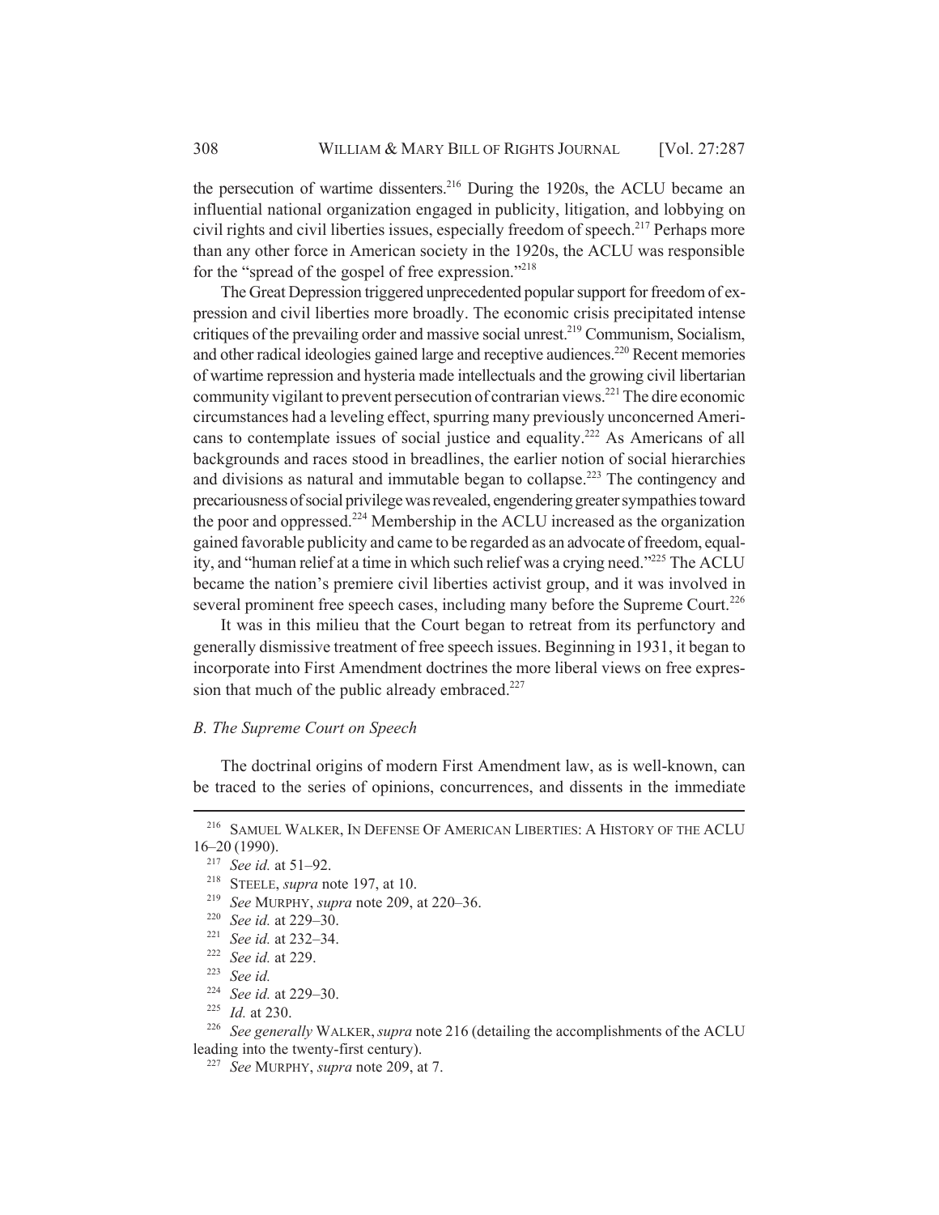the persecution of wartime dissenters.[216] During the 1920s, the ACLU became an influential national organization engaged in publicity, litigation, and lobbying on civil rights and civil liberties issues, especially freedom of speech.[217] Perhaps more than any other force in American society in the 1920s, the ACLU was responsible for the "spread of the gospel of free expression."[218]

The Great Depression triggered unprecedented popular support for freedom of expression and civil liberties more broadly. The economic crisis precipitated intense critiques of the prevailing order and massive social unrest.[219] Communism, Socialism, and other radical ideologies gained large and receptive audiences.[220] Recent memories of wartime repression and hysteria made intellectuals and the growing civil libertarian community vigilant to prevent persecution of contrarian views.[221] The dire economic circumstances had a leveling effect, spurring many previously unconcerned Americans to contemplate issues of social justice and equality.[222] As Americans of all backgrounds and races stood in breadlines, the earlier notion of social hierarchies and divisions as natural and immutable began to collapse.[223] The contingency and precariousness of social privilege was revealed, engendering greater sympathies toward the poor and oppressed.[224] Membership in the ACLU increased as the organization gained favorable publicity and came to be regarded as an advocate of freedom, equality, and "human relief at a time in which such relief was a crying need."[225] The ACLU became the nation's premiere civil liberties activist group, and it was involved in several prominent free speech cases, including many before the Supreme Court.[226]

It was in this milieu that the Court began to retreat from its perfunctory and generally dismissive treatment of free speech issues. Beginning in 1931, it began to incorporate into First Amendment doctrines the more liberal views on free expression that much of the public already embraced.[227]

### *B. The Supreme Court on Speech*

The doctrinal origins of modern First Amendment law, as is well-known, can be traced to the series of opinions, concurrences, and dissents in the immediate

---

[216] SAMUEL WALKER, IN DEFENSE OF AMERICAN LIBERTIES: A HISTORY OF THE ACLU 16–20 (1990).

[217] *See id.* at 51–92.

[218] STEELE, *supra* note 197, at 10.

[219] *See* MURPHY, *supra* note 209, at 220–36.

[220] *See id.* at 229–30.

[221] *See id.* at 232–34.

[222] *See id.* at 229.

[223] *See id.*

[224] *See id.* at 229–30.

[225] *Id.* at 230.

[226] *See generally* WALKER, *supra* note 216 (detailing the accomplishments of the ACLU leading into the twenty-first century).

[227] *See* MURPHY, *supra* note 209, at 7.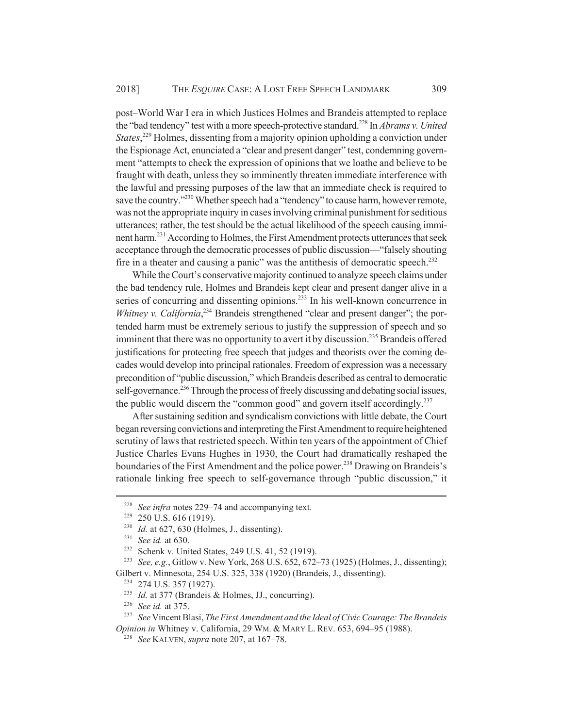post–World War I era in which Justices Holmes and Brandeis attempted to replace the "bad tendency" test with a more speech-protective standard.[228] In *Abrams v. United States*,[229] Holmes, dissenting from a majority opinion upholding a conviction under the Espionage Act, enunciated a "clear and present danger" test, condemning government "attempts to check the expression of opinions that we loathe and believe to be fraught with death, unless they so imminently threaten immediate interference with the lawful and pressing purposes of the law that an immediate check is required to save the country."[230] Whether speech had a "tendency" to cause harm, however remote, was not the appropriate inquiry in cases involving criminal punishment for seditious utterances; rather, the test should be the actual likelihood of the speech causing imminent harm.[231] According to Holmes, the First Amendment protects utterances that seek acceptance through the democratic processes of public discussion—"falsely shouting fire in a theater and causing a panic" was the antithesis of democratic speech.[232]

While the Court's conservative majority continued to analyze speech claims under the bad tendency rule, Holmes and Brandeis kept clear and present danger alive in a series of concurring and dissenting opinions.[233] In his well-known concurrence in *Whitney v. California*,[234] Brandeis strengthened "clear and present danger"; the portended harm must be extremely serious to justify the suppression of speech and so imminent that there was no opportunity to avert it by discussion.[235] Brandeis offered justifications for protecting free speech that judges and theorists over the coming decades would develop into principal rationales. Freedom of expression was a necessary precondition of "public discussion," which Brandeis described as central to democratic self-governance.[236] Through the process of freely discussing and debating social issues, the public would discern the "common good" and govern itself accordingly.[237]

After sustaining sedition and syndicalism convictions with little debate, the Court began reversing convictions and interpreting the First Amendment to require heightened scrutiny of laws that restricted speech. Within ten years of the appointment of Chief Justice Charles Evans Hughes in 1930, the Court had dramatically reshaped the boundaries of the First Amendment and the police power.[238] Drawing on Brandeis's rationale linking free speech to self-governance through "public discussion," it

---

[228] *See infra* notes 229–74 and accompanying text.

[229] 250 U.S. 616 (1919).

[230] *Id.* at 627, 630 (Holmes, J., dissenting).

[231] *See id.* at 630.

[232] Schenk v. United States, 249 U.S. 41, 52 (1919).

[233] *See, e.g.*, Gitlow v. New York, 268 U.S. 652, 672–73 (1925) (Holmes, J., dissenting); Gilbert v. Minnesota, 254 U.S. 325, 338 (1920) (Brandeis, J., dissenting).

[234] 274 U.S. 357 (1927).

[235] *Id.* at 377 (Brandeis & Holmes, JJ., concurring).

[236] *See id.* at 375.

[237] *See* Vincent Blasi, *The First Amendment and the Ideal of Civic Courage: The Brandeis Opinion in* Whitney v. California, 29 WM. & MARY L. REV. 653, 694–95 (1988).

[238] *See* KALVEN, *supra* note 207, at 167–78.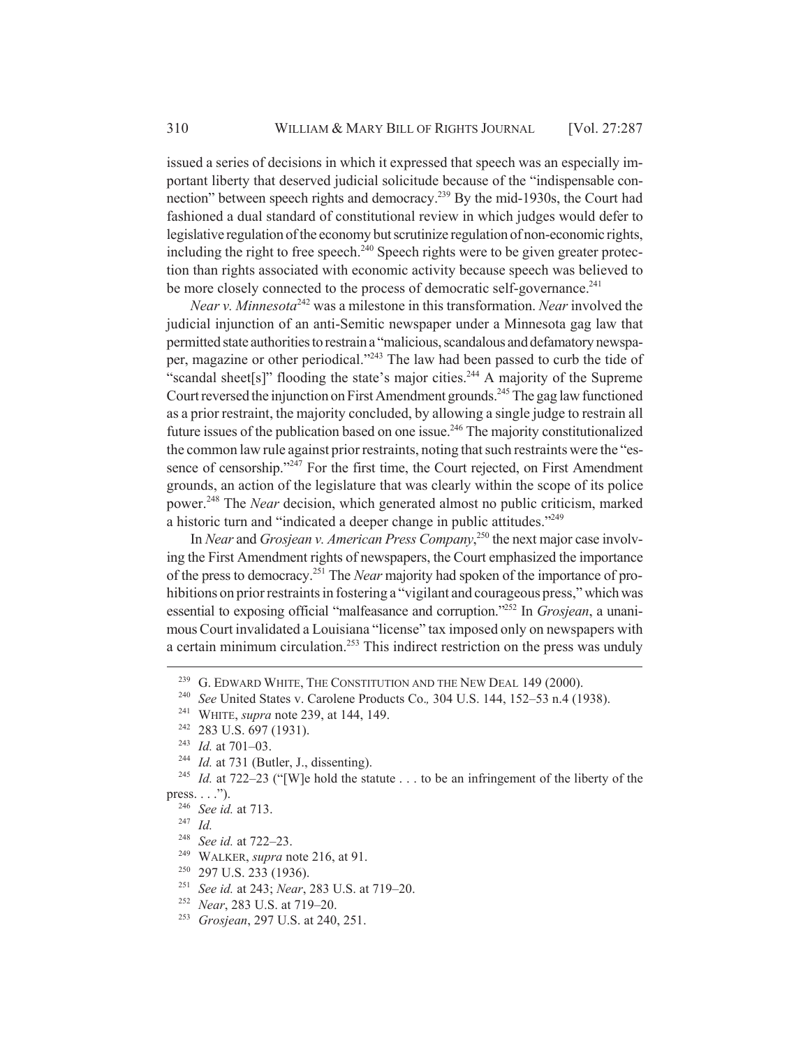issued a series of decisions in which it expressed that speech was an especially important liberty that deserved judicial solicitude because of the "indispensable connection" between speech rights and democracy.[239] By the mid-1930s, the Court had fashioned a dual standard of constitutional review in which judges would defer to legislative regulation of the economy but scrutinize regulation of non-economic rights, including the right to free speech.[240] Speech rights were to be given greater protection than rights associated with economic activity because speech was believed to be more closely connected to the process of democratic self-governance.[241]

*Near v. Minnesota*[242] was a milestone in this transformation. *Near* involved the judicial injunction of an anti-Semitic newspaper under a Minnesota gag law that permitted state authorities to restrain a "malicious, scandalous and defamatory newspaper, magazine or other periodical."[243] The law had been passed to curb the tide of "scandal sheet[s]" flooding the state's major cities.[244] A majority of the Supreme Court reversed the injunction on First Amendment grounds.[245] The gag law functioned as a prior restraint, the majority concluded, by allowing a single judge to restrain all future issues of the publication based on one issue.[246] The majority constitutionalized the common law rule against prior restraints, noting that such restraints were the "essence of censorship."[247] For the first time, the Court rejected, on First Amendment grounds, an action of the legislature that was clearly within the scope of its police power.[248] The *Near* decision, which generated almost no public criticism, marked a historic turn and "indicated a deeper change in public attitudes."[249]

In *Near* and *Grosjean v. American Press Company*,[250] the next major case involving the First Amendment rights of newspapers, the Court emphasized the importance of the press to democracy.[251] The *Near* majority had spoken of the importance of prohibitions on prior restraints in fostering a "vigilant and courageous press," which was essential to exposing official "malfeasance and corruption."[252] In *Grosjean*, a unanimous Court invalidated a Louisiana "license" tax imposed only on newspapers with a certain minimum circulation.[253] This indirect restriction on the press was unduly

[239] G. EDWARD WHITE, THE CONSTITUTION AND THE NEW DEAL 149 (2000).

[240] *See* United States v. Carolene Products Co*.,* 304 U.S. 144, 152–53 n.4 (1938).

[241] WHITE, *supra* note 239, at 144, 149.

[242] 283 U.S. 697 (1931).

[243] *Id.* at 701–03.

[244] *Id.* at 731 (Butler, J., dissenting).

[245] *Id.* at 722–23 ("[W]e hold the statute . . . to be an infringement of the liberty of the press. . . .").

[246] *See id.* at 713.

[247] *Id.*

[248] *See id.* at 722–23.

[249] WALKER, *supra* note 216, at 91.

[250] 297 U.S. 233 (1936).

[251] *See id.* at 243; *Near*, 283 U.S. at 719–20.

[252] *Near*, 283 U.S. at 719–20.

[253] *Grosjean*, 297 U.S. at 240, 251.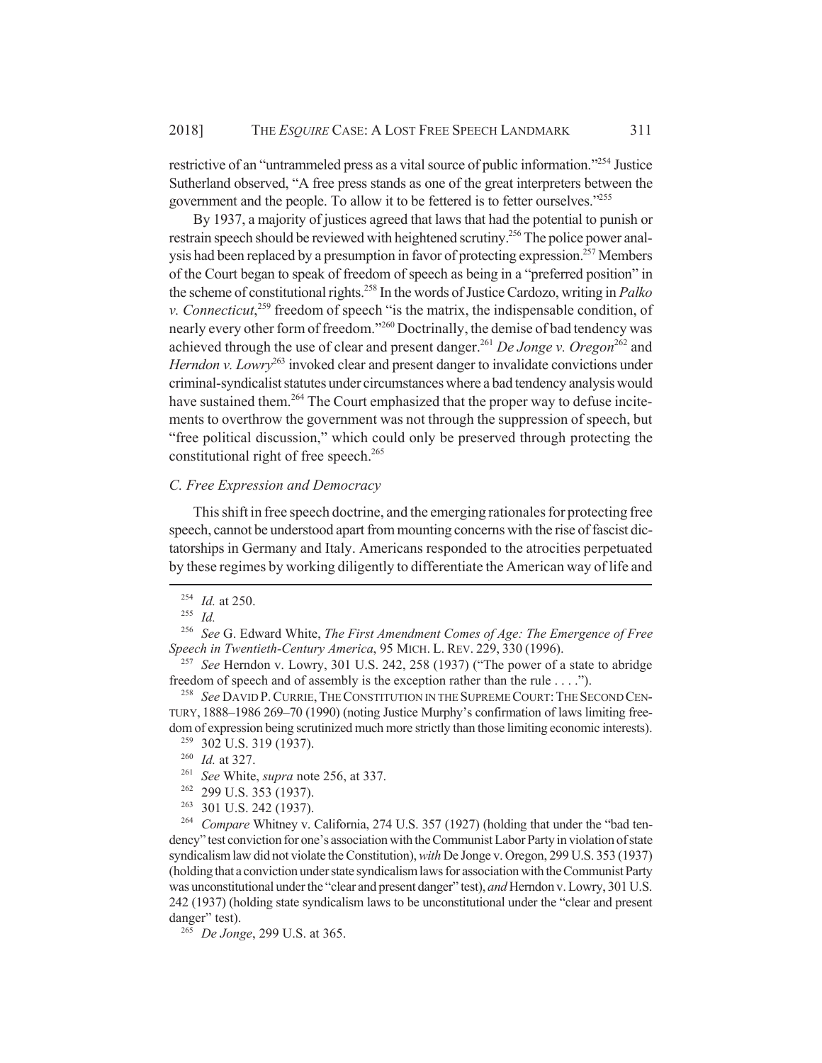restrictive of an "untrammeled press as a vital source of public information."[254] Justice Sutherland observed, "A free press stands as one of the great interpreters between the government and the people. To allow it to be fettered is to fetter ourselves."[255]

By 1937, a majority of justices agreed that laws that had the potential to punish or restrain speech should be reviewed with heightened scrutiny.[256] The police power analysis had been replaced by a presumption in favor of protecting expression.[257] Members of the Court began to speak of freedom of speech as being in a "preferred position" in the scheme of constitutional rights.[258] In the words of Justice Cardozo, writing in *Palko v. Connecticut*,[259] freedom of speech "is the matrix, the indispensable condition, of nearly every other form of freedom."[260] Doctrinally, the demise of bad tendency was achieved through the use of clear and present danger.[261] *De Jonge v. Oregon*[262] and *Herndon v. Lowry*[263] invoked clear and present danger to invalidate convictions under criminal-syndicalist statutes under circumstances where a bad tendency analysis would have sustained them.[264] The Court emphasized that the proper way to defuse incitements to overthrow the government was not through the suppression of speech, but "free political discussion," which could only be preserved through protecting the constitutional right of free speech.[265]

### *C. Free Expression and Democracy*

This shift in free speech doctrine, and the emerging rationales for protecting free speech, cannot be understood apart from mounting concerns with the rise of fascist dictatorships in Germany and Italy. Americans responded to the atrocities perpetuated by these regimes by working diligently to differentiate the American way of life and

---

[254] *Id.* at 250.

[255] *Id.*

[256] *See* G. Edward White, *The First Amendment Comes of Age: The Emergence of Free Speech in Twentieth-Century America*, 95 MICH. L. REV. 229, 330 (1996).

[257] *See* Herndon v. Lowry, 301 U.S. 242, 258 (1937) ("The power of a state to abridge freedom of speech and of assembly is the exception rather than the rule . . . .").

[258] *See* DAVID P. CURRIE, THE CONSTITUTION IN THE SUPREME COURT: THE SECOND CENTURY, 1888–1986 269–70 (1990) (noting Justice Murphy's confirmation of laws limiting freedom of expression being scrutinized much more strictly than those limiting economic interests).

[259] 302 U.S. 319 (1937).

[260] *Id.* at 327.

[261] *See* White, *supra* note 256, at 337.

[262] 299 U.S. 353 (1937).

[263] 301 U.S. 242 (1937).

[264] *Compare* Whitney v. California, 274 U.S. 357 (1927) (holding that under the "bad tendency" test conviction for one's association with the Communist Labor Party in violation of state syndicalism law did not violate the Constitution), *with* De Jonge v. Oregon, 299 U.S. 353 (1937) (holding that a conviction under state syndicalism laws for association with the Communist Party was unconstitutional under the "clear and present danger" test), *and* Herndon v. Lowry, 301 U.S. 242 (1937) (holding state syndicalism laws to be unconstitutional under the "clear and present danger" test).

[265] *De Jonge*, 299 U.S. at 365.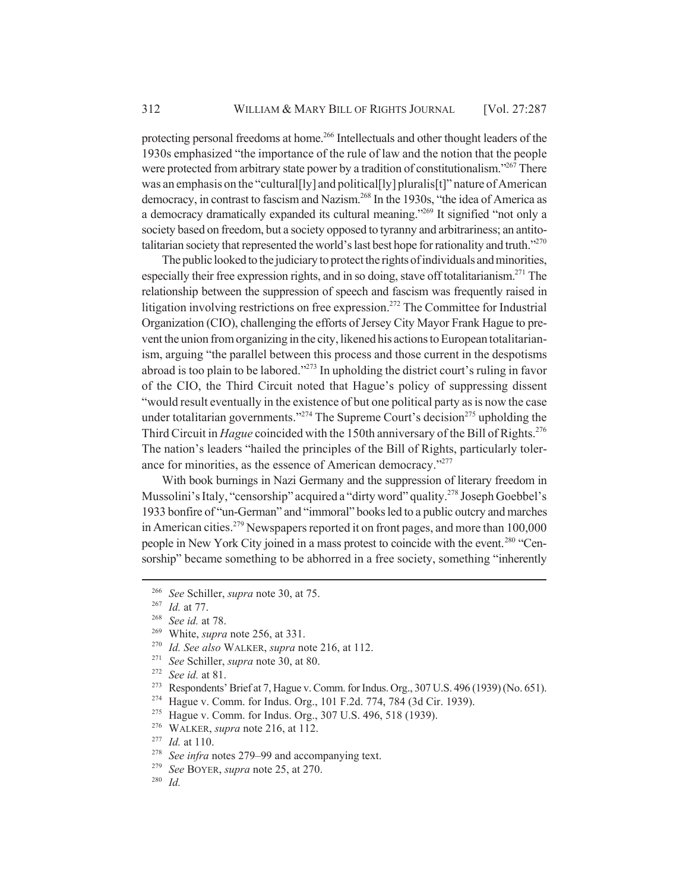protecting personal freedoms at home.[266] Intellectuals and other thought leaders of the 1930s emphasized "the importance of the rule of law and the notion that the people were protected from arbitrary state power by a tradition of constitutionalism."[267] There was an emphasis on the "cultural[ly] and political[ly] pluralis[t]" nature of American democracy, in contrast to fascism and Nazism.[268] In the 1930s, "the idea of America as a democracy dramatically expanded its cultural meaning."[269] It signified "not only a society based on freedom, but a society opposed to tyranny and arbitrariness; an antitotalitarian society that represented the world's last best hope for rationality and truth."[270]

The public looked to the judiciary to protect the rights of individuals and minorities, especially their free expression rights, and in so doing, stave off totalitarianism.[271] The relationship between the suppression of speech and fascism was frequently raised in litigation involving restrictions on free expression.[272] The Committee for Industrial Organization (CIO), challenging the efforts of Jersey City Mayor Frank Hague to prevent the union from organizing in the city, likened his actions to European totalitarianism, arguing "the parallel between this process and those current in the despotisms abroad is too plain to be labored."[273] In upholding the district court's ruling in favor of the CIO, the Third Circuit noted that Hague's policy of suppressing dissent "would result eventually in the existence of but one political party as is now the case under totalitarian governments."[274] The Supreme Court's decision[275] upholding the Third Circuit in *Hague* coincided with the 150th anniversary of the Bill of Rights.[276] The nation's leaders "hailed the principles of the Bill of Rights, particularly tolerance for minorities, as the essence of American democracy."[277]

With book burnings in Nazi Germany and the suppression of literary freedom in Mussolini's Italy, "censorship" acquired a "dirty word" quality.[278] Joseph Goebbel's 1933 bonfire of "un-German" and "immoral" books led to a public outcry and marches in American cities.[279] Newspapers reported it on front pages, and more than 100,000 people in New York City joined in a mass protest to coincide with the event.[280] "Censorship" became something to be abhorred in a free society, something "inherently

---

[266] *See* Schiller, *supra* note 30, at 75.

[267] *Id.* at 77.

[268] *See id.* at 78.

[269] White, *supra* note 256, at 331.

[270] *Id. See also* WALKER, *supra* note 216, at 112.

[271] *See* Schiller, *supra* note 30, at 80.

[272] *See id.* at 81.

[273] Respondents' Brief at 7, Hague v. Comm. for Indus. Org., 307 U.S. 496 (1939) (No. 651).

[274] Hague v. Comm. for Indus. Org., 101 F.2d. 774, 784 (3d Cir. 1939).

[275] Hague v. Comm. for Indus. Org., 307 U.S. 496, 518 (1939).

[276] WALKER, *supra* note 216, at 112.

[277] *Id.* at 110.

[278] *See infra* notes 279–99 and accompanying text.

[279] *See* BOYER, *supra* note 25, at 270.

[280] *Id.*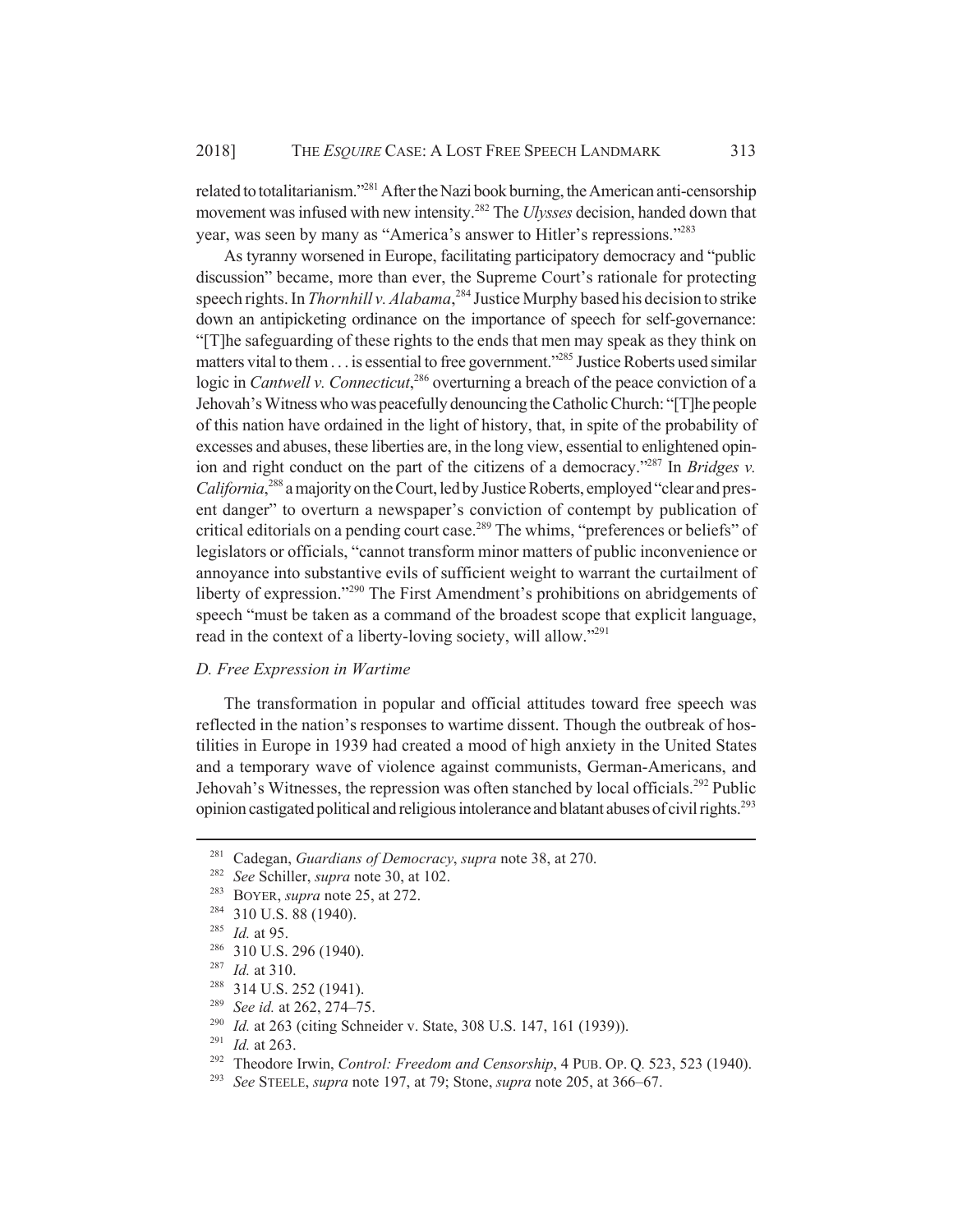related to totalitarianism."[281] After the Nazi book burning, the American anti-censorship movement was infused with new intensity.[282] The *Ulysses* decision, handed down that year, was seen by many as "America's answer to Hitler's repressions."[283]

As tyranny worsened in Europe, facilitating participatory democracy and "public discussion" became, more than ever, the Supreme Court's rationale for protecting speech rights. In *Thornhill v. Alabama*,[284] Justice Murphy based his decision to strike down an antipicketing ordinance on the importance of speech for self-governance: "[T]he safeguarding of these rights to the ends that men may speak as they think on matters vital to them . . . is essential to free government."[285] Justice Roberts used similar logic in *Cantwell v. Connecticut*,[286] overturning a breach of the peace conviction of a Jehovah's Witness who was peacefully denouncing the Catholic Church: "[T]he people of this nation have ordained in the light of history, that, in spite of the probability of excesses and abuses, these liberties are, in the long view, essential to enlightened opinion and right conduct on the part of the citizens of a democracy."[287] In *Bridges v. California*,[288] a majority on the Court, led by Justice Roberts, employed "clear and present danger" to overturn a newspaper's conviction of contempt by publication of critical editorials on a pending court case.[289] The whims, "preferences or beliefs" of legislators or officials, "cannot transform minor matters of public inconvenience or annoyance into substantive evils of sufficient weight to warrant the curtailment of liberty of expression."[290] The First Amendment's prohibitions on abridgements of speech "must be taken as a command of the broadest scope that explicit language, read in the context of a liberty-loving society, will allow."[291]

### *D. Free Expression in Wartime*

The transformation in popular and official attitudes toward free speech was reflected in the nation's responses to wartime dissent. Though the outbreak of hostilities in Europe in 1939 had created a mood of high anxiety in the United States and a temporary wave of violence against communists, German-Americans, and Jehovah's Witnesses, the repression was often stanched by local officials.[292] Public opinion castigated political and religious intolerance and blatant abuses of civil rights.[293]

---

[281] Cadegan, *Guardians of Democracy*, *supra* note 38, at 270.

[282] *See* Schiller, *supra* note 30, at 102.

[283] BOYER, *supra* note 25, at 272.

[284] 310 U.S. 88 (1940).

[285] *Id.* at 95.

[286] 310 U.S. 296 (1940).

[287] *Id.* at 310.

[288] 314 U.S. 252 (1941).

[289] *See id.* at 262, 274–75.

[290] *Id.* at 263 (citing Schneider v. State, 308 U.S. 147, 161 (1939)).

[291] *Id.* at 263.

[292] Theodore Irwin, *Control: Freedom and Censorship*, 4 PUB. OP. Q. 523, 523 (1940).

[293] *See* STEELE, *supra* note 197, at 79; Stone, *supra* note 205, at 366–67.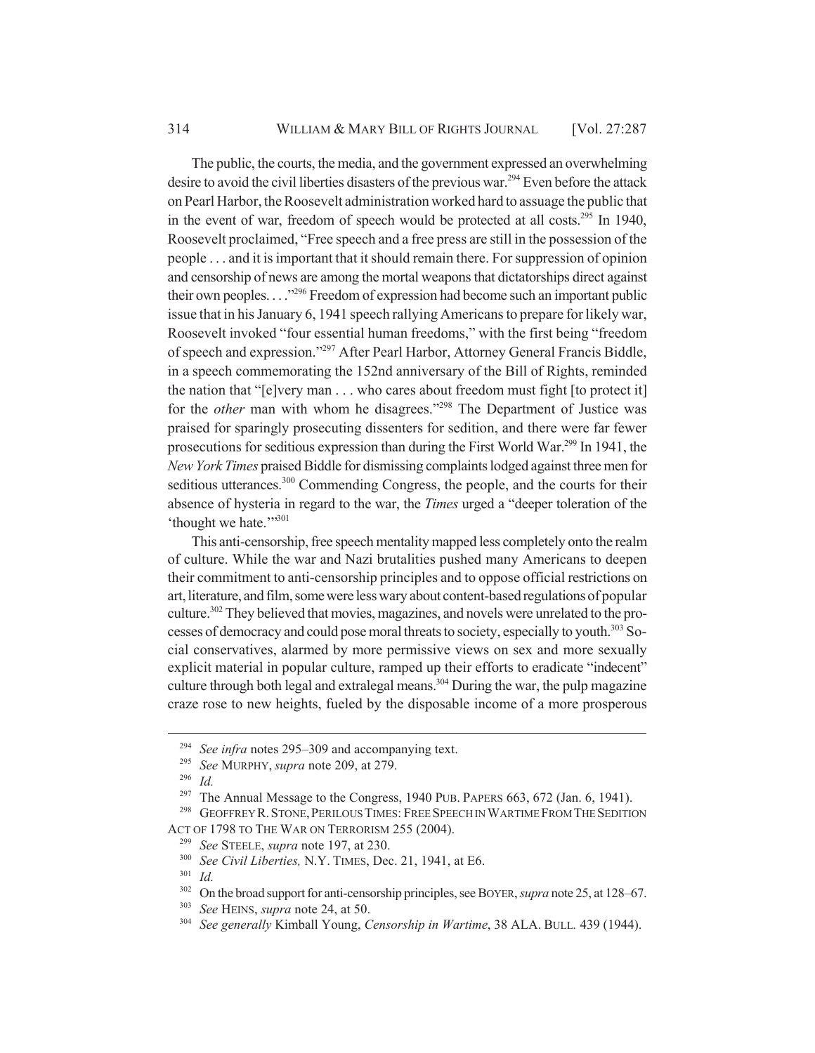The public, the courts, the media, and the government expressed an overwhelming desire to avoid the civil liberties disasters of the previous war.[294] Even before the attack on Pearl Harbor, the Roosevelt administration worked hard to assuage the public that in the event of war, freedom of speech would be protected at all costs.[295] In 1940, Roosevelt proclaimed, "Free speech and a free press are still in the possession of the people . . . and it is important that it should remain there. For suppression of opinion and censorship of news are among the mortal weapons that dictatorships direct against their own peoples. . . ."[296] Freedom of expression had become such an important public issue that in his January 6, 1941 speech rallying Americans to prepare for likely war, Roosevelt invoked "four essential human freedoms," with the first being "freedom of speech and expression."[297] After Pearl Harbor, Attorney General Francis Biddle, in a speech commemorating the 152nd anniversary of the Bill of Rights, reminded the nation that "[e]very man . . . who cares about freedom must fight [to protect it] for the *other* man with whom he disagrees."[298] The Department of Justice was praised for sparingly prosecuting dissenters for sedition, and there were far fewer prosecutions for seditious expression than during the First World War.[299] In 1941, the *New York Times* praised Biddle for dismissing complaints lodged against three men for seditious utterances.[300] Commending Congress, the people, and the courts for their absence of hysteria in regard to the war, the *Times* urged a "deeper toleration of the 'thought we hate.'"[301]

This anti-censorship, free speech mentality mapped less completely onto the realm of culture. While the war and Nazi brutalities pushed many Americans to deepen their commitment to anti-censorship principles and to oppose official restrictions on art, literature, and film, some were less wary about content-based regulations of popular culture.[302] They believed that movies, magazines, and novels were unrelated to the processes of democracy and could pose moral threats to society, especially to youth.[303] Social conservatives, alarmed by more permissive views on sex and more sexually explicit material in popular culture, ramped up their efforts to eradicate "indecent" culture through both legal and extralegal means.[304] During the war, the pulp magazine craze rose to new heights, fueled by the disposable income of a more prosperous

---

[294] *See infra* notes 295–309 and accompanying text.

[295] *See* MURPHY, *supra* note 209, at 279.

[296] *Id.*

[297] The Annual Message to the Congress, 1940 PUB. PAPERS 663, 672 (Jan. 6, 1941).

[298] GEOFFREY R. STONE, PERILOUS TIMES: FREE SPEECH IN WARTIME FROM THE SEDITION ACT OF 1798 TO THE WAR ON TERRORISM 255 (2004).

[299] *See* STEELE, *supra* note 197, at 230.

[300] *See Civil Liberties,* N.Y. TIMES, Dec. 21, 1941, at E6.

[301] *Id.*

[302] On the broad support for anti-censorship principles, see BOYER, *supra* note 25, at 128–67.

[303] *See* HEINS, *supra* note 24, at 50.

[304] *See generally* Kimball Young, *Censorship in Wartime*, 38 ALA. BULL. 439 (1944).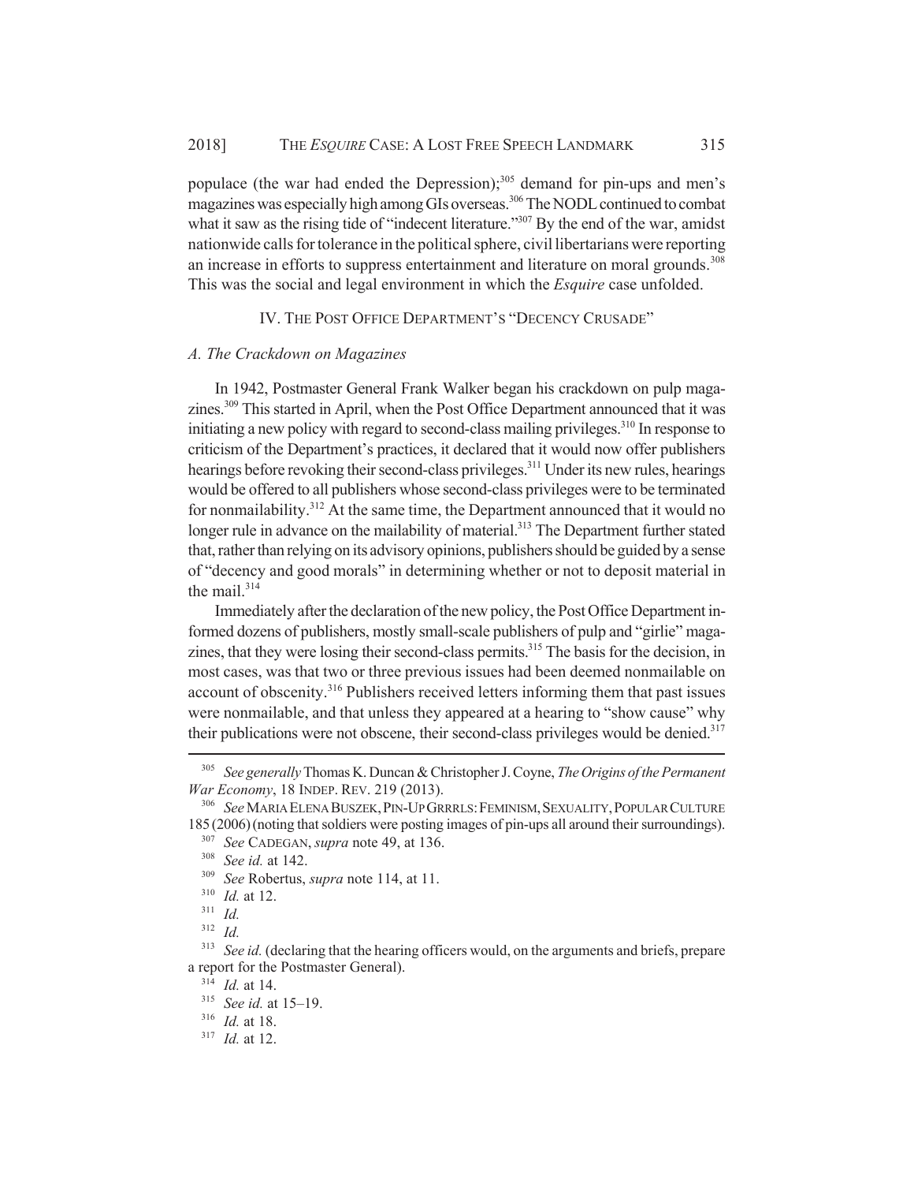populace (the war had ended the Depression);[305] demand for pin-ups and men's magazines was especially high among GIs overseas.[306] The NODL continued to combat what it saw as the rising tide of "indecent literature."[307] By the end of the war, amidst nationwide calls for tolerance in the political sphere, civil libertarians were reporting an increase in efforts to suppress entertainment and literature on moral grounds.[308] This was the social and legal environment in which the *Esquire* case unfolded.

## IV. The Post Office Department's "Decency Crusade"

### *A. The Crackdown on Magazines*

In 1942, Postmaster General Frank Walker began his crackdown on pulp magazines.[309] This started in April, when the Post Office Department announced that it was initiating a new policy with regard to second-class mailing privileges.[310] In response to criticism of the Department's practices, it declared that it would now offer publishers hearings before revoking their second-class privileges.[311] Under its new rules, hearings would be offered to all publishers whose second-class privileges were to be terminated for nonmailability.[312] At the same time, the Department announced that it would no longer rule in advance on the mailability of material.[313] The Department further stated that, rather than relying on its advisory opinions, publishers should be guided by a sense of "decency and good morals" in determining whether or not to deposit material in the mail.[314]

Immediately after the declaration of the new policy, the Post Office Department informed dozens of publishers, mostly small-scale publishers of pulp and "girlie" magazines, that they were losing their second-class permits.[315] The basis for the decision, in most cases, was that two or three previous issues had been deemed nonmailable on account of obscenity.[316] Publishers received letters informing them that past issues were nonmailable, and that unless they appeared at a hearing to "show cause" why their publications were not obscene, their second-class privileges would be denied.[317]

---

[305] *See generally* Thomas K. Duncan & Christopher J. Coyne, *The Origins of the Permanent War Economy*, 18 INDEP. REV. 219 (2013).

[306] *See* MARIA ELENA BUSZEK, PIN-UP GRRRLS: FEMINISM, SEXUALITY, POPULAR CULTURE 185 (2006) (noting that soldiers were posting images of pin-ups all around their surroundings).

[307] *See* CADEGAN, *supra* note 49, at 136.

[308] *See id.* at 142.

[309] *See* Robertus, *supra* note 114, at 11.

[310] *Id.* at 12.

[311] *Id.*

[312] *Id.*

[313] *See id.* (declaring that the hearing officers would, on the arguments and briefs, prepare a report for the Postmaster General).

[314] *Id.* at 14.

[315] *See id.* at 15–19.

[316] *Id.* at 18.

[317] *Id.* at 12.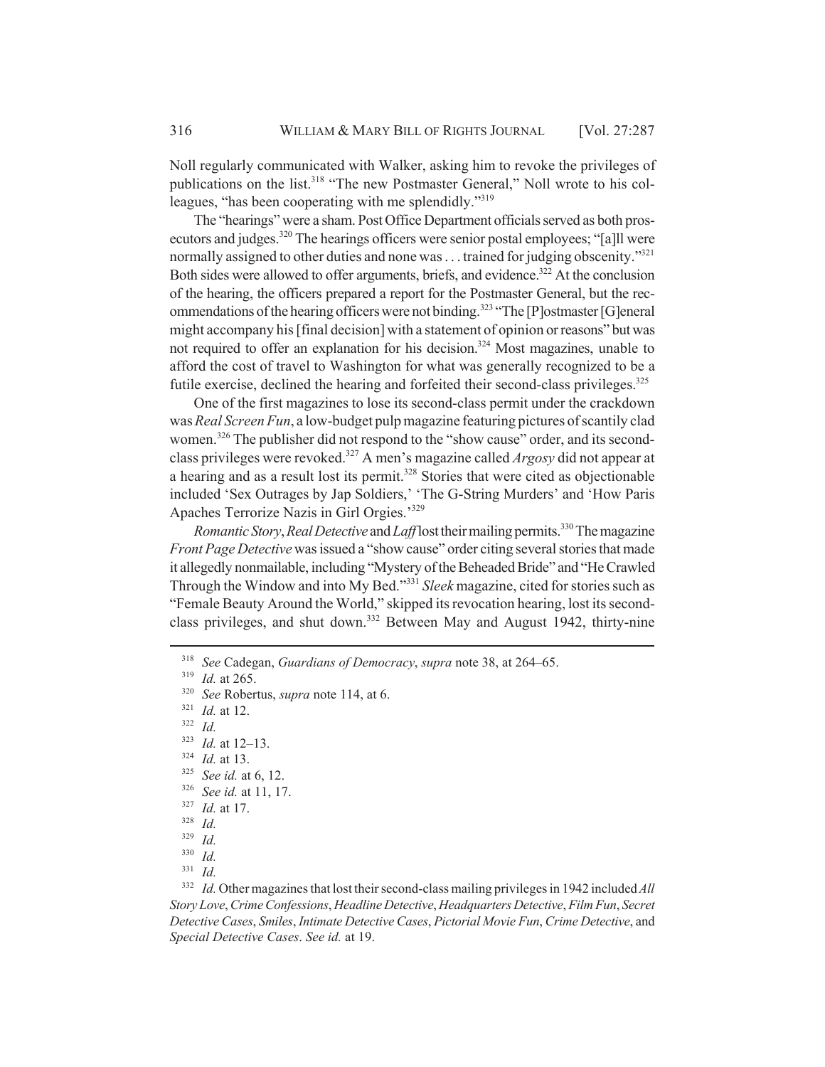Noll regularly communicated with Walker, asking him to revoke the privileges of publications on the list.[318] "The new Postmaster General," Noll wrote to his colleagues, "has been cooperating with me splendidly."[319]

The "hearings" were a sham. Post Office Department officials served as both prosecutors and judges.[320] The hearings officers were senior postal employees; "[a]ll were normally assigned to other duties and none was . . . trained for judging obscenity."[321] Both sides were allowed to offer arguments, briefs, and evidence.[322] At the conclusion of the hearing, the officers prepared a report for the Postmaster General, but the recommendations of the hearing officers were not binding.[323] "The [P]ostmaster [G]eneral might accompany his [final decision] with a statement of opinion or reasons" but was not required to offer an explanation for his decision.[324] Most magazines, unable to afford the cost of travel to Washington for what was generally recognized to be a futile exercise, declined the hearing and forfeited their second-class privileges.[325]

One of the first magazines to lose its second-class permit under the crackdown was *Real Screen Fun*, a low-budget pulp magazine featuring pictures of scantily clad women.[326] The publisher did not respond to the "show cause" order, and its second-class privileges were revoked.[327] A men's magazine called *Argosy* did not appear at a hearing and as a result lost its permit.[328] Stories that were cited as objectionable included 'Sex Outrages by Jap Soldiers,' 'The G-String Murders' and 'How Paris Apaches Terrorize Nazis in Girl Orgies.'[329]

*Romantic Story*, *Real Detective* and *Laff* lost their mailing permits.[330] The magazine *Front Page Detective* was issued a "show cause" order citing several stories that made it allegedly nonmailable, including "Mystery of the Beheaded Bride" and "He Crawled Through the Window and into My Bed."[331] *Sleek* magazine, cited for stories such as "Female Beauty Around the World," skipped its revocation hearing, lost its second-class privileges, and shut down.[332] Between May and August 1942, thirty-nine

---

[318] *See* Cadegan, *Guardians of Democracy*, *supra* note 38, at 264–65.

[319] *Id.* at 265.

[320] *See* Robertus, *supra* note 114, at 6.

[321] *Id.* at 12.

[322] *Id.*

[323] *Id.* at 12–13.

[324] *Id.* at 13.

[325] *See id.* at 6, 12.

[326] *See id.* at 11, 17.

[327] *Id.* at 17.

[328] *Id.*

[329] *Id.*

[330] *Id.*

[331] *Id.*

[332] *Id.* Other magazines that lost their second-class mailing privileges in 1942 included *All Story Love*, *Crime Confessions*, *Headline Detective*, *Headquarters Detective*, *Film Fun*, *Secret Detective Cases*, *Smiles*, *Intimate Detective Cases*, *Pictorial Movie Fun*, *Crime Detective*, and *Special Detective Cases*. *See id.* at 19.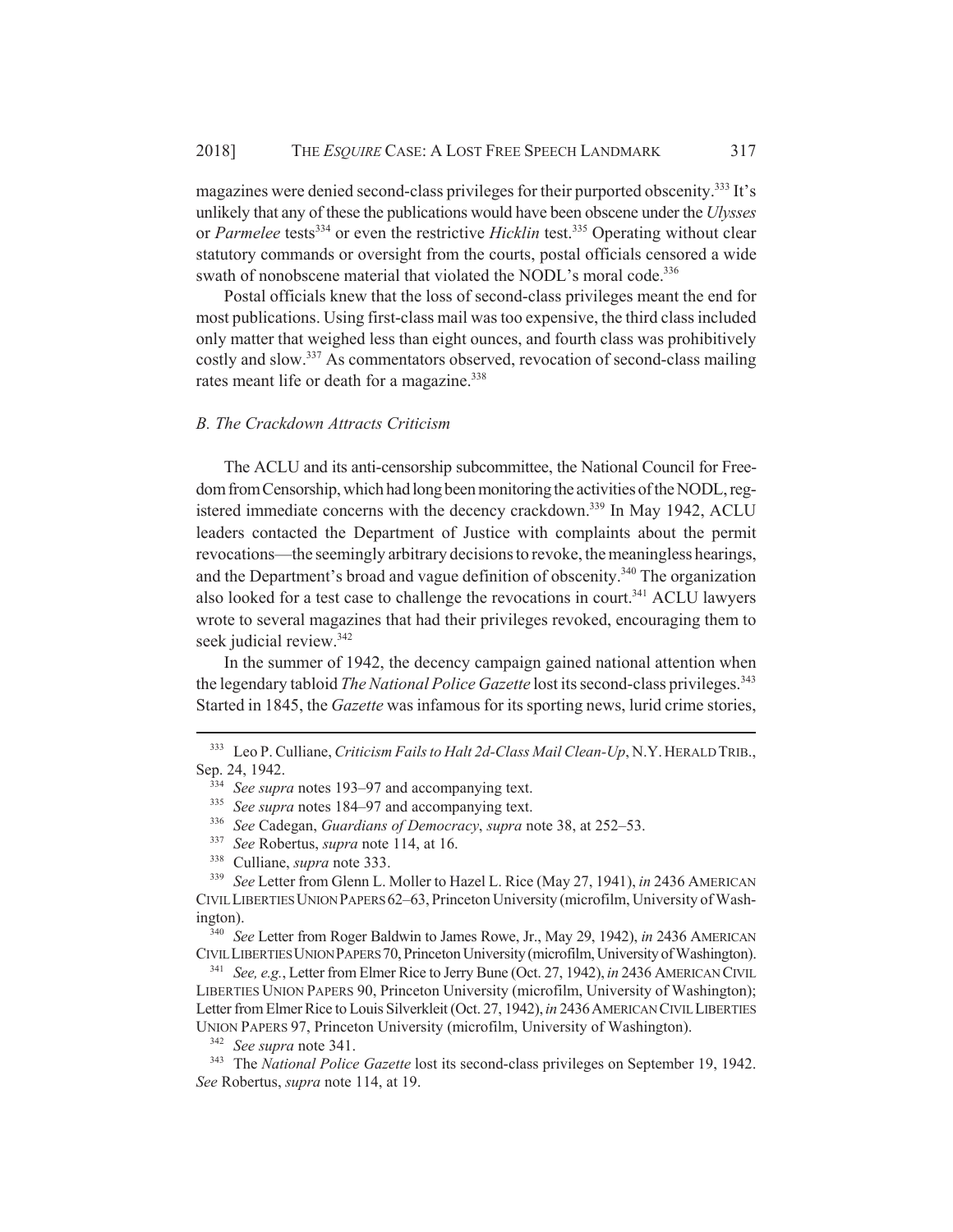magazines were denied second-class privileges for their purported obscenity.[333] It's unlikely that any of these the publications would have been obscene under the *Ulysses* or *Parmelee* tests[334] or even the restrictive *Hicklin* test.[335] Operating without clear statutory commands or oversight from the courts, postal officials censored a wide swath of nonobscene material that violated the NODL's moral code.[336]

Postal officials knew that the loss of second-class privileges meant the end for most publications. Using first-class mail was too expensive, the third class included only matter that weighed less than eight ounces, and fourth class was prohibitively costly and slow.[337] As commentators observed, revocation of second-class mailing rates meant life or death for a magazine.[338]

### *B. The Crackdown Attracts Criticism*

The ACLU and its anti-censorship subcommittee, the National Council for Freedom from Censorship, which had long been monitoring the activities of the NODL, registered immediate concerns with the decency crackdown.[339] In May 1942, ACLU leaders contacted the Department of Justice with complaints about the permit revocations—the seemingly arbitrary decisions to revoke, the meaningless hearings, and the Department's broad and vague definition of obscenity.[340] The organization also looked for a test case to challenge the revocations in court.[341] ACLU lawyers wrote to several magazines that had their privileges revoked, encouraging them to seek judicial review.[342]

In the summer of 1942, the decency campaign gained national attention when the legendary tabloid *The National Police Gazette* lost its second-class privileges.[343] Started in 1845, the *Gazette* was infamous for its sporting news, lurid crime stories,

---

[333] Leo P. Culliane, *Criticism Fails to Halt 2d-Class Mail Clean-Up*, N.Y. HERALD TRIB., Sep. 24, 1942.

[334] *See supra* notes 193–97 and accompanying text.

[335] *See supra* notes 184–97 and accompanying text.

[336] *See* Cadegan, *Guardians of Democracy*, *supra* note 38, at 252–53.

[337] *See* Robertus, *supra* note 114, at 16.

[338] Culliane, *supra* note 333.

[339] *See* Letter from Glenn L. Moller to Hazel L. Rice (May 27, 1941), *in* 2436 AMERICAN CIVIL LIBERTIES UNION PAPERS 62–63, Princeton University (microfilm, University of Washington).

[340] *See* Letter from Roger Baldwin to James Rowe, Jr., May 29, 1942), *in* 2436 AMERICAN CIVIL LIBERTIES UNION PAPERS 70, Princeton University (microfilm, University of Washington).

[341] *See, e.g.*, Letter from Elmer Rice to Jerry Bune (Oct. 27, 1942), *in* 2436 AMERICAN CIVIL LIBERTIES UNION PAPERS 90, Princeton University (microfilm, University of Washington); Letter from Elmer Rice to Louis Silverkleit (Oct. 27, 1942), *in* 2436 AMERICAN CIVIL LIBERTIES UNION PAPERS 97, Princeton University (microfilm, University of Washington).

[342] *See supra* note 341.

[343] The *National Police Gazette* lost its second-class privileges on September 19, 1942. *See* Robertus, *supra* note 114, at 19.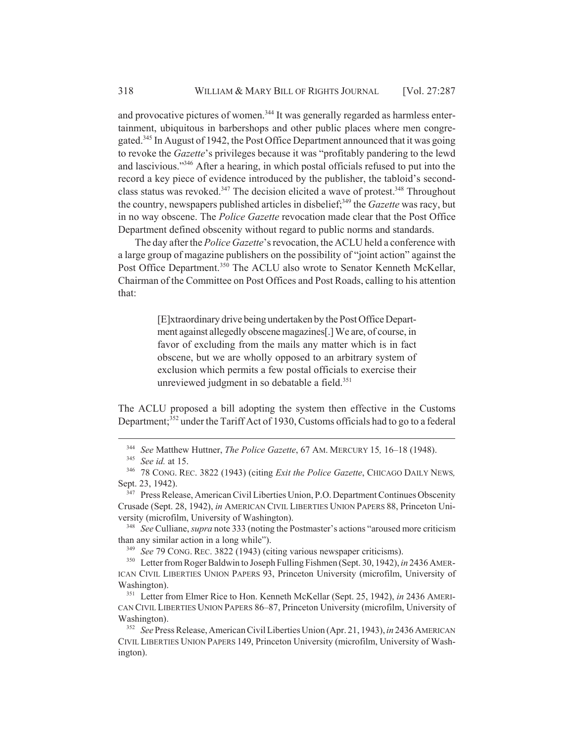and provocative pictures of women.[344] It was generally regarded as harmless entertainment, ubiquitous in barbershops and other public places where men congregated.[345] In August of 1942, the Post Office Department announced that it was going to revoke the *Gazette*'s privileges because it was "profitably pandering to the lewd and lascivious."[346] After a hearing, in which postal officials refused to put into the record a key piece of evidence introduced by the publisher, the tabloid's second-class status was revoked.[347] The decision elicited a wave of protest.[348] Throughout the country, newspapers published articles in disbelief;[349] the *Gazette* was racy, but in no way obscene. The *Police Gazette* revocation made clear that the Post Office Department defined obscenity without regard to public norms and standards.

The day after the *Police Gazette*'s revocation, the ACLU held a conference with a large group of magazine publishers on the possibility of "joint action" against the Post Office Department.[350] The ACLU also wrote to Senator Kenneth McKellar, Chairman of the Committee on Post Offices and Post Roads, calling to his attention that:

> [E]xtraordinary drive being undertaken by the Post Office Department against allegedly obscene magazines[.] We are, of course, in favor of excluding from the mails any matter which is in fact obscene, but we are wholly opposed to an arbitrary system of exclusion which permits a few postal officials to exercise their unreviewed judgment in so debatable a field.[351]

The ACLU proposed a bill adopting the system then effective in the Customs Department;[352] under the Tariff Act of 1930, Customs officials had to go to a federal

---

[344] *See* Matthew Huttner, *The Police Gazette*, 67 AM. MERCURY 15, 16–18 (1948).

[345] *See id.* at 15.

[346] 78 CONG. REC. 3822 (1943) (citing *Exit the Police Gazette*, CHICAGO DAILY NEWS, Sept. 23, 1942).

[347] Press Release, American Civil Liberties Union, P.O. Department Continues Obscenity Crusade (Sept. 28, 1942), *in* AMERICAN CIVIL LIBERTIES UNION PAPERS 88, Princeton University (microfilm, University of Washington).

[348] *See* Culliane, *supra* note 333 (noting the Postmaster's actions "aroused more criticism than any similar action in a long while").

[349] *See* 79 CONG. REC. 3822 (1943) (citing various newspaper criticisms).

[350] Letter from Roger Baldwin to Joseph Fulling Fishmen (Sept. 30, 1942), *in* 2436 AMERICAN CIVIL LIBERTIES UNION PAPERS 93, Princeton University (microfilm, University of Washington).

[351] Letter from Elmer Rice to Hon. Kenneth McKellar (Sept. 25, 1942), *in* 2436 AMERICAN CIVIL LIBERTIES UNION PAPERS 86–87, Princeton University (microfilm, University of Washington).

[352] *See* Press Release, American Civil Liberties Union (Apr. 21, 1943), *in* 2436 AMERICAN CIVIL LIBERTIES UNION PAPERS 149, Princeton University (microfilm, University of Washington).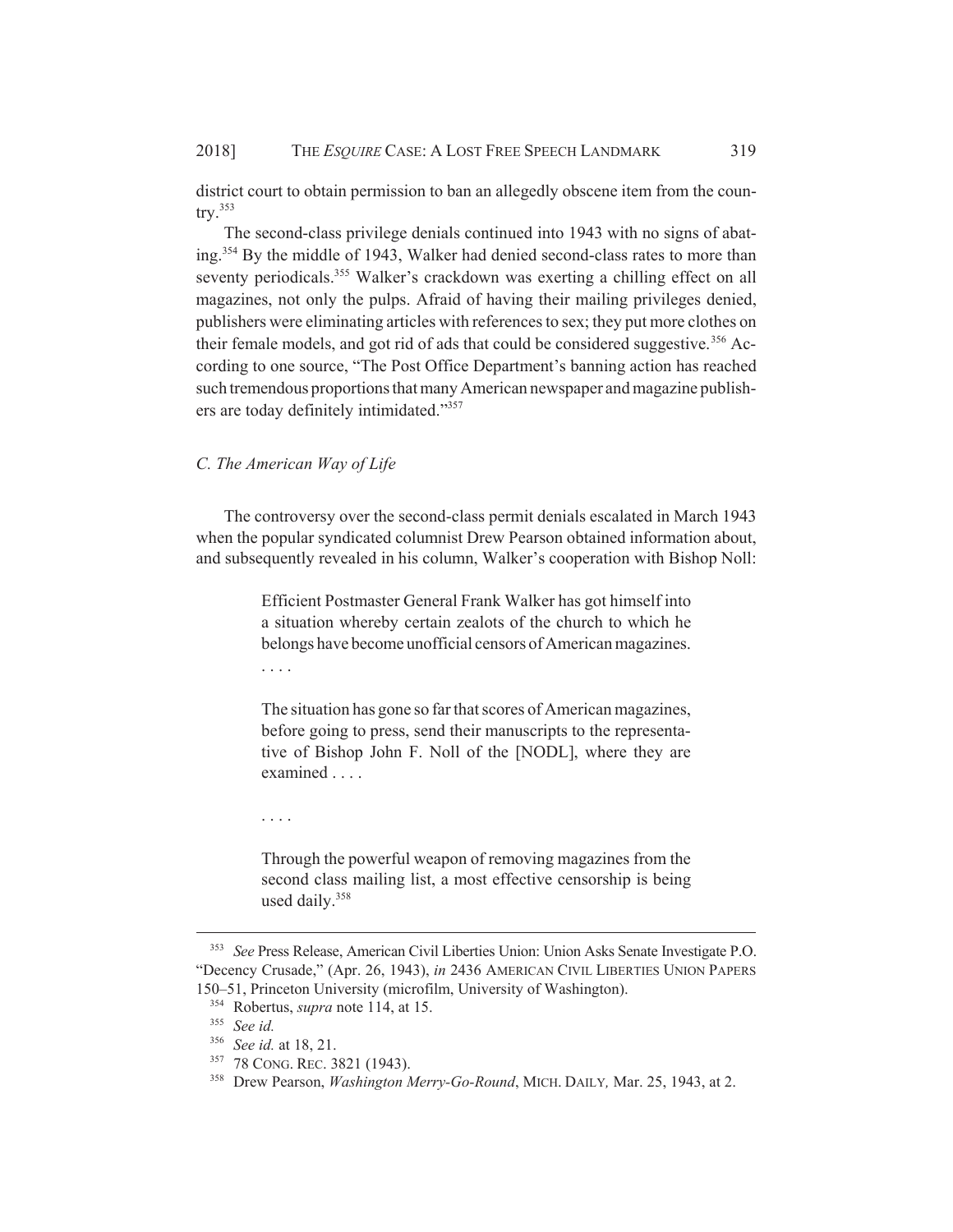district court to obtain permission to ban an allegedly obscene item from the country.[353]

The second-class privilege denials continued into 1943 with no signs of abating.[354] By the middle of 1943, Walker had denied second-class rates to more than seventy periodicals.[355] Walker's crackdown was exerting a chilling effect on all magazines, not only the pulps. Afraid of having their mailing privileges denied, publishers were eliminating articles with references to sex; they put more clothes on their female models, and got rid of ads that could be considered suggestive.[356] According to one source, "The Post Office Department's banning action has reached such tremendous proportions that many American newspaper and magazine publishers are today definitely intimidated."[357]

### *C. The American Way of Life*

The controversy over the second-class permit denials escalated in March 1943 when the popular syndicated columnist Drew Pearson obtained information about, and subsequently revealed in his column, Walker's cooperation with Bishop Noll:

> Efficient Postmaster General Frank Walker has got himself into a situation whereby certain zealots of the church to which he belongs have become unofficial censors of American magazines.
>
> . . . .
>
> The situation has gone so far that scores of American magazines, before going to press, send their manuscripts to the representative of Bishop John F. Noll of the [NODL], where they are examined . . . .
>
> . . . .
>
> Through the powerful weapon of removing magazines from the second class mailing list, a most effective censorship is being used daily.[358]

---

[353] *See* Press Release, American Civil Liberties Union: Union Asks Senate Investigate P.O. "Decency Crusade," (Apr. 26, 1943), *in* 2436 AMERICAN CIVIL LIBERTIES UNION PAPERS 150–51, Princeton University (microfilm, University of Washington).

[354] Robertus, *supra* note 114, at 15.

[355] *See id.*

[356] *See id.* at 18, 21.

[357] 78 CONG. REC. 3821 (1943).

[358] Drew Pearson, *Washington Merry-Go-Round*, MICH. DAILY*,* Mar. 25, 1943, at 2.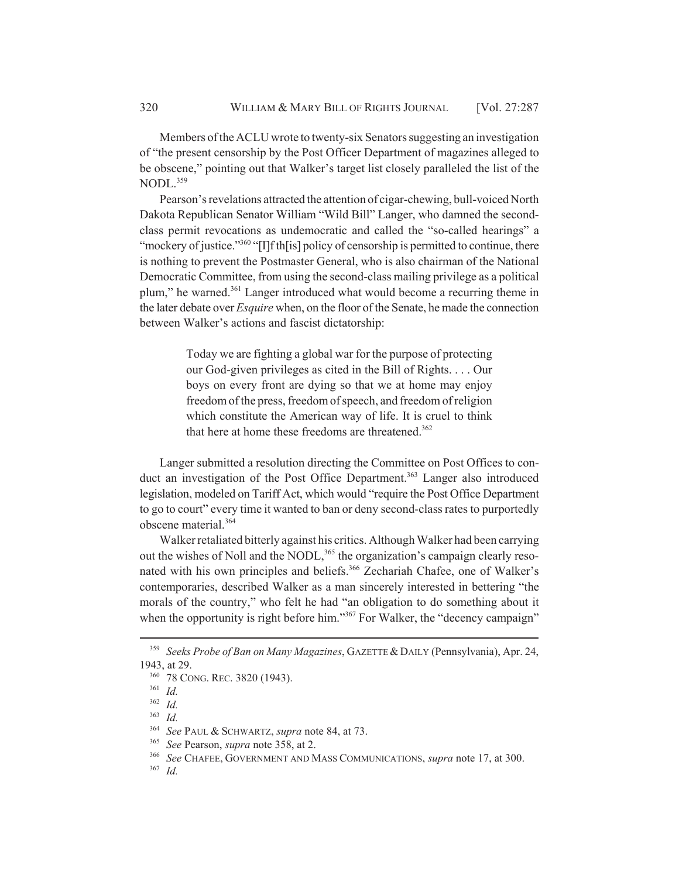Members of the ACLU wrote to twenty-six Senators suggesting an investigation of "the present censorship by the Post Officer Department of magazines alleged to be obscene," pointing out that Walker's target list closely paralleled the list of the NODL.[359]

Pearson's revelations attracted the attention of cigar-chewing, bull-voiced North Dakota Republican Senator William "Wild Bill" Langer, who damned the second-class permit revocations as undemocratic and called the "so-called hearings" a "mockery of justice."[360] "[I]f th[is] policy of censorship is permitted to continue, there is nothing to prevent the Postmaster General, who is also chairman of the National Democratic Committee, from using the second-class mailing privilege as a political plum," he warned.[361] Langer introduced what would become a recurring theme in the later debate over *Esquire* when, on the floor of the Senate, he made the connection between Walker's actions and fascist dictatorship:

> Today we are fighting a global war for the purpose of protecting our God-given privileges as cited in the Bill of Rights. . . . Our boys on every front are dying so that we at home may enjoy freedom of the press, freedom of speech, and freedom of religion which constitute the American way of life. It is cruel to think that here at home these freedoms are threatened.[362]

Langer submitted a resolution directing the Committee on Post Offices to conduct an investigation of the Post Office Department.[363] Langer also introduced legislation, modeled on Tariff Act, which would "require the Post Office Department to go to court" every time it wanted to ban or deny second-class rates to purportedly obscene material.[364]

Walker retaliated bitterly against his critics. Although Walker had been carrying out the wishes of Noll and the NODL,[365] the organization's campaign clearly resonated with his own principles and beliefs.[366] Zechariah Chafee, one of Walker's contemporaries, described Walker as a man sincerely interested in bettering "the morals of the country," who felt he had "an obligation to do something about it when the opportunity is right before him."[367] For Walker, the "decency campaign"

---

[359] *Seeks Probe of Ban on Many Magazines*, GAZETTE & DAILY (Pennsylvania), Apr. 24, 1943, at 29.

[360] 78 CONG. REC. 3820 (1943).

[361] *Id.*

[362] *Id.*

[363] *Id.*

[364] *See* PAUL & SCHWARTZ, *supra* note 84, at 73.

[365] *See* Pearson, *supra* note 358, at 2.

[366] *See* CHAFEE, GOVERNMENT AND MASS COMMUNICATIONS, *supra* note 17, at 300.

[367] *Id.*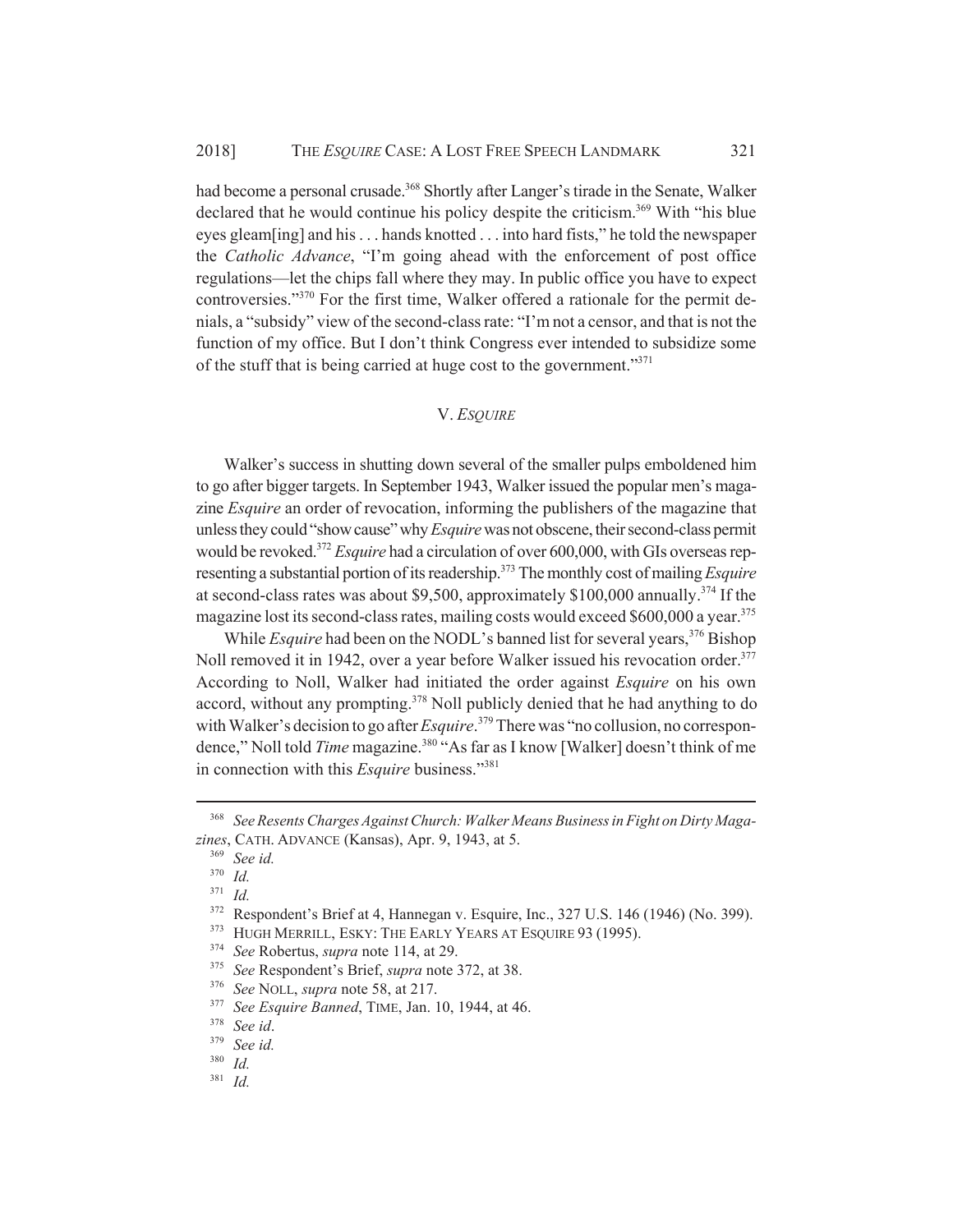had become a personal crusade.[368] Shortly after Langer's tirade in the Senate, Walker declared that he would continue his policy despite the criticism.[369] With "his blue eyes gleam[ing] and his . . . hands knotted . . . into hard fists," he told the newspaper the *Catholic Advance*, "I'm going ahead with the enforcement of post office regulations—let the chips fall where they may. In public office you have to expect controversies."[370] For the first time, Walker offered a rationale for the permit denials, a "subsidy" view of the second-class rate: "I'm not a censor, and that is not the function of my office. But I don't think Congress ever intended to subsidize some of the stuff that is being carried at huge cost to the government."[371]

## V. *ESQUIRE*

Walker's success in shutting down several of the smaller pulps emboldened him to go after bigger targets. In September 1943, Walker issued the popular men's magazine *Esquire* an order of revocation, informing the publishers of the magazine that unless they could "show cause" why *Esquire* was not obscene, their second-class permit would be revoked.[372] *Esquire* had a circulation of over 600,000, with GIs overseas representing a substantial portion of its readership.[373] The monthly cost of mailing *Esquire* at second-class rates was about $9,500, approximately $100,000 annually.[374] If the magazine lost its second-class rates, mailing costs would exceed $600,000 a year.[375]

While *Esquire* had been on the NODL's banned list for several years,[376] Bishop Noll removed it in 1942, over a year before Walker issued his revocation order.[377] According to Noll, Walker had initiated the order against *Esquire* on his own accord, without any prompting.[378] Noll publicly denied that he had anything to do with Walker's decision to go after *Esquire*.[379] There was "no collusion, no correspondence," Noll told *Time* magazine.[380] "As far as I know [Walker] doesn't think of me in connection with this *Esquire* business."[381]

---

[368] *See Resents Charges Against Church: Walker Means Business in Fight on Dirty Magazines*, CATH. ADVANCE (Kansas), Apr. 9, 1943, at 5.

[369] *See id.*

[370] *Id.*

[371] *Id.*

[372] Respondent's Brief at 4, Hannegan v. Esquire, Inc., 327 U.S. 146 (1946) (No. 399).

[373] HUGH MERRILL, ESKY: THE EARLY YEARS AT ESQUIRE 93 (1995).

[374] *See* Robertus, *supra* note 114, at 29.

[375] *See* Respondent's Brief, *supra* note 372, at 38.

[376] *See* NOLL, *supra* note 58, at 217.

[377] *See Esquire Banned*, TIME, Jan. 10, 1944, at 46.

[378] *See id*.

[379] *See id.*

[380] *Id.*

[381] *Id.*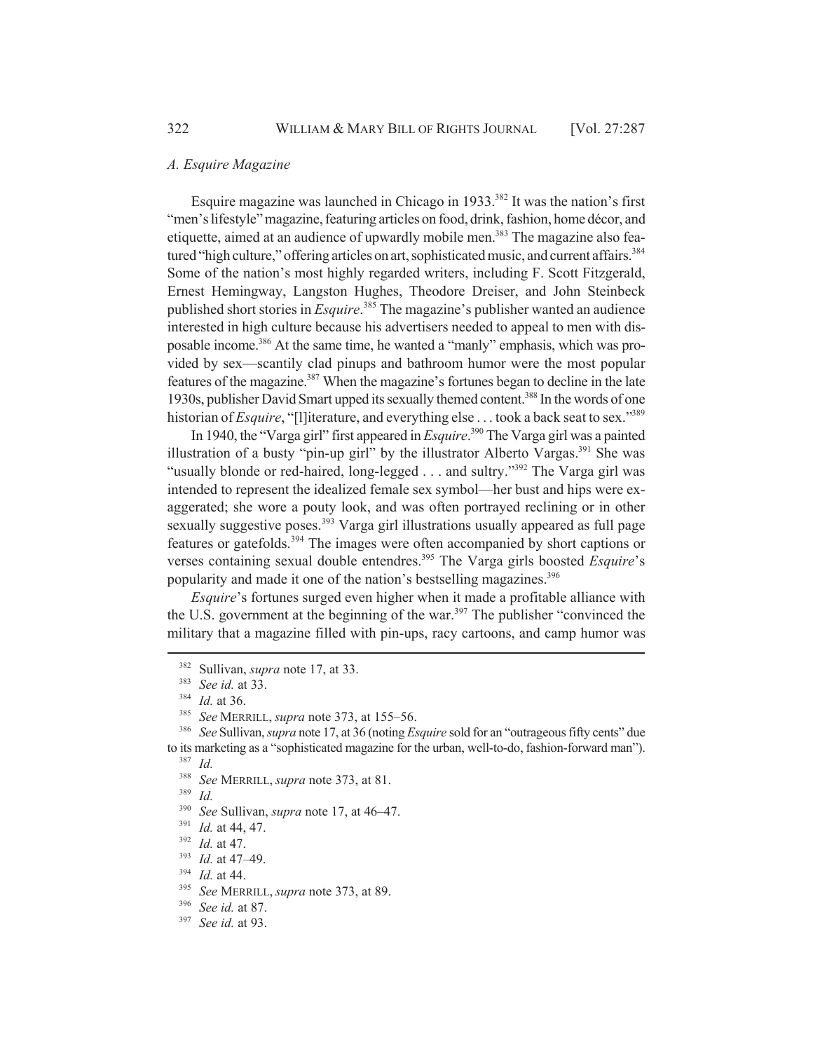### *A. Esquire Magazine*

Esquire magazine was launched in Chicago in 1933.[382] It was the nation's first "men's lifestyle" magazine, featuring articles on food, drink, fashion, home décor, and etiquette, aimed at an audience of upwardly mobile men.[383] The magazine also featured "high culture," offering articles on art, sophisticated music, and current affairs.[384] Some of the nation's most highly regarded writers, including F. Scott Fitzgerald, Ernest Hemingway, Langston Hughes, Theodore Dreiser, and John Steinbeck published short stories in *Esquire*.[385] The magazine's publisher wanted an audience interested in high culture because his advertisers needed to appeal to men with disposable income.[386] At the same time, he wanted a "manly" emphasis, which was provided by sex—scantily clad pinups and bathroom humor were the most popular features of the magazine.[387] When the magazine's fortunes began to decline in the late 1930s, publisher David Smart upped its sexually themed content.[388] In the words of one historian of *Esquire*, "[l]iterature, and everything else . . . took a back seat to sex."[389]

In 1940, the "Varga girl" first appeared in *Esquire*.[390] The Varga girl was a painted illustration of a busty "pin-up girl" by the illustrator Alberto Vargas.[391] She was "usually blonde or red-haired, long-legged . . . and sultry."[392] The Varga girl was intended to represent the idealized female sex symbol—her bust and hips were exaggerated; she wore a pouty look, and was often portrayed reclining or in other sexually suggestive poses.[393] Varga girl illustrations usually appeared as full page features or gatefolds.[394] The images were often accompanied by short captions or verses containing sexual double entendres.[395] The Varga girls boosted *Esquire*'s popularity and made it one of the nation's bestselling magazines.[396]

*Esquire*'s fortunes surged even higher when it made a profitable alliance with the U.S. government at the beginning of the war.[397] The publisher "convinced the military that a magazine filled with pin-ups, racy cartoons, and camp humor was

---

[382] Sullivan, *supra* note 17, at 33.

[383] *See id.* at 33.

[384] *Id.* at 36.

[385] *See* MERRILL, *supra* note 373, at 155–56.

[386] *See* Sullivan, *supra* note 17, at 36 (noting *Esquire* sold for an "outrageous fifty cents" due to its marketing as a "sophisticated magazine for the urban, well-to-do, fashion-forward man").

[387] *Id.*

[388] *See* MERRILL, *supra* note 373, at 81.

[389] *Id.*

[390] *See* Sullivan, *supra* note 17, at 46–47.

[391] *Id.* at 44, 47.

[392] *Id.* at 47.

[393] *Id.* at 47–49.

[394] *Id.* at 44.

[395] *See* MERRILL, *supra* note 373, at 89.

[396] *See id.* at 87.

[397] *See id.* at 93.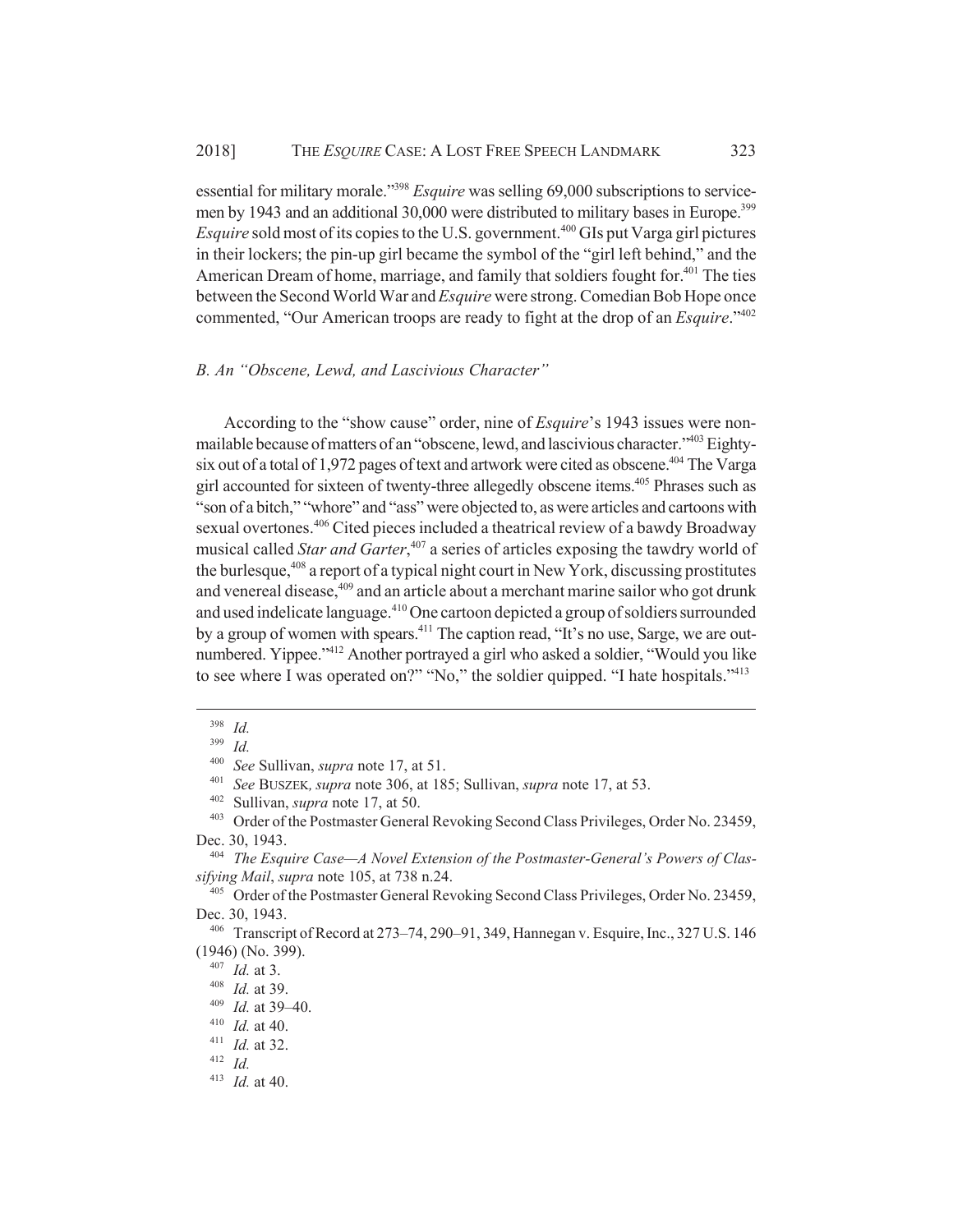essential for military morale."[398] *Esquire* was selling 69,000 subscriptions to servicemen by 1943 and an additional 30,000 were distributed to military bases in Europe.[399] *Esquire* sold most of its copies to the U.S. government.[400] GIs put Varga girl pictures in their lockers; the pin-up girl became the symbol of the "girl left behind," and the American Dream of home, marriage, and family that soldiers fought for.[401] The ties between the Second World War and *Esquire* were strong. Comedian Bob Hope once commented, "Our American troops are ready to fight at the drop of an *Esquire*."[402]

### *B. An "Obscene, Lewd, and Lascivious Character"*

According to the "show cause" order, nine of *Esquire*'s 1943 issues were nonmailable because of matters of an "obscene, lewd, and lascivious character."[403] Eighty-six out of a total of 1,972 pages of text and artwork were cited as obscene.[404] The Varga girl accounted for sixteen of twenty-three allegedly obscene items.[405] Phrases such as "son of a bitch," "whore" and "ass" were objected to, as were articles and cartoons with sexual overtones.[406] Cited pieces included a theatrical review of a bawdy Broadway musical called *Star and Garter*,[407] a series of articles exposing the tawdry world of the burlesque,[408] a report of a typical night court in New York, discussing prostitutes and venereal disease,[409] and an article about a merchant marine sailor who got drunk and used indelicate language.[410] One cartoon depicted a group of soldiers surrounded by a group of women with spears.[411] The caption read, "It's no use, Sarge, we are outnumbered. Yippee."[412] Another portrayed a girl who asked a soldier, "Would you like to see where I was operated on?" "No," the soldier quipped. "I hate hospitals."[413]

---

[398] *Id.*

[399] *Id.*

[400] *See* Sullivan, *supra* note 17, at 51.

[401] *See* BUSZEK, *supra* note 306, at 185; Sullivan, *supra* note 17, at 53.

[402] Sullivan, *supra* note 17, at 50.

[403] Order of the Postmaster General Revoking Second Class Privileges, Order No. 23459, Dec. 30, 1943.

[404] *The Esquire Case—A Novel Extension of the Postmaster-General's Powers of Classifying Mail*, *supra* note 105, at 738 n.24.

[405] Order of the Postmaster General Revoking Second Class Privileges, Order No. 23459, Dec. 30, 1943.

[406] Transcript of Record at 273–74, 290–91, 349, Hannegan v. Esquire, Inc., 327 U.S. 146 (1946) (No. 399).

[407] *Id.* at 3.

[408] *Id.* at 39.

[409] *Id.* at 39–40.

[410] *Id.* at 40.

[411] *Id.* at 32.

[412] *Id.*

[413] *Id.* at 40.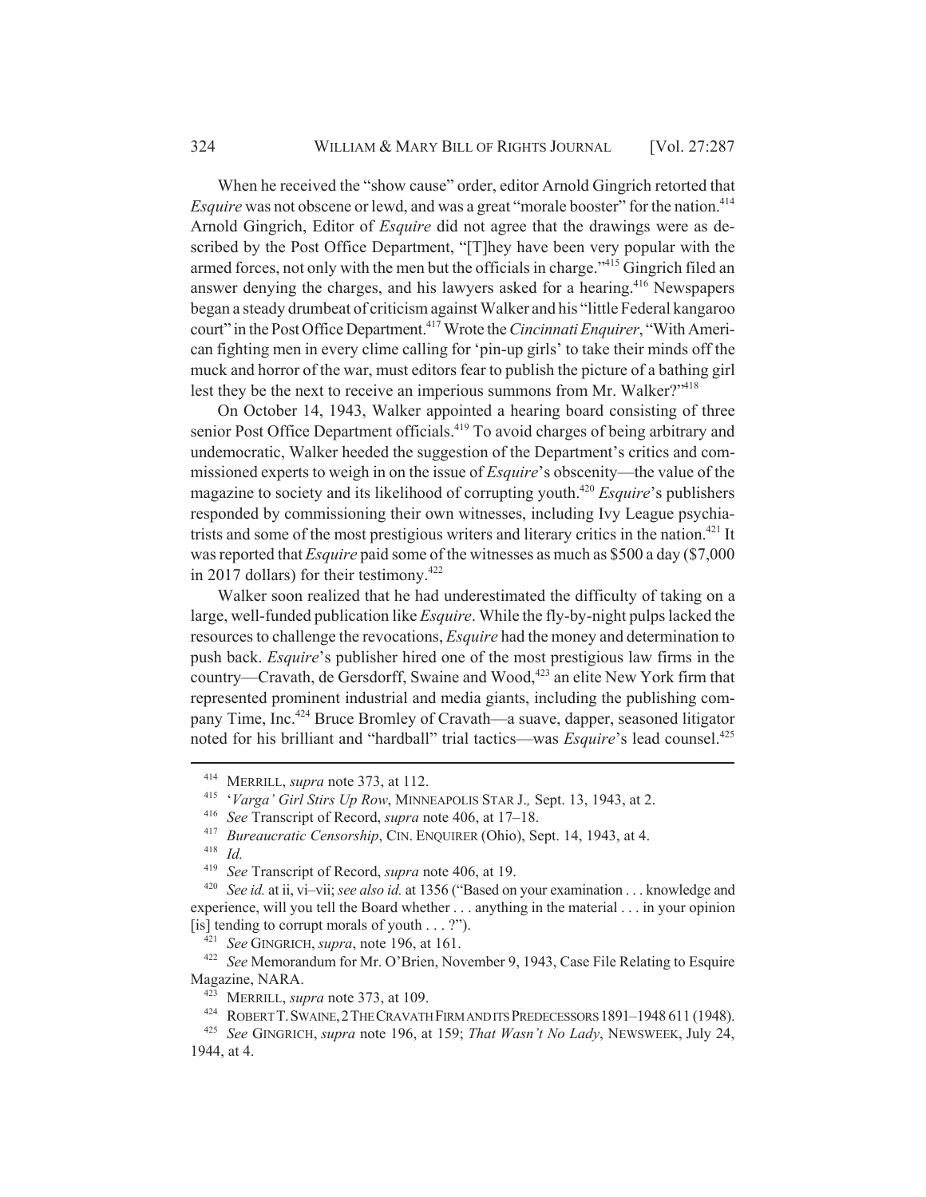When he received the "show cause" order, editor Arnold Gingrich retorted that *Esquire* was not obscene or lewd, and was a great "morale booster" for the nation.[414] Arnold Gingrich, Editor of *Esquire* did not agree that the drawings were as described by the Post Office Department, "[T]hey have been very popular with the armed forces, not only with the men but the officials in charge."[415] Gingrich filed an answer denying the charges, and his lawyers asked for a hearing.[416] Newspapers began a steady drumbeat of criticism against Walker and his "little Federal kangaroo court" in the Post Office Department.[417] Wrote the *Cincinnati Enquirer*, "With American fighting men in every clime calling for 'pin-up girls' to take their minds off the muck and horror of the war, must editors fear to publish the picture of a bathing girl lest they be the next to receive an imperious summons from Mr. Walker?"[418]

On October 14, 1943, Walker appointed a hearing board consisting of three senior Post Office Department officials.[419] To avoid charges of being arbitrary and undemocratic, Walker heeded the suggestion of the Department's critics and commissioned experts to weigh in on the issue of *Esquire*'s obscenity—the value of the magazine to society and its likelihood of corrupting youth.[420] *Esquire*'s publishers responded by commissioning their own witnesses, including Ivy League psychiatrists and some of the most prestigious writers and literary critics in the nation.[421] It was reported that *Esquire* paid some of the witnesses as much as $500 a day ($7,000 in 2017 dollars) for their testimony.[422]

Walker soon realized that he had underestimated the difficulty of taking on a large, well-funded publication like *Esquire*. While the fly-by-night pulps lacked the resources to challenge the revocations, *Esquire* had the money and determination to push back. *Esquire*'s publisher hired one of the most prestigious law firms in the country—Cravath, de Gersdorff, Swaine and Wood,[423] an elite New York firm that represented prominent industrial and media giants, including the publishing company Time, Inc.[424] Bruce Bromley of Cravath—a suave, dapper, seasoned litigator noted for his brilliant and "hardball" trial tactics—was *Esquire*'s lead counsel.[425]

---

[414] MERRILL, *supra* note 373, at 112.

[415] '*Varga' Girl Stirs Up Row*, MINNEAPOLIS STAR J., Sept. 13, 1943, at 2.

[416] *See* Transcript of Record, *supra* note 406, at 17–18.

[417] *Bureaucratic Censorship*, CIN. ENQUIRER (Ohio), Sept. 14, 1943, at 4.

[418] *Id.*

[419] *See* Transcript of Record, *supra* note 406, at 19.

[420] *See id.* at ii, vi–vii; *see also id.* at 1356 ("Based on your examination . . . knowledge and experience, will you tell the Board whether . . . anything in the material . . . in your opinion [is] tending to corrupt morals of youth . . . ?").

[421] *See* GINGRICH, *supra*, note 196, at 161.

[422] *See* Memorandum for Mr. O'Brien, November 9, 1943, Case File Relating to Esquire Magazine, NARA.

[423] MERRILL, *supra* note 373, at 109.

[424] ROBERT T. SWAINE, 2 THE CRAVATH FIRM AND ITS PREDECESSORS 1891–1948 611 (1948).

[425] *See* GINGRICH, *supra* note 196, at 159; *That Wasn't No Lady*, NEWSWEEK, July 24, 1944, at 4.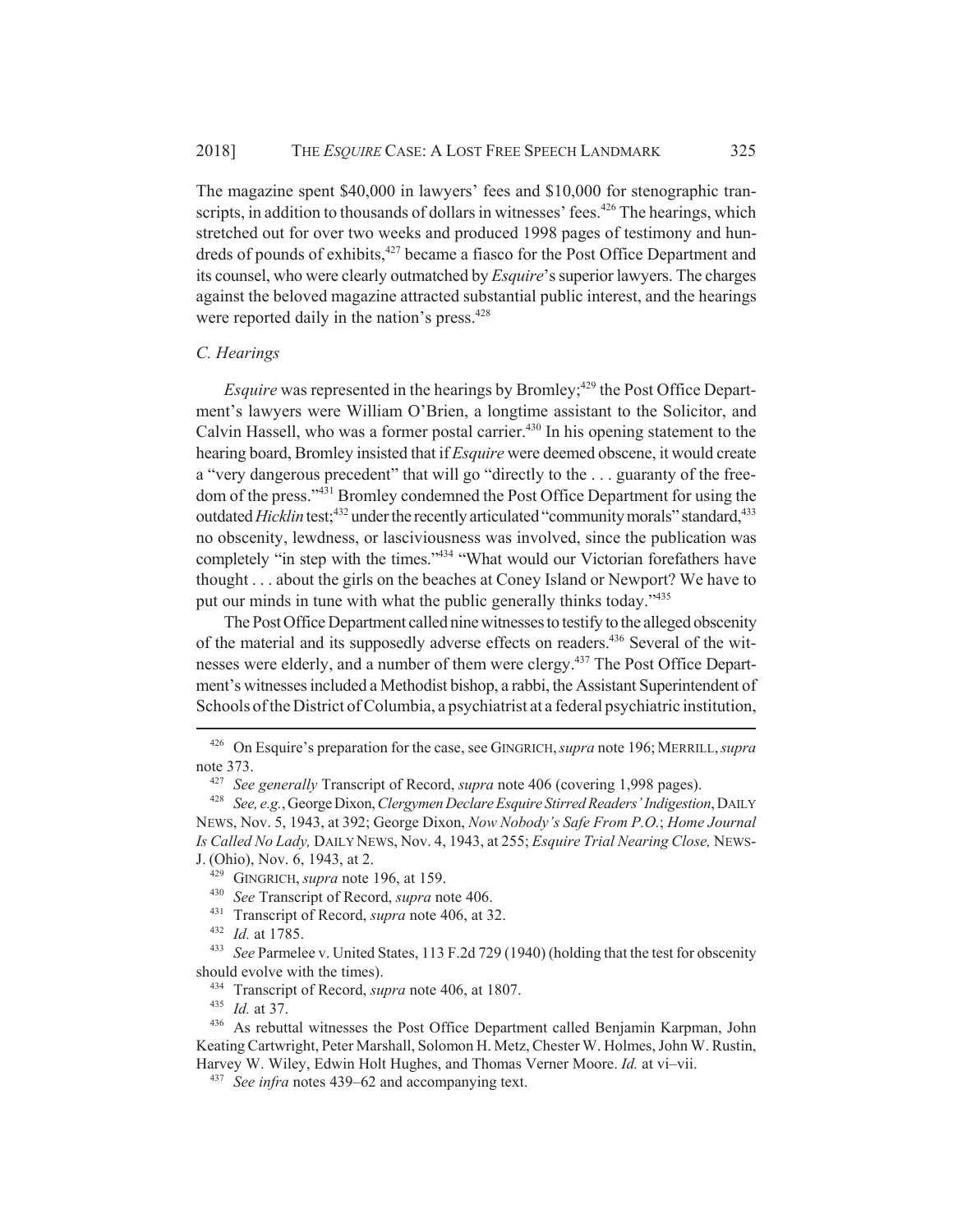The magazine spent $40,000 in lawyers' fees and $10,000 for stenographic transcripts, in addition to thousands of dollars in witnesses' fees.[426] The hearings, which stretched out for over two weeks and produced 1998 pages of testimony and hundreds of pounds of exhibits,[427] became a fiasco for the Post Office Department and its counsel, who were clearly outmatched by *Esquire*'s superior lawyers. The charges against the beloved magazine attracted substantial public interest, and the hearings were reported daily in the nation's press.[428]

### *C. Hearings*

*Esquire* was represented in the hearings by Bromley;[429] the Post Office Department's lawyers were William O'Brien, a longtime assistant to the Solicitor, and Calvin Hassell, who was a former postal carrier.[430] In his opening statement to the hearing board, Bromley insisted that if *Esquire* were deemed obscene, it would create a "very dangerous precedent" that will go "directly to the . . . guaranty of the freedom of the press."[431] Bromley condemned the Post Office Department for using the outdated *Hicklin* test;[432] under the recently articulated "community morals" standard,[433] no obscenity, lewdness, or lasciviousness was involved, since the publication was completely "in step with the times."[434] "What would our Victorian forefathers have thought . . . about the girls on the beaches at Coney Island or Newport? We have to put our minds in tune with what the public generally thinks today."[435]

The Post Office Department called nine witnesses to testify to the alleged obscenity of the material and its supposedly adverse effects on readers.[436] Several of the witnesses were elderly, and a number of them were clergy.[437] The Post Office Department's witnesses included a Methodist bishop, a rabbi, the Assistant Superintendent of Schools of the District of Columbia, a psychiatrist at a federal psychiatric institution,

---

[426] On Esquire's preparation for the case, see GINGRICH, *supra* note 196; MERRILL, *supra* note 373.

[427] *See generally* Transcript of Record, *supra* note 406 (covering 1,998 pages).

[428] *See, e.g.*, George Dixon, *Clergymen Declare Esquire Stirred Readers' Indigestion*, DAILY NEWS, Nov. 5, 1943, at 392; George Dixon, *Now Nobody's Safe From P.O.*; *Home Journal Is Called No Lady,* DAILY NEWS, Nov. 4, 1943, at 255; *Esquire Trial Nearing Close,* NEWS-J. (Ohio), Nov. 6, 1943, at 2.

[429] GINGRICH, *supra* note 196, at 159.

[430] *See* Transcript of Record, *supra* note 406.

[431] Transcript of Record, *supra* note 406, at 32.

[432] *Id.* at 1785.

[433] *See* Parmelee v. United States, 113 F.2d 729 (1940) (holding that the test for obscenity should evolve with the times).

[434] Transcript of Record, *supra* note 406, at 1807.

[435] *Id.* at 37.

[436] As rebuttal witnesses the Post Office Department called Benjamin Karpman, John Keating Cartwright, Peter Marshall, Solomon H. Metz, Chester W. Holmes, John W. Rustin, Harvey W. Wiley, Edwin Holt Hughes, and Thomas Verner Moore. *Id.* at vi–vii.

[437] *See infra* notes 439–62 and accompanying text.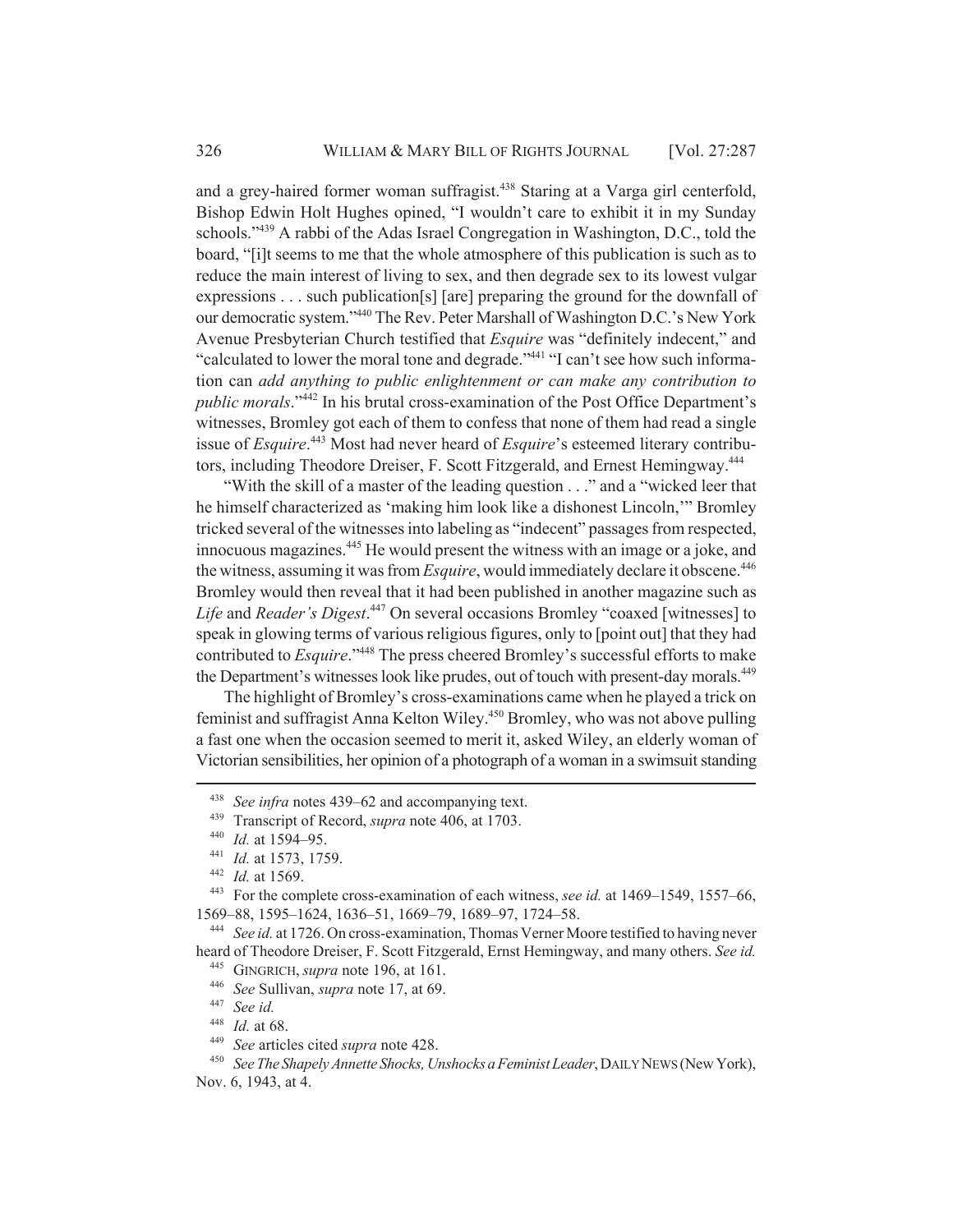and a grey-haired former woman suffragist.[438] Staring at a Varga girl centerfold, Bishop Edwin Holt Hughes opined, "I wouldn't care to exhibit it in my Sunday schools."[439] A rabbi of the Adas Israel Congregation in Washington, D.C., told the board, "[i]t seems to me that the whole atmosphere of this publication is such as to reduce the main interest of living to sex, and then degrade sex to its lowest vulgar expressions . . . such publication[s] [are] preparing the ground for the downfall of our democratic system."[440] The Rev. Peter Marshall of Washington D.C.'s New York Avenue Presbyterian Church testified that *Esquire* was "definitely indecent," and "calculated to lower the moral tone and degrade."[441] "I can't see how such information can *add anything to public enlightenment or can make any contribution to public morals*."[442] In his brutal cross-examination of the Post Office Department's witnesses, Bromley got each of them to confess that none of them had read a single issue of *Esquire*.[443] Most had never heard of *Esquire*'s esteemed literary contributors, including Theodore Dreiser, F. Scott Fitzgerald, and Ernest Hemingway.[444]

"With the skill of a master of the leading question . . ." and a "wicked leer that he himself characterized as 'making him look like a dishonest Lincoln,'" Bromley tricked several of the witnesses into labeling as "indecent" passages from respected, innocuous magazines.[445] He would present the witness with an image or a joke, and the witness, assuming it was from *Esquire*, would immediately declare it obscene.[446] Bromley would then reveal that it had been published in another magazine such as *Life* and *Reader's Digest*.[447] On several occasions Bromley "coaxed [witnesses] to speak in glowing terms of various religious figures, only to [point out] that they had contributed to *Esquire*."[448] The press cheered Bromley's successful efforts to make the Department's witnesses look like prudes, out of touch with present-day morals.[449]

The highlight of Bromley's cross-examinations came when he played a trick on feminist and suffragist Anna Kelton Wiley.[450] Bromley, who was not above pulling a fast one when the occasion seemed to merit it, asked Wiley, an elderly woman of Victorian sensibilities, her opinion of a photograph of a woman in a swimsuit standing

---

[438] *See infra* notes 439–62 and accompanying text.

[439] Transcript of Record, *supra* note 406, at 1703.

[440] *Id.* at 1594–95.

[441] *Id.* at 1573, 1759.

[442] *Id.* at 1569.

[443] For the complete cross-examination of each witness, *see id.* at 1469–1549, 1557–66, 1569–88, 1595–1624, 1636–51, 1669–79, 1689–97, 1724–58.

[444] *See id.* at 1726. On cross-examination, Thomas Verner Moore testified to having never heard of Theodore Dreiser, F. Scott Fitzgerald, Ernst Hemingway, and many others. *See id.*

[445] GINGRICH, *supra* note 196, at 161.

[446] *See* Sullivan, *supra* note 17, at 69.

[447] *See id.*

[448] *Id.* at 68.

[449] *See* articles cited *supra* note 428.

[450] *See The Shapely Annette Shocks, Unshocks a Feminist Leader*, DAILY NEWS (New York), Nov. 6, 1943, at 4.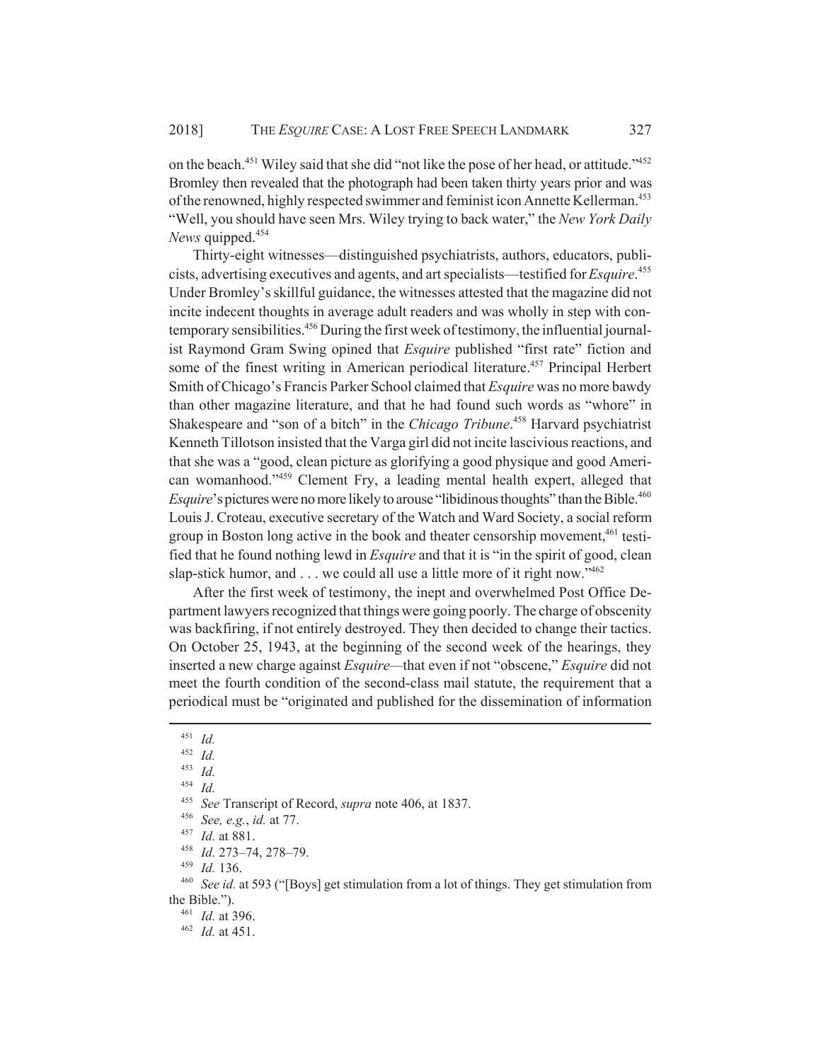on the beach.[451] Wiley said that she did "not like the pose of her head, or attitude."[452] Bromley then revealed that the photograph had been taken thirty years prior and was of the renowned, highly respected swimmer and feminist icon Annette Kellerman.[453] "Well, you should have seen Mrs. Wiley trying to back water," the *New York Daily News* quipped.[454]

Thirty-eight witnesses—distinguished psychiatrists, authors, educators, publicists, advertising executives and agents, and art specialists—testified for *Esquire*.[455] Under Bromley's skillful guidance, the witnesses attested that the magazine did not incite indecent thoughts in average adult readers and was wholly in step with contemporary sensibilities.[456] During the first week of testimony, the influential journalist Raymond Gram Swing opined that *Esquire* published "first rate" fiction and some of the finest writing in American periodical literature.[457] Principal Herbert Smith of Chicago's Francis Parker School claimed that *Esquire* was no more bawdy than other magazine literature, and that he had found such words as "whore" in Shakespeare and "son of a bitch" in the *Chicago Tribune*.[458] Harvard psychiatrist Kenneth Tillotson insisted that the Varga girl did not incite lascivious reactions, and that she was a "good, clean picture as glorifying a good physique and good American womanhood."[459] Clement Fry, a leading mental health expert, alleged that *Esquire*'s pictures were no more likely to arouse "libidinous thoughts" than the Bible.[460] Louis J. Croteau, executive secretary of the Watch and Ward Society, a social reform group in Boston long active in the book and theater censorship movement,[461] testified that he found nothing lewd in *Esquire* and that it is "in the spirit of good, clean slap-stick humor, and . . . we could all use a little more of it right now."[462]

After the first week of testimony, the inept and overwhelmed Post Office Department lawyers recognized that things were going poorly. The charge of obscenity was backfiring, if not entirely destroyed. They then decided to change their tactics. On October 25, 1943, at the beginning of the second week of the hearings, they inserted a new charge against *Esquire*—that even if not "obscene," *Esquire* did not meet the fourth condition of the second-class mail statute, the requirement that a periodical must be "originated and published for the dissemination of information

---

[451] *Id.*

[452] *Id.*

[453] *Id.*

[454] *Id.*

[455] *See* Transcript of Record, *supra* note 406, at 1837.

[456] *See, e.g.*, *id.* at 77.

[457] *Id.* at 881.

[458] *Id.* 273–74, 278–79.

[459] *Id.* 136.

[460] *See id.* at 593 ("[Boys] get stimulation from a lot of things. They get stimulation from the Bible.").

[461] *Id.* at 396.

[462] *Id.* at 451.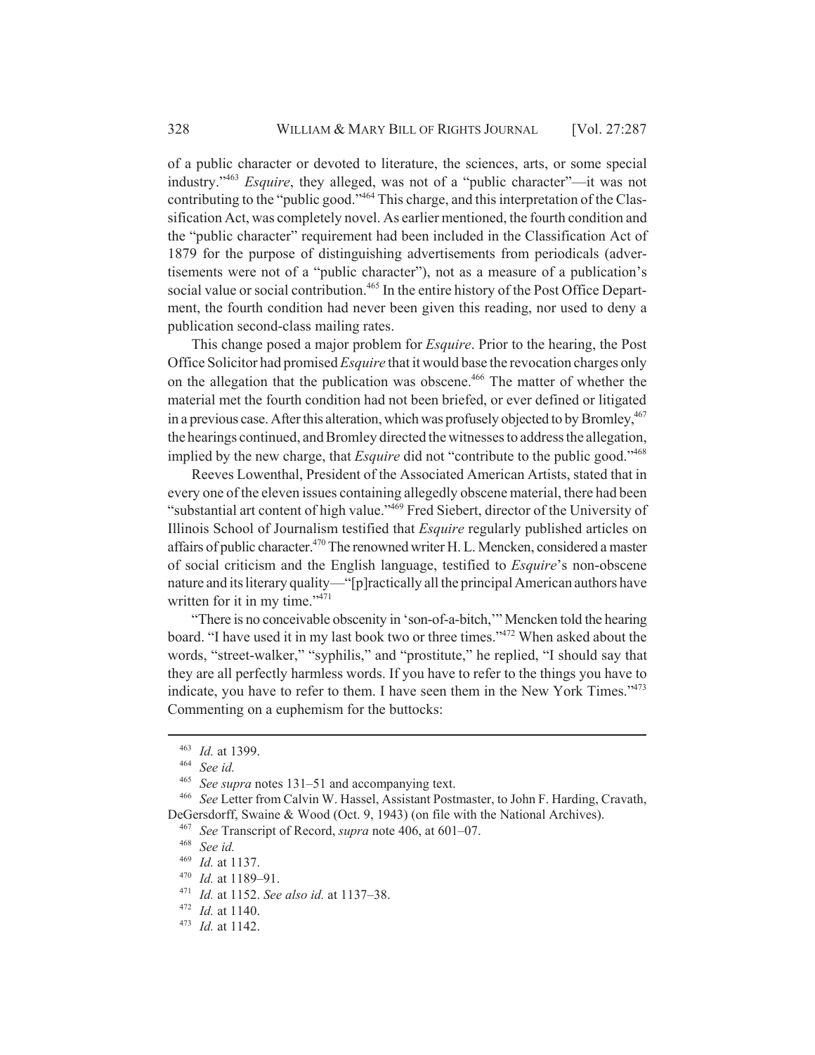of a public character or devoted to literature, the sciences, arts, or some special industry."[463] *Esquire*, they alleged, was not of a "public character"—it was not contributing to the "public good."[464] This charge, and this interpretation of the Classification Act, was completely novel. As earlier mentioned, the fourth condition and the "public character" requirement had been included in the Classification Act of 1879 for the purpose of distinguishing advertisements from periodicals (advertisements were not of a "public character"), not as a measure of a publication's social value or social contribution.[465] In the entire history of the Post Office Department, the fourth condition had never been given this reading, nor used to deny a publication second-class mailing rates.

This change posed a major problem for *Esquire*. Prior to the hearing, the Post Office Solicitor had promised *Esquire* that it would base the revocation charges only on the allegation that the publication was obscene.[466] The matter of whether the material met the fourth condition had not been briefed, or ever defined or litigated in a previous case. After this alteration, which was profusely objected to by Bromley,[467] the hearings continued, and Bromley directed the witnesses to address the allegation, implied by the new charge, that *Esquire* did not "contribute to the public good."[468]

Reeves Lowenthal, President of the Associated American Artists, stated that in every one of the eleven issues containing allegedly obscene material, there had been "substantial art content of high value."[469] Fred Siebert, director of the University of Illinois School of Journalism testified that *Esquire* regularly published articles on affairs of public character.[470] The renowned writer H. L. Mencken, considered a master of social criticism and the English language, testified to *Esquire*'s non-obscene nature and its literary quality—"[p]ractically all the principal American authors have written for it in my time."[471]

"There is no conceivable obscenity in 'son-of-a-bitch,'" Mencken told the hearing board. "I have used it in my last book two or three times."[472] When asked about the words, "street-walker," "syphilis," and "prostitute," he replied, "I should say that they are all perfectly harmless words. If you have to refer to the things you have to indicate, you have to refer to them. I have seen them in the New York Times."[473] Commenting on a euphemism for the buttocks:

---

[463] *Id.* at 1399.

[464] *See id.*

[465] *See supra* notes 131–51 and accompanying text.

[466] *See* Letter from Calvin W. Hassel, Assistant Postmaster, to John F. Harding, Cravath, DeGersdorff, Swaine & Wood (Oct. 9, 1943) (on file with the National Archives).

[467] *See* Transcript of Record, *supra* note 406, at 601–07.

[468] *See id.*

[469] *Id.* at 1137.

[470] *Id.* at 1189–91.

[471] *Id.* at 1152. *See also id.* at 1137–38.

[472] *Id.* at 1140.

[473] *Id.* at 1142.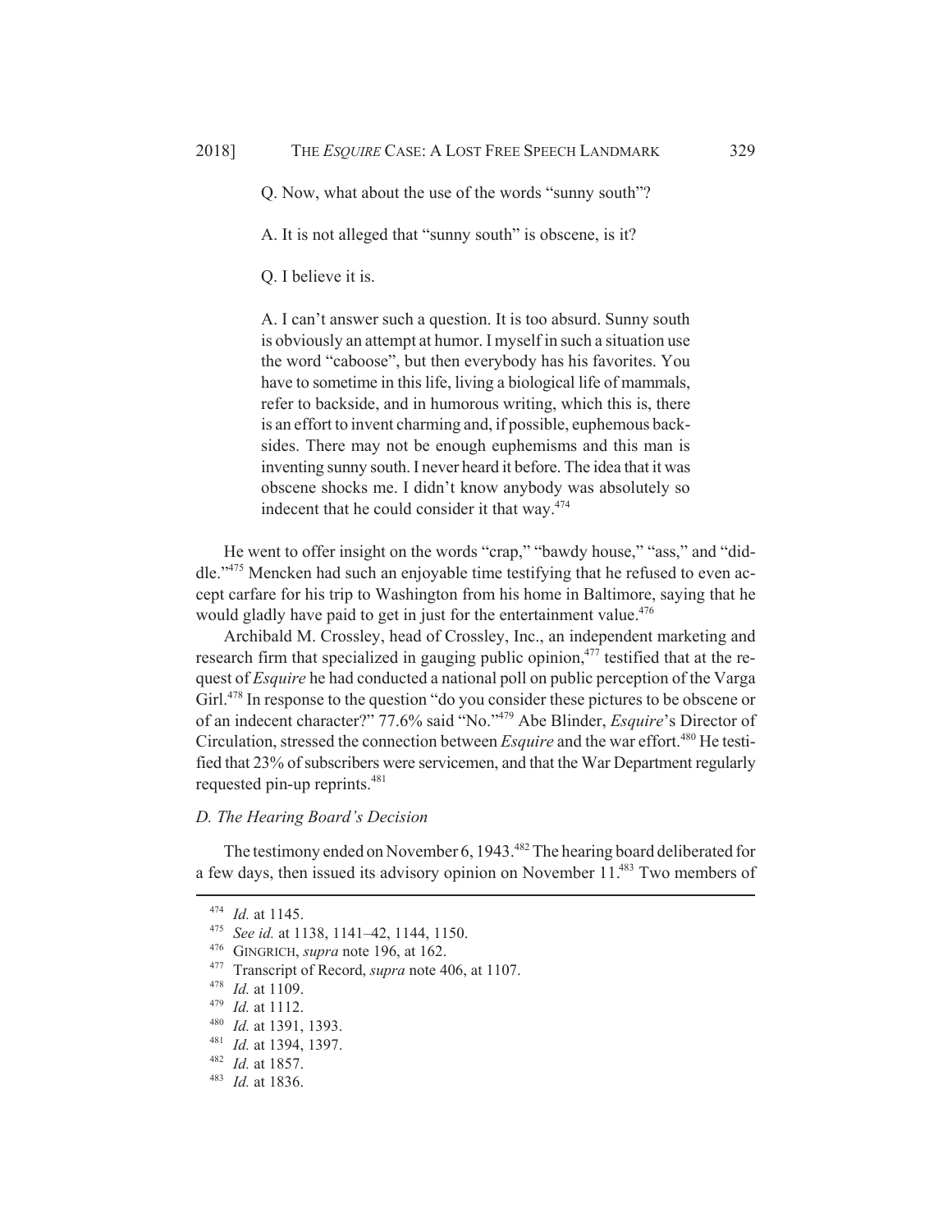Q. Now, what about the use of the words "sunny south"?

A. It is not alleged that "sunny south" is obscene, is it?

Q. I believe it is.

A. I can't answer such a question. It is too absurd. Sunny south is obviously an attempt at humor. I myself in such a situation use the word "caboose", but then everybody has his favorites. You have to sometime in this life, living a biological life of mammals, refer to backside, and in humorous writing, which this is, there is an effort to invent charming and, if possible, euphemous backsides. There may not be enough euphemisms and this man is inventing sunny south. I never heard it before. The idea that it was obscene shocks me. I didn't know anybody was absolutely so indecent that he could consider it that way.[474]

He went to offer insight on the words "crap," "bawdy house," "ass," and "diddle."[475] Mencken had such an enjoyable time testifying that he refused to even accept carfare for his trip to Washington from his home in Baltimore, saying that he would gladly have paid to get in just for the entertainment value.[476]

Archibald M. Crossley, head of Crossley, Inc., an independent marketing and research firm that specialized in gauging public opinion,[477] testified that at the request of *Esquire* he had conducted a national poll on public perception of the Varga Girl.[478] In response to the question "do you consider these pictures to be obscene or of an indecent character?" 77.6% said "No."[479] Abe Blinder, *Esquire*'s Director of Circulation, stressed the connection between *Esquire* and the war effort.[480] He testified that 23% of subscribers were servicemen, and that the War Department regularly requested pin-up reprints.[481]

### *D. The Hearing Board's Decision*

The testimony ended on November 6, 1943.[482] The hearing board deliberated for a few days, then issued its advisory opinion on November 11.[483] Two members of

---

[474] *Id.* at 1145.

[475] *See id.* at 1138, 1141–42, 1144, 1150.

[476] GINGRICH, *supra* note 196, at 162.

[477] Transcript of Record, *supra* note 406, at 1107.

[478] *Id.* at 1109.

[479] *Id.* at 1112.

[480] *Id.* at 1391, 1393.

[481] *Id.* at 1394, 1397.

[482] *Id.* at 1857.

[483] *Id.* at 1836.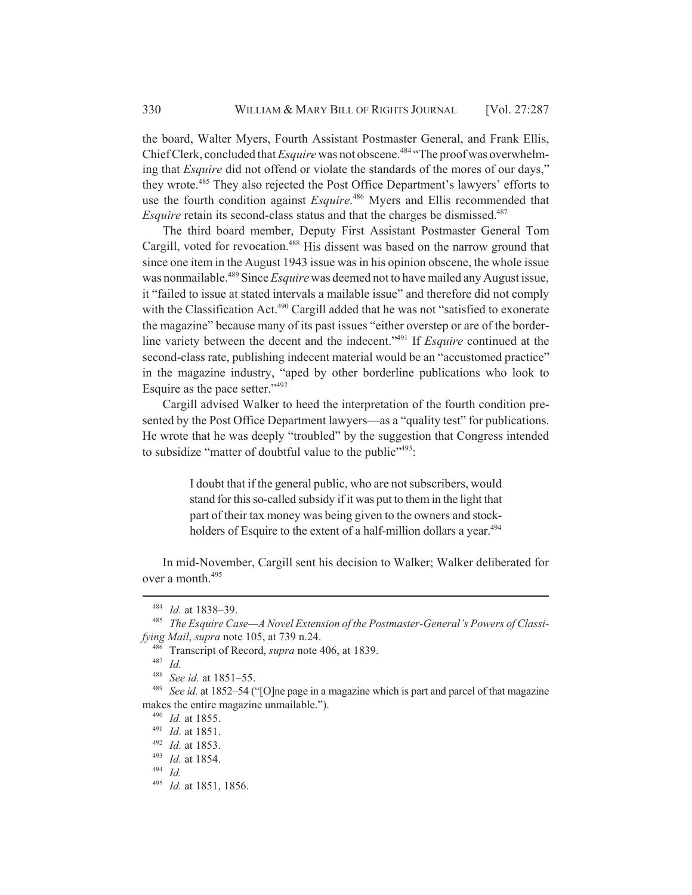the board, Walter Myers, Fourth Assistant Postmaster General, and Frank Ellis, Chief Clerk, concluded that *Esquire* was not obscene.[484] "The proof was overwhelming that *Esquire* did not offend or violate the standards of the mores of our days," they wrote.[485] They also rejected the Post Office Department's lawyers' efforts to use the fourth condition against *Esquire*.[486] Myers and Ellis recommended that *Esquire* retain its second-class status and that the charges be dismissed.[487]

The third board member, Deputy First Assistant Postmaster General Tom Cargill, voted for revocation.[488] His dissent was based on the narrow ground that since one item in the August 1943 issue was in his opinion obscene, the whole issue was nonmailable.[489] Since *Esquire* was deemed not to have mailed any August issue, it "failed to issue at stated intervals a mailable issue" and therefore did not comply with the Classification Act.[490] Cargill added that he was not "satisfied to exonerate the magazine" because many of its past issues "either overstep or are of the borderline variety between the decent and the indecent."[491] If *Esquire* continued at the second-class rate, publishing indecent material would be an "accustomed practice" in the magazine industry, "aped by other borderline publications who look to Esquire as the pace setter."[492]

Cargill advised Walker to heed the interpretation of the fourth condition presented by the Post Office Department lawyers—as a "quality test" for publications. He wrote that he was deeply "troubled" by the suggestion that Congress intended to subsidize "matter of doubtful value to the public"[493]:

> I doubt that if the general public, who are not subscribers, would stand for this so-called subsidy if it was put to them in the light that part of their tax money was being given to the owners and stockholders of Esquire to the extent of a half-million dollars a year.[494]

In mid-November, Cargill sent his decision to Walker; Walker deliberated for over a month.[495]

---

[484] *Id.* at 1838–39.

[485] *The Esquire Case—A Novel Extension of the Postmaster-General's Powers of Classifying Mail*, *supra* note 105, at 739 n.24.

[486] Transcript of Record, *supra* note 406, at 1839.

[487] *Id.*

[488] *See id.* at 1851–55.

[489] *See id.* at 1852–54 ("[O]ne page in a magazine which is part and parcel of that magazine makes the entire magazine unmailable.").

[490] *Id.* at 1855.

[491] *Id.* at 1851.

[492] *Id.* at 1853.

[493] *Id.* at 1854.

[494] *Id.*

[495] *Id.* at 1851, 1856.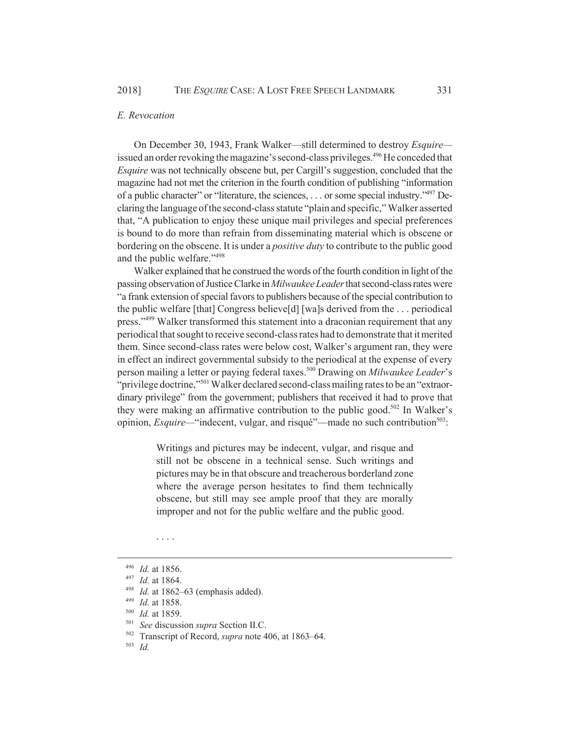### *E. Revocation*

On December 30, 1943, Frank Walker—still determined to destroy *Esquire*—issued an order revoking the magazine's second-class privileges.[496] He conceded that *Esquire* was not technically obscene but, per Cargill's suggestion, concluded that the magazine had not met the criterion in the fourth condition of publishing "information of a public character" or "literature, the sciences, . . . or some special industry."[497] Declaring the language of the second-class statute "plain and specific," Walker asserted that, "A publication to enjoy these unique mail privileges and special preferences is bound to do more than refrain from disseminating material which is obscene or bordering on the obscene. It is under a *positive duty* to contribute to the public good and the public welfare."[498]

Walker explained that he construed the words of the fourth condition in light of the passing observation of Justice Clarke in *Milwaukee Leader* that second-class rates were "a frank extension of special favors to publishers because of the special contribution to the public welfare [that] Congress believe[d] [wa]s derived from the . . . periodical press."[499] Walker transformed this statement into a draconian requirement that any periodical that sought to receive second-class rates had to demonstrate that it merited them. Since second-class rates were below cost, Walker's argument ran, they were in effect an indirect governmental subsidy to the periodical at the expense of every person mailing a letter or paying federal taxes.[500] Drawing on *Milwaukee Leader*'s "privilege doctrine,"[501] Walker declared second-class mailing rates to be an "extraordinary privilege" from the government; publishers that received it had to prove that they were making an affirmative contribution to the public good.[502] In Walker's opinion, *Esquire*—"indecent, vulgar, and risqué"—made no such contribution[503]:

> Writings and pictures may be indecent, vulgar, and risque and still not be obscene in a technical sense. Such writings and pictures may be in that obscure and treacherous borderland zone where the average person hesitates to find them technically obscene, but still may see ample proof that they are morally improper and not for the public welfare and the public good.
>
> . . . .

[496] *Id.* at 1856.

[497] *Id.* at 1864.

[498] *Id.* at 1862–63 (emphasis added).

[499] *Id.* at 1858.

[500] *Id.* at 1859.

[501] *See* discussion *supra* Section II.C.

[502] Transcript of Record, *supra* note 406, at 1863–64.

[503] *Id.*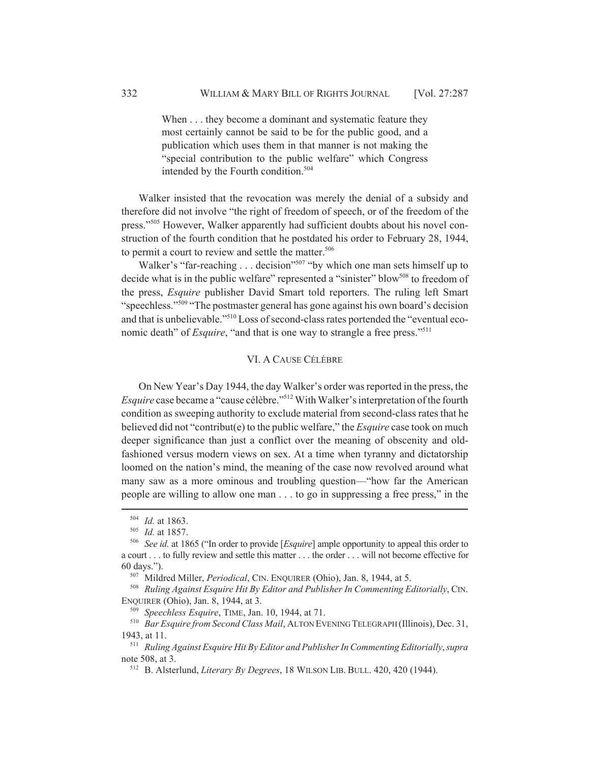> When . . . they become a dominant and systematic feature they most certainly cannot be said to be for the public good, and a publication which uses them in that manner is not making the "special contribution to the public welfare" which Congress intended by the Fourth condition.[504]

Walker insisted that the revocation was merely the denial of a subsidy and therefore did not involve "the right of freedom of speech, or of the freedom of the press."[505] However, Walker apparently had sufficient doubts about his novel construction of the fourth condition that he postdated his order to February 28, 1944, to permit a court to review and settle the matter.[506]

Walker's "far-reaching . . . decision"[507] "by which one man sets himself up to decide what is in the public welfare" represented a "sinister" blow[508] to freedom of the press, *Esquire* publisher David Smart told reporters. The ruling left Smart "speechless."[509] "The postmaster general has gone against his own board's decision and that is unbelievable."[510] Loss of second-class rates portended the "eventual economic death" of *Esquire*, "and that is one way to strangle a free press."[511]

## VI. A CAUSE CÉLÈBRE

On New Year's Day 1944, the day Walker's order was reported in the press, the *Esquire* case became a "cause célèbre."[512] With Walker's interpretation of the fourth condition as sweeping authority to exclude material from second-class rates that he believed did not "contribut(e) to the public welfare," the *Esquire* case took on much deeper significance than just a conflict over the meaning of obscenity and old-fashioned versus modern views on sex. At a time when tyranny and dictatorship loomed on the nation's mind, the meaning of the case now revolved around what many saw as a more ominous and troubling question—"how far the American people are willing to allow one man . . . to go in suppressing a free press," in the

---

[504] *Id.* at 1863.

[505] *Id.* at 1857.

[506] *See id.* at 1865 ("In order to provide [*Esquire*] ample opportunity to appeal this order to a court . . . to fully review and settle this matter . . . the order . . . will not become effective for 60 days.").

[507] Mildred Miller, *Periodical*, CIN. ENQUIRER (Ohio), Jan. 8, 1944, at 5.

[508] *Ruling Against Esquire Hit By Editor and Publisher In Commenting Editorially*, CIN. ENQUIRER (Ohio), Jan. 8, 1944, at 3.

[509] *Speechless Esquire*, TIME, Jan. 10, 1944, at 71.

[510] *Bar Esquire from Second Class Mail*, ALTON EVENING TELEGRAPH (Illinois), Dec. 31, 1943, at 11.

[511] *Ruling Against Esquire Hit By Editor and Publisher In Commenting Editorially*, *supra* note 508, at 3.

[512] B. Alsterlund, *Literary By Degrees*, 18 WILSON LIB. BULL. 420, 420 (1944).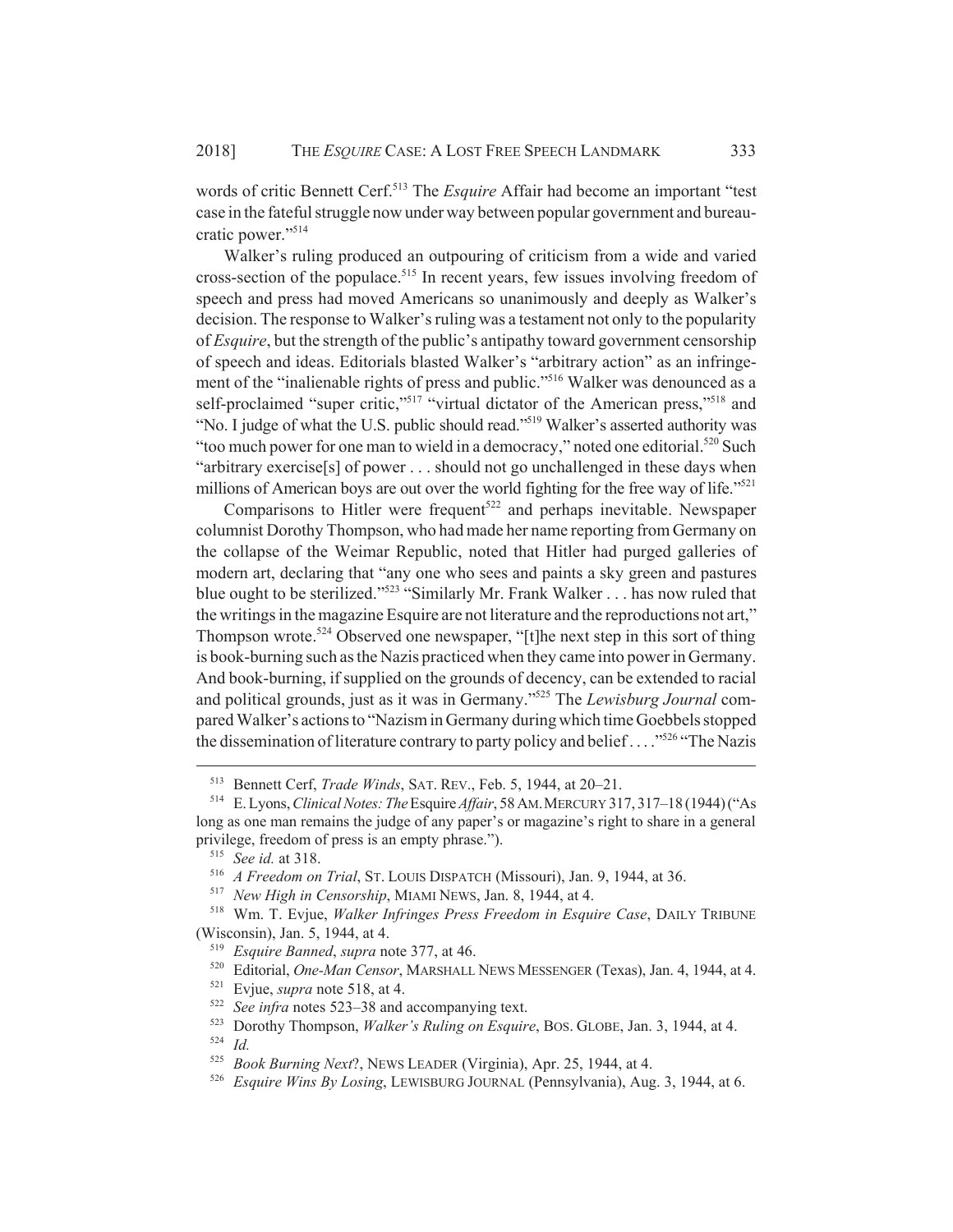words of critic Bennett Cerf.[513] The *Esquire* Affair had become an important "test case in the fateful struggle now under way between popular government and bureaucratic power."[514]

Walker's ruling produced an outpouring of criticism from a wide and varied cross-section of the populace.[515] In recent years, few issues involving freedom of speech and press had moved Americans so unanimously and deeply as Walker's decision. The response to Walker's ruling was a testament not only to the popularity of *Esquire*, but the strength of the public's antipathy toward government censorship of speech and ideas. Editorials blasted Walker's "arbitrary action" as an infringement of the "inalienable rights of press and public."[516] Walker was denounced as a self-proclaimed "super critic,"[517] "virtual dictator of the American press,"[518] and "No. I judge of what the U.S. public should read."[519] Walker's asserted authority was "too much power for one man to wield in a democracy," noted one editorial.[520] Such "arbitrary exercise[s] of power . . . should not go unchallenged in these days when millions of American boys are out over the world fighting for the free way of life."[521]

Comparisons to Hitler were frequent[522] and perhaps inevitable. Newspaper columnist Dorothy Thompson, who had made her name reporting from Germany on the collapse of the Weimar Republic, noted that Hitler had purged galleries of modern art, declaring that "any one who sees and paints a sky green and pastures blue ought to be sterilized."[523] "Similarly Mr. Frank Walker . . . has now ruled that the writings in the magazine Esquire are not literature and the reproductions not art," Thompson wrote.[524] Observed one newspaper, "[t]he next step in this sort of thing is book-burning such as the Nazis practiced when they came into power in Germany. And book-burning, if supplied on the grounds of decency, can be extended to racial and political grounds, just as it was in Germany."[525] The *Lewisburg Journal* compared Walker's actions to "Nazism in Germany during which time Goebbels stopped the dissemination of literature contrary to party policy and belief . . . ."[526] "The Nazis

---

[513] Bennett Cerf, *Trade Winds*, SAT. REV., Feb. 5, 1944, at 20–21.

[514] E. Lyons, *Clinical Notes: The* Esquire *Affair*, 58 AM. MERCURY 317, 317–18 (1944) ("As long as one man remains the judge of any paper's or magazine's right to share in a general privilege, freedom of press is an empty phrase.").

[515] *See id.* at 318.

[516] *A Freedom on Trial*, ST. LOUIS DISPATCH (Missouri), Jan. 9, 1944, at 36.

[517] *New High in Censorship*, MIAMI NEWS, Jan. 8, 1944, at 4.

[518] Wm. T. Evjue, *Walker Infringes Press Freedom in Esquire Case*, DAILY TRIBUNE (Wisconsin), Jan. 5, 1944, at 4.

[519] *Esquire Banned*, *supra* note 377, at 46.

[520] Editorial, *One-Man Censor*, MARSHALL NEWS MESSENGER (Texas), Jan. 4, 1944, at 4.

[521] Evjue, *supra* note 518, at 4.

[522] *See infra* notes 523–38 and accompanying text.

[523] Dorothy Thompson, *Walker's Ruling on Esquire*, BOS. GLOBE, Jan. 3, 1944, at 4.

[524] *Id.*

[525] *Book Burning Next*?, NEWS LEADER (Virginia), Apr. 25, 1944, at 4.

[526] *Esquire Wins By Losing*, LEWISBURG JOURNAL (Pennsylvania), Aug. 3, 1944, at 6.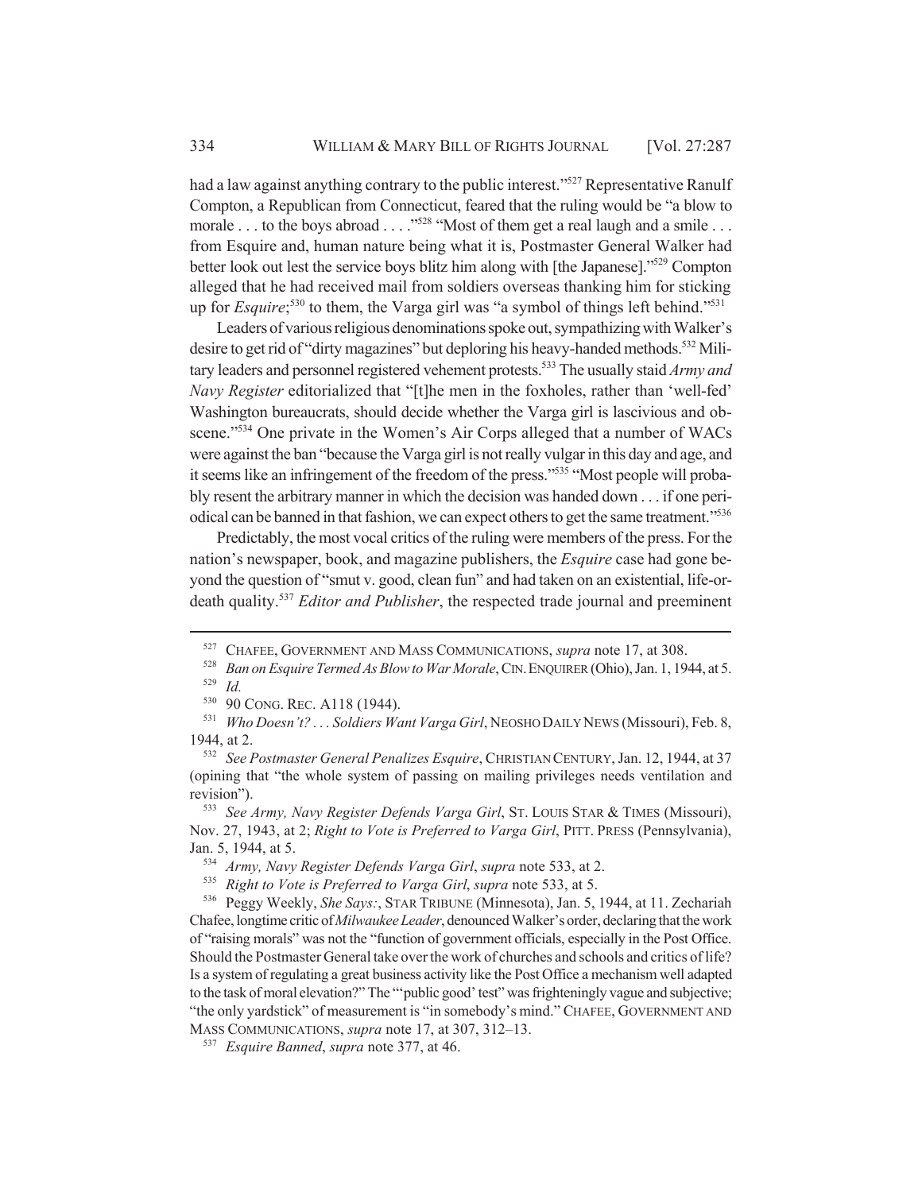had a law against anything contrary to the public interest."[527] Representative Ranulf Compton, a Republican from Connecticut, feared that the ruling would be "a blow to morale . . . to the boys abroad . . . ."[528] "Most of them get a real laugh and a smile . . . from Esquire and, human nature being what it is, Postmaster General Walker had better look out lest the service boys blitz him along with [the Japanese]."[529] Compton alleged that he had received mail from soldiers overseas thanking him for sticking up for *Esquire*;[530] to them, the Varga girl was "a symbol of things left behind."[531]

Leaders of various religious denominations spoke out, sympathizing with Walker's desire to get rid of "dirty magazines" but deploring his heavy-handed methods.[532] Military leaders and personnel registered vehement protests.[533] The usually staid *Army and Navy Register* editorialized that "[t]he men in the foxholes, rather than 'well-fed' Washington bureaucrats, should decide whether the Varga girl is lascivious and obscene."[534] One private in the Women's Air Corps alleged that a number of WACs were against the ban "because the Varga girl is not really vulgar in this day and age, and it seems like an infringement of the freedom of the press."[535] "Most people will probably resent the arbitrary manner in which the decision was handed down . . . if one periodical can be banned in that fashion, we can expect others to get the same treatment."[536]

Predictably, the most vocal critics of the ruling were members of the press. For the nation's newspaper, book, and magazine publishers, the *Esquire* case had gone beyond the question of "smut v. good, clean fun" and had taken on an existential, life-or-death quality.[537] *Editor and Publisher*, the respected trade journal and preeminent

---

[527] CHAFEE, GOVERNMENT AND MASS COMMUNICATIONS, *supra* note 17, at 308.

[528] *Ban on Esquire Termed As Blow to War Morale*, CIN. ENQUIRER (Ohio), Jan. 1, 1944, at 5.

[529] *Id.*

[530] 90 CONG. REC. A118 (1944).

[531] *Who Doesn't? . . . Soldiers Want Varga Girl*, NEOSHO DAILY NEWS (Missouri), Feb. 8, 1944, at 2.

[532] *See Postmaster General Penalizes Esquire*, CHRISTIAN CENTURY, Jan. 12, 1944, at 37 (opining that "the whole system of passing on mailing privileges needs ventilation and revision").

[533] *See Army, Navy Register Defends Varga Girl*, ST. LOUIS STAR & TIMES (Missouri), Nov. 27, 1943, at 2; *Right to Vote is Preferred to Varga Girl*, PITT. PRESS (Pennsylvania), Jan. 5, 1944, at 5.

[534] *Army, Navy Register Defends Varga Girl*, *supra* note 533, at 2.

[535] *Right to Vote is Preferred to Varga Girl*, *supra* note 533, at 5.

[536] Peggy Weekly, *She Says:*, STAR TRIBUNE (Minnesota), Jan. 5, 1944, at 11. Zechariah Chafee, longtime critic of *Milwaukee Leader*, denounced Walker's order, declaring that the work of "raising morals" was not the "function of government officials, especially in the Post Office. Should the Postmaster General take over the work of churches and schools and critics of life? Is a system of regulating a great business activity like the Post Office a mechanism well adapted to the task of moral elevation?" The "'public good' test" was frighteningly vague and subjective; "the only yardstick" of measurement is "in somebody's mind." CHAFEE, GOVERNMENT AND MASS COMMUNICATIONS, *supra* note 17, at 307, 312–13.

[537] *Esquire Banned*, *supra* note 377, at 46.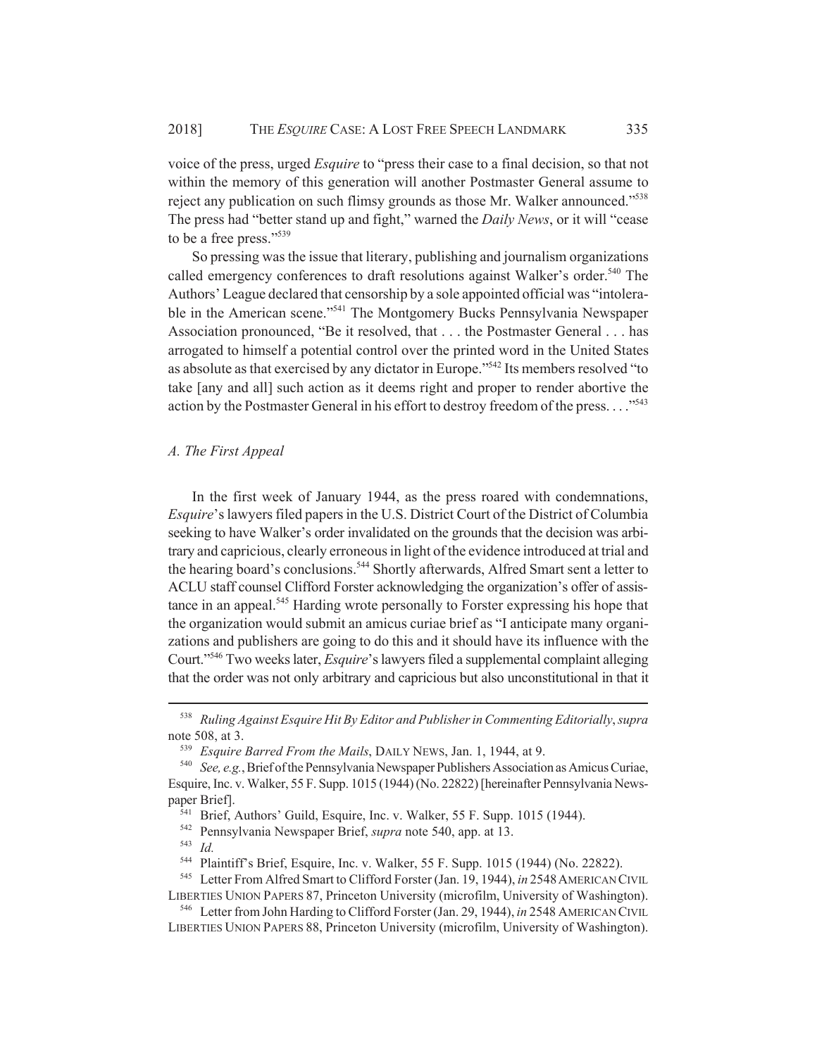voice of the press, urged *Esquire* to "press their case to a final decision, so that not within the memory of this generation will another Postmaster General assume to reject any publication on such flimsy grounds as those Mr. Walker announced."[538] The press had "better stand up and fight," warned the *Daily News*, or it will "cease to be a free press."[539]

So pressing was the issue that literary, publishing and journalism organizations called emergency conferences to draft resolutions against Walker's order.[540] The Authors' League declared that censorship by a sole appointed official was "intolerable in the American scene."[541] The Montgomery Bucks Pennsylvania Newspaper Association pronounced, "Be it resolved, that . . . the Postmaster General . . . has arrogated to himself a potential control over the printed word in the United States as absolute as that exercised by any dictator in Europe."[542] Its members resolved "to take [any and all] such action as it deems right and proper to render abortive the action by the Postmaster General in his effort to destroy freedom of the press. . . ."[543]

### *A. The First Appeal*

In the first week of January 1944, as the press roared with condemnations, *Esquire*'s lawyers filed papers in the U.S. District Court of the District of Columbia seeking to have Walker's order invalidated on the grounds that the decision was arbitrary and capricious, clearly erroneous in light of the evidence introduced at trial and the hearing board's conclusions.[544] Shortly afterwards, Alfred Smart sent a letter to ACLU staff counsel Clifford Forster acknowledging the organization's offer of assistance in an appeal.[545] Harding wrote personally to Forster expressing his hope that the organization would submit an amicus curiae brief as "I anticipate many organizations and publishers are going to do this and it should have its influence with the Court."[546] Two weeks later, *Esquire*'s lawyers filed a supplemental complaint alleging that the order was not only arbitrary and capricious but also unconstitutional in that it

---

538 *Ruling Against Esquire Hit By Editor and Publisher in Commenting Editorially*, *supra* note 508, at 3.

539 *Esquire Barred From the Mails*, DAILY NEWS, Jan. 1, 1944, at 9.

540 *See, e.g.*, Brief of the Pennsylvania Newspaper Publishers Association as Amicus Curiae, Esquire, Inc. v. Walker, 55 F. Supp. 1015 (1944) (No. 22822) [hereinafter Pennsylvania Newspaper Brief].

541 Brief, Authors' Guild, Esquire, Inc. v. Walker, 55 F. Supp. 1015 (1944).

542 Pennsylvania Newspaper Brief, *supra* note 540, app. at 13.

543 *Id.*

544 Plaintiff's Brief, Esquire, Inc. v. Walker, 55 F. Supp. 1015 (1944) (No. 22822).

545 Letter From Alfred Smart to Clifford Forster (Jan. 19, 1944), *in* 2548 AMERICAN CIVIL LIBERTIES UNION PAPERS 87, Princeton University (microfilm, University of Washington).

546 Letter from John Harding to Clifford Forster (Jan. 29, 1944), *in* 2548 AMERICAN CIVIL LIBERTIES UNION PAPERS 88, Princeton University (microfilm, University of Washington).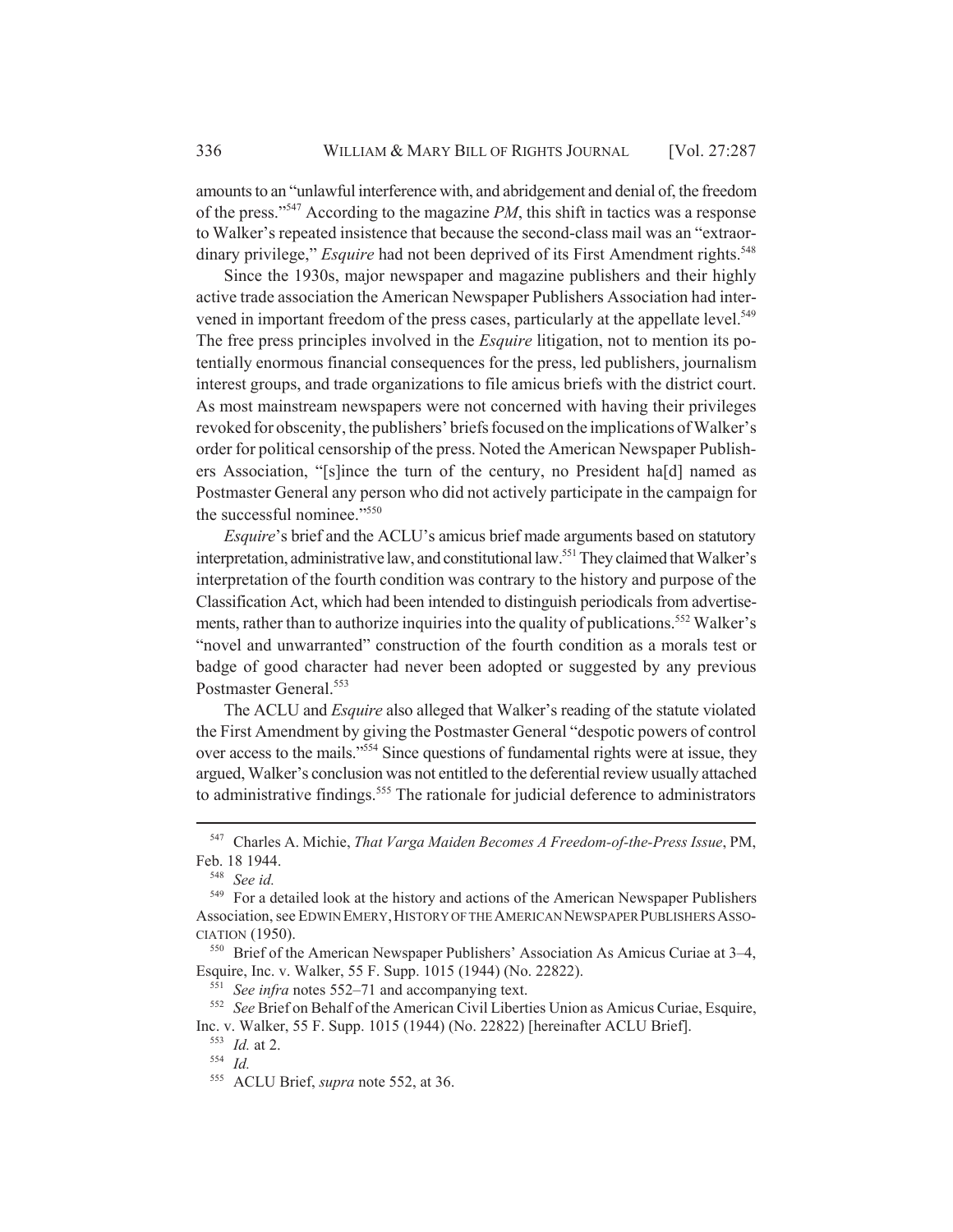amounts to an "unlawful interference with, and abridgement and denial of, the freedom of the press."[547] According to the magazine *PM*, this shift in tactics was a response to Walker's repeated insistence that because the second-class mail was an "extraordinary privilege," *Esquire* had not been deprived of its First Amendment rights.[548]

Since the 1930s, major newspaper and magazine publishers and their highly active trade association the American Newspaper Publishers Association had intervened in important freedom of the press cases, particularly at the appellate level.[549] The free press principles involved in the *Esquire* litigation, not to mention its potentially enormous financial consequences for the press, led publishers, journalism interest groups, and trade organizations to file amicus briefs with the district court. As most mainstream newspapers were not concerned with having their privileges revoked for obscenity, the publishers' briefs focused on the implications of Walker's order for political censorship of the press. Noted the American Newspaper Publishers Association, "[s]ince the turn of the century, no President ha[d] named as Postmaster General any person who did not actively participate in the campaign for the successful nominee."[550]

*Esquire*'s brief and the ACLU's amicus brief made arguments based on statutory interpretation, administrative law, and constitutional law.[551] They claimed that Walker's interpretation of the fourth condition was contrary to the history and purpose of the Classification Act, which had been intended to distinguish periodicals from advertisements, rather than to authorize inquiries into the quality of publications.[552] Walker's "novel and unwarranted" construction of the fourth condition as a morals test or badge of good character had never been adopted or suggested by any previous Postmaster General.[553]

The ACLU and *Esquire* also alleged that Walker's reading of the statute violated the First Amendment by giving the Postmaster General "despotic powers of control over access to the mails."[554] Since questions of fundamental rights were at issue, they argued, Walker's conclusion was not entitled to the deferential review usually attached to administrative findings.[555] The rationale for judicial deference to administrators

---

547 Charles A. Michie, *That Varga Maiden Becomes A Freedom-of-the-Press Issue*, PM, Feb. 18 1944.

548 *See id.*

549 For a detailed look at the history and actions of the American Newspaper Publishers Association, see EDWIN EMERY, HISTORY OF THE AMERICAN NEWSPAPER PUBLISHERS ASSOCIATION (1950).

550 Brief of the American Newspaper Publishers' Association As Amicus Curiae at 3–4, Esquire, Inc. v. Walker, 55 F. Supp. 1015 (1944) (No. 22822).

551 *See infra* notes 552–71 and accompanying text.

552 *See* Brief on Behalf of the American Civil Liberties Union as Amicus Curiae, Esquire, Inc. v. Walker, 55 F. Supp. 1015 (1944) (No. 22822) [hereinafter ACLU Brief].

553 *Id.* at 2.

554 *Id.*

555 ACLU Brief, *supra* note 552, at 36.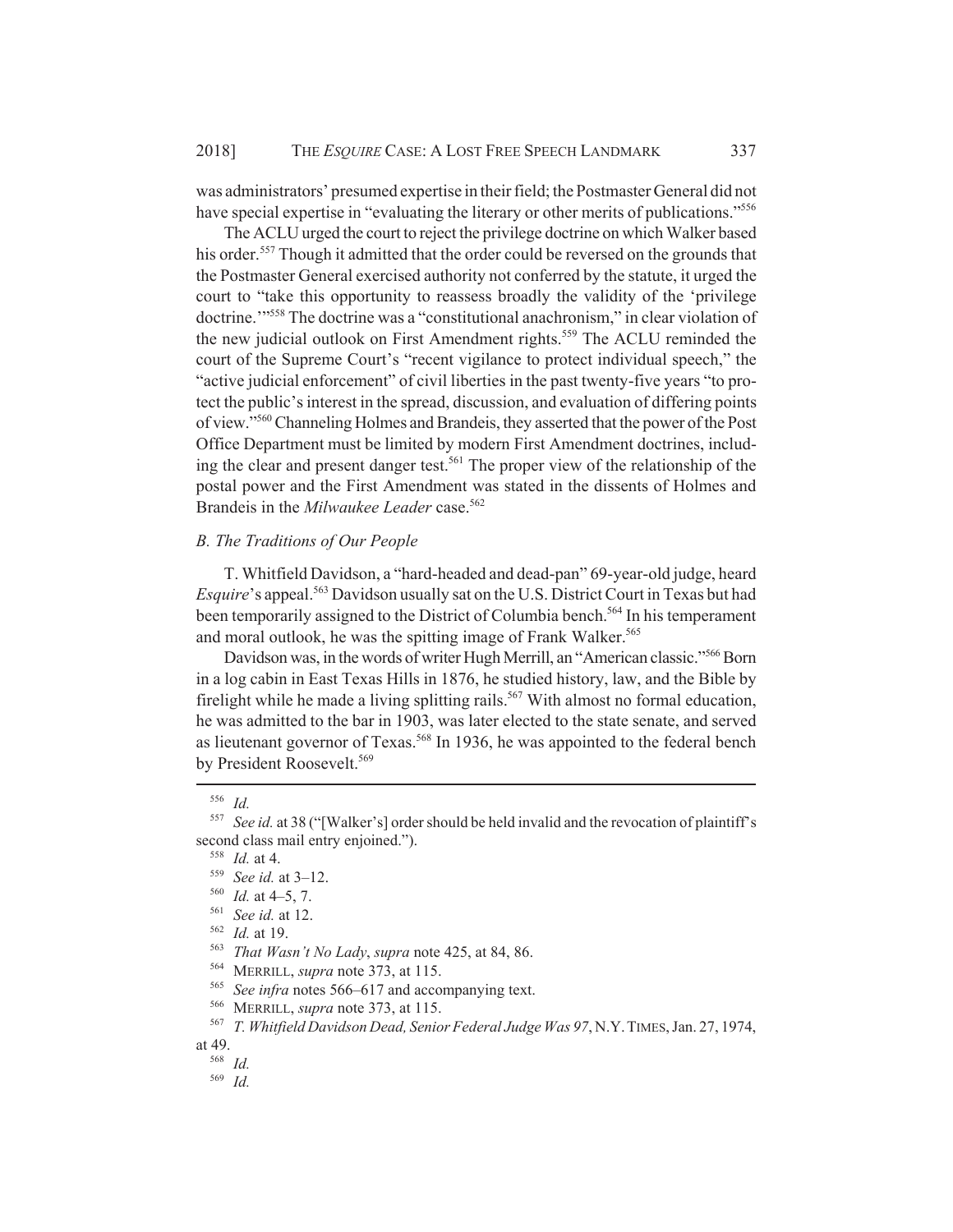was administrators' presumed expertise in their field; the Postmaster General did not have special expertise in "evaluating the literary or other merits of publications."[556]

The ACLU urged the court to reject the privilege doctrine on which Walker based his order.[557] Though it admitted that the order could be reversed on the grounds that the Postmaster General exercised authority not conferred by the statute, it urged the court to "take this opportunity to reassess broadly the validity of the 'privilege doctrine.'"[558] The doctrine was a "constitutional anachronism," in clear violation of the new judicial outlook on First Amendment rights.[559] The ACLU reminded the court of the Supreme Court's "recent vigilance to protect individual speech," the "active judicial enforcement" of civil liberties in the past twenty-five years "to protect the public's interest in the spread, discussion, and evaluation of differing points of view."[560] Channeling Holmes and Brandeis, they asserted that the power of the Post Office Department must be limited by modern First Amendment doctrines, including the clear and present danger test.[561] The proper view of the relationship of the postal power and the First Amendment was stated in the dissents of Holmes and Brandeis in the *Milwaukee Leader* case.[562]

### *B. The Traditions of Our People*

T. Whitfield Davidson, a "hard-headed and dead-pan" 69-year-old judge, heard *Esquire*'s appeal.[563] Davidson usually sat on the U.S. District Court in Texas but had been temporarily assigned to the District of Columbia bench.[564] In his temperament and moral outlook, he was the spitting image of Frank Walker.[565]

Davidson was, in the words of writer Hugh Merrill, an "American classic."[566] Born in a log cabin in East Texas Hills in 1876, he studied history, law, and the Bible by firelight while he made a living splitting rails.[567] With almost no formal education, he was admitted to the bar in 1903, was later elected to the state senate, and served as lieutenant governor of Texas.[568] In 1936, he was appointed to the federal bench by President Roosevelt.[569]

---

[556] *Id.*

[557] *See id.* at 38 ("[Walker's] order should be held invalid and the revocation of plaintiff's second class mail entry enjoined.").

[558] *Id.* at 4.

[559] *See id.* at 3–12.

[560] *Id.* at 4–5, 7.

[561] *See id.* at 12.

[562] *Id.* at 19.

[563] *That Wasn't No Lady*, *supra* note 425, at 84, 86.

[564] MERRILL, *supra* note 373, at 115.

[565] *See infra* notes 566–617 and accompanying text.

[566] MERRILL, *supra* note 373, at 115.

[567] *T. Whitfield Davidson Dead, Senior Federal Judge Was 97*, N.Y. TIMES, Jan. 27, 1974, at 49.

[568] *Id.*

[569] *Id.*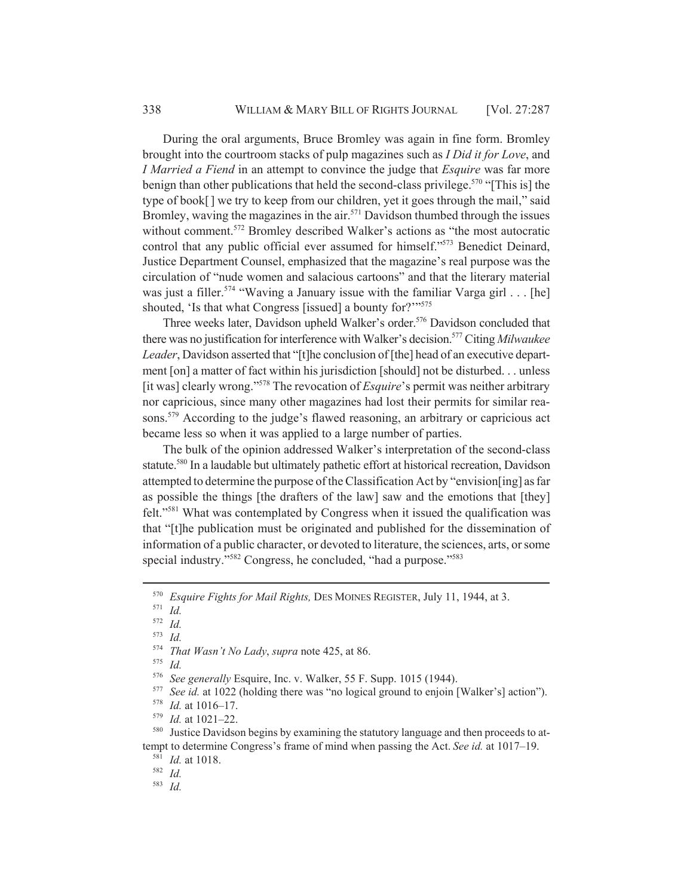During the oral arguments, Bruce Bromley was again in fine form. Bromley brought into the courtroom stacks of pulp magazines such as *I Did it for Love*, and *I Married a Fiend* in an attempt to convince the judge that *Esquire* was far more benign than other publications that held the second-class privilege.[570] "[This is] the type of book[ ] we try to keep from our children, yet it goes through the mail," said Bromley, waving the magazines in the air.[571] Davidson thumbed through the issues without comment.[572] Bromley described Walker's actions as "the most autocratic control that any public official ever assumed for himself."[573] Benedict Deinard, Justice Department Counsel, emphasized that the magazine's real purpose was the circulation of "nude women and salacious cartoons" and that the literary material was just a filler.[574] "Waving a January issue with the familiar Varga girl . . . [he] shouted, 'Is that what Congress [issued] a bounty for?'"[575]

Three weeks later, Davidson upheld Walker's order.[576] Davidson concluded that there was no justification for interference with Walker's decision.[577] Citing *Milwaukee Leader*, Davidson asserted that "[t]he conclusion of [the] head of an executive department [on] a matter of fact within his jurisdiction [should] not be disturbed. . . unless [it was] clearly wrong."[578] The revocation of *Esquire*'s permit was neither arbitrary nor capricious, since many other magazines had lost their permits for similar reasons.[579] According to the judge's flawed reasoning, an arbitrary or capricious act became less so when it was applied to a large number of parties.

The bulk of the opinion addressed Walker's interpretation of the second-class statute.[580] In a laudable but ultimately pathetic effort at historical recreation, Davidson attempted to determine the purpose of the Classification Act by "envision[ing] as far as possible the things [the drafters of the law] saw and the emotions that [they] felt."[581] What was contemplated by Congress when it issued the qualification was that "[t]he publication must be originated and published for the dissemination of information of a public character, or devoted to literature, the sciences, arts, or some special industry."[582] Congress, he concluded, "had a purpose."[583]

---

[570] *Esquire Fights for Mail Rights,* DES MOINES REGISTER, July 11, 1944, at 3.

[571] *Id.*

[572] *Id.*

[573] *Id.*

[574] *That Wasn't No Lady*, *supra* note 425, at 86.

[575] *Id.*

[576] *See generally* Esquire, Inc. v. Walker, 55 F. Supp. 1015 (1944).

[577] *See id.* at 1022 (holding there was "no logical ground to enjoin [Walker's] action").

[578] *Id.* at 1016–17.

[579] *Id.* at 1021–22.

[580] Justice Davidson begins by examining the statutory language and then proceeds to attempt to determine Congress's frame of mind when passing the Act. *See id.* at 1017–19.

[581] *Id.* at 1018.

[582] *Id.*

[583] *Id.*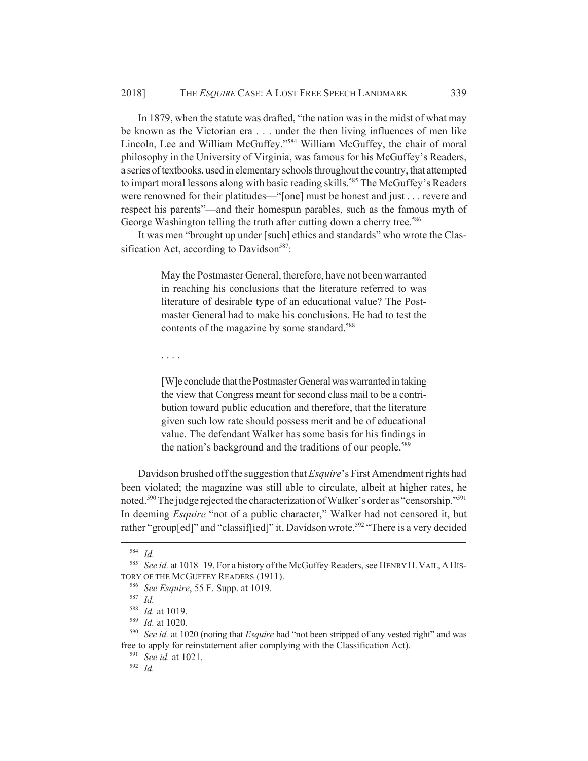In 1879, when the statute was drafted, "the nation was in the midst of what may be known as the Victorian era . . . under the then living influences of men like Lincoln, Lee and William McGuffey."[584] William McGuffey, the chair of moral philosophy in the University of Virginia, was famous for his McGuffey's Readers, a series of textbooks, used in elementary schools throughout the country, that attempted to impart moral lessons along with basic reading skills.[585] The McGuffey's Readers were renowned for their platitudes—"[one] must be honest and just . . . revere and respect his parents"—and their homespun parables, such as the famous myth of George Washington telling the truth after cutting down a cherry tree.[586]

It was men "brought up under [such] ethics and standards" who wrote the Classification Act, according to Davidson[587]:

> May the Postmaster General, therefore, have not been warranted in reaching his conclusions that the literature referred to was literature of desirable type of an educational value? The Postmaster General had to make his conclusions. He had to test the contents of the magazine by some standard.[588]
>
> . . . .
>
> [W]e conclude that the Postmaster General was warranted in taking the view that Congress meant for second class mail to be a contribution toward public education and therefore, that the literature given such low rate should possess merit and be of educational value. The defendant Walker has some basis for his findings in the nation's background and the traditions of our people.[589]

Davidson brushed off the suggestion that *Esquire*'s First Amendment rights had been violated; the magazine was still able to circulate, albeit at higher rates, he noted.[590] The judge rejected the characterization of Walker's order as "censorship."[591] In deeming *Esquire* "not of a public character," Walker had not censored it, but rather "group[ed]" and "classif[ied]" it, Davidson wrote.[592] "There is a very decided

---

[584] *Id.*

[585] *See id.* at 1018–19. For a history of the McGuffey Readers, see HENRY H. VAIL, A HISTORY OF THE MCGUFFEY READERS (1911).

[586] *See Esquire*, 55 F. Supp. at 1019.

[587] *Id.*

[588] *Id.* at 1019.

[589] *Id.* at 1020.

[590] *See id.* at 1020 (noting that *Esquire* had "not been stripped of any vested right" and was free to apply for reinstatement after complying with the Classification Act).

[591] *See id.* at 1021.

[592] *Id.*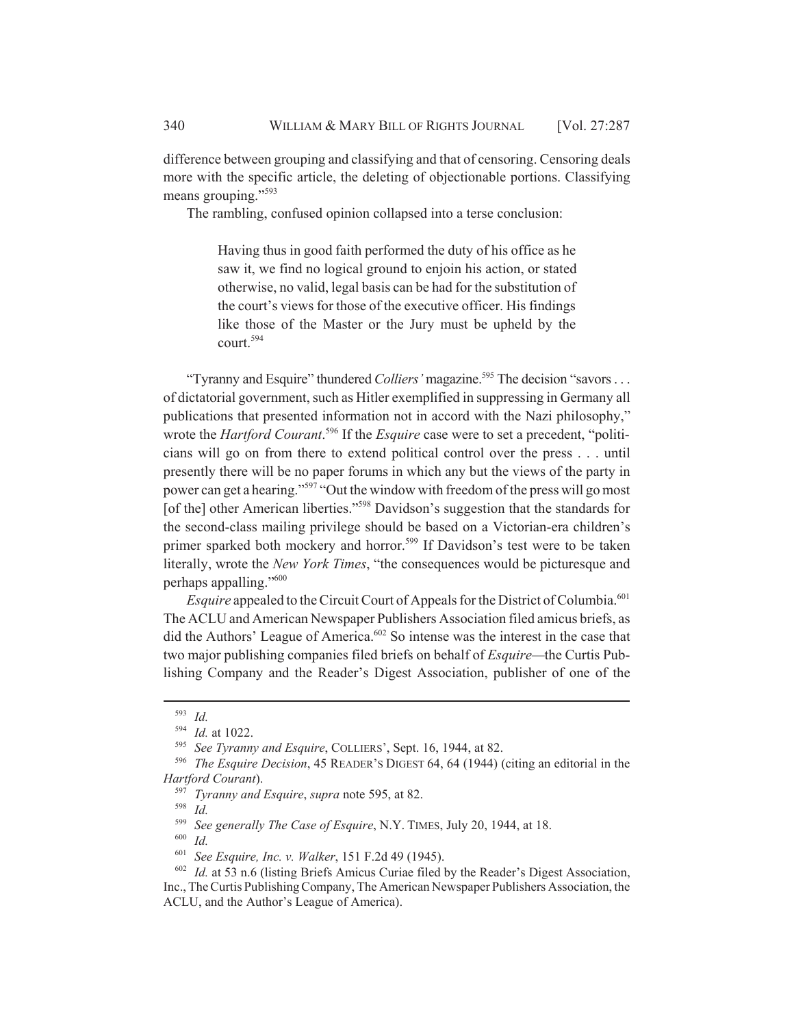difference between grouping and classifying and that of censoring. Censoring deals more with the specific article, the deleting of objectionable portions. Classifying means grouping."[593]

The rambling, confused opinion collapsed into a terse conclusion:

> Having thus in good faith performed the duty of his office as he saw it, we find no logical ground to enjoin his action, or stated otherwise, no valid, legal basis can be had for the substitution of the court's views for those of the executive officer. His findings like those of the Master or the Jury must be upheld by the court.[594]

"Tyranny and Esquire" thundered *Colliers'* magazine.[595] The decision "savors . . . of dictatorial government, such as Hitler exemplified in suppressing in Germany all publications that presented information not in accord with the Nazi philosophy," wrote the *Hartford Courant*.[596] If the *Esquire* case were to set a precedent, "politicians will go on from there to extend political control over the press . . . until presently there will be no paper forums in which any but the views of the party in power can get a hearing."[597] "Out the window with freedom of the press will go most [of the] other American liberties."[598] Davidson's suggestion that the standards for the second-class mailing privilege should be based on a Victorian-era children's primer sparked both mockery and horror.[599] If Davidson's test were to be taken literally, wrote the *New York Times*, "the consequences would be picturesque and perhaps appalling."[600]

*Esquire* appealed to the Circuit Court of Appeals for the District of Columbia.[601] The ACLU and American Newspaper Publishers Association filed amicus briefs, as did the Authors' League of America.[602] So intense was the interest in the case that two major publishing companies filed briefs on behalf of *Esquire*—the Curtis Publishing Company and the Reader's Digest Association, publisher of one of the

---

[593] *Id.*

[594] *Id.* at 1022.

[595] *See Tyranny and Esquire*, COLLIERS', Sept. 16, 1944, at 82.

[596] *The Esquire Decision*, 45 READER'S DIGEST 64, 64 (1944) (citing an editorial in the *Hartford Courant*).

[597] *Tyranny and Esquire*, *supra* note 595, at 82.

[598] *Id.*

[599] *See generally The Case of Esquire*, N.Y. TIMES, July 20, 1944, at 18.

[600] *Id.*

[601] *See Esquire, Inc. v. Walker*, 151 F.2d 49 (1945).

[602] *Id.* at 53 n.6 (listing Briefs Amicus Curiae filed by the Reader's Digest Association, Inc., The Curtis Publishing Company, The American Newspaper Publishers Association, the ACLU, and the Author's League of America).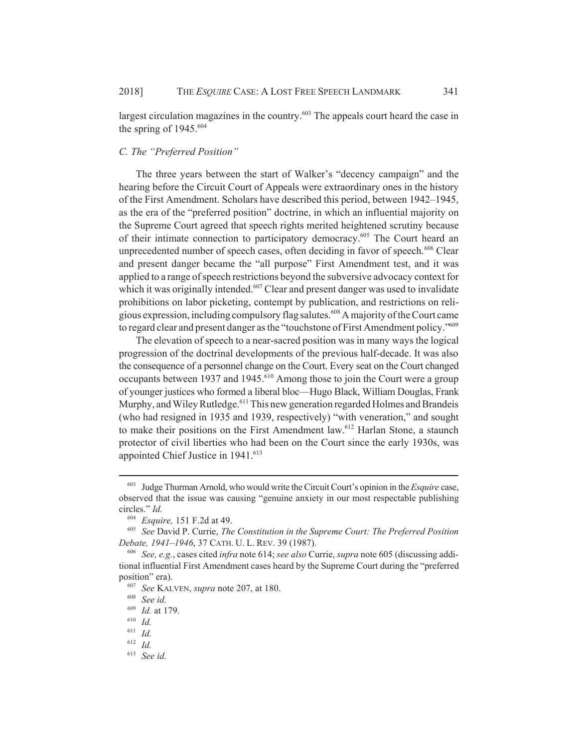largest circulation magazines in the country.[603] The appeals court heard the case in the spring of 1945.[604]

### *C. The "Preferred Position"*

The three years between the start of Walker's "decency campaign" and the hearing before the Circuit Court of Appeals were extraordinary ones in the history of the First Amendment. Scholars have described this period, between 1942–1945, as the era of the "preferred position" doctrine, in which an influential majority on the Supreme Court agreed that speech rights merited heightened scrutiny because of their intimate connection to participatory democracy.[605] The Court heard an unprecedented number of speech cases, often deciding in favor of speech.[606] Clear and present danger became the "all purpose" First Amendment test, and it was applied to a range of speech restrictions beyond the subversive advocacy context for which it was originally intended.[607] Clear and present danger was used to invalidate prohibitions on labor picketing, contempt by publication, and restrictions on religious expression, including compulsory flag salutes.[608] A majority of the Court came to regard clear and present danger as the "touchstone of First Amendment policy."[609]

The elevation of speech to a near-sacred position was in many ways the logical progression of the doctrinal developments of the previous half-decade. It was also the consequence of a personnel change on the Court. Every seat on the Court changed occupants between 1937 and 1945.[610] Among those to join the Court were a group of younger justices who formed a liberal bloc—Hugo Black, William Douglas, Frank Murphy, and Wiley Rutledge.[611] This new generation regarded Holmes and Brandeis (who had resigned in 1935 and 1939, respectively) "with veneration," and sought to make their positions on the First Amendment law.[612] Harlan Stone, a staunch protector of civil liberties who had been on the Court since the early 1930s, was appointed Chief Justice in 1941.[613]

---

[603] Judge Thurman Arnold, who would write the Circuit Court's opinion in the *Esquire* case, observed that the issue was causing "genuine anxiety in our most respectable publishing circles." *Id.*

[604] *Esquire,* 151 F.2d at 49.

[605] *See* David P. Currie, *The Constitution in the Supreme Court: The Preferred Position Debate, 1941–1946*, 37 CATH. U. L. REV. 39 (1987).

[606] *See, e.g.*, cases cited *infra* note 614; *see also* Currie, *supra* note 605 (discussing additional influential First Amendment cases heard by the Supreme Court during the "preferred position" era).

[607] *See* KALVEN, *supra* note 207, at 180.

[608] *See id.*

[609] *Id.* at 179.

[610] *Id.*

[611] *Id.*

[612] *Id.*

[613] *See id.*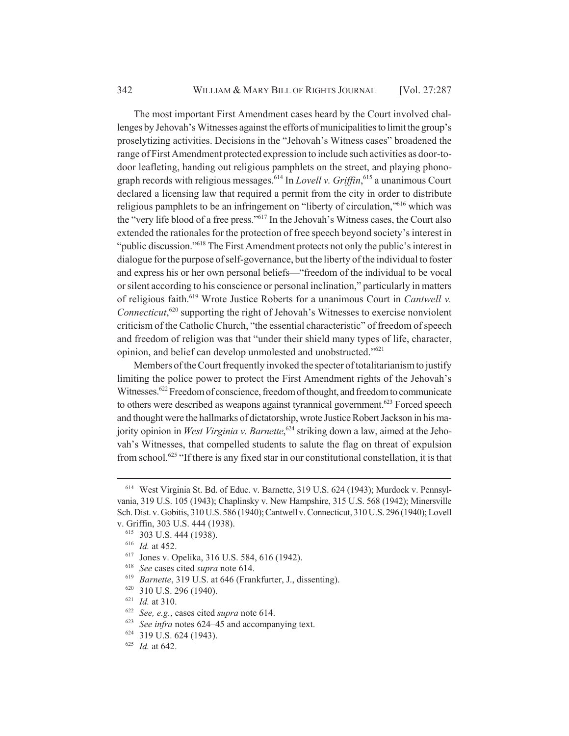The most important First Amendment cases heard by the Court involved challenges by Jehovah's Witnesses against the efforts of municipalities to limit the group's proselytizing activities. Decisions in the "Jehovah's Witness cases" broadened the range of First Amendment protected expression to include such activities as door-to-door leafleting, handing out religious pamphlets on the street, and playing phonograph records with religious messages.[614] In *Lovell v. Griffin*,[615] a unanimous Court declared a licensing law that required a permit from the city in order to distribute religious pamphlets to be an infringement on "liberty of circulation,"[616] which was the "very life blood of a free press."[617] In the Jehovah's Witness cases, the Court also extended the rationales for the protection of free speech beyond society's interest in "public discussion."[618] The First Amendment protects not only the public's interest in dialogue for the purpose of self-governance, but the liberty of the individual to foster and express his or her own personal beliefs—"freedom of the individual to be vocal or silent according to his conscience or personal inclination," particularly in matters of religious faith.[619] Wrote Justice Roberts for a unanimous Court in *Cantwell v. Connecticut*,[620] supporting the right of Jehovah's Witnesses to exercise nonviolent criticism of the Catholic Church, "the essential characteristic" of freedom of speech and freedom of religion was that "under their shield many types of life, character, opinion, and belief can develop unmolested and unobstructed."[621]

Members of the Court frequently invoked the specter of totalitarianism to justify limiting the police power to protect the First Amendment rights of the Jehovah's Witnesses.[622] Freedom of conscience, freedom of thought, and freedom to communicate to others were described as weapons against tyrannical government.[623] Forced speech and thought were the hallmarks of dictatorship, wrote Justice Robert Jackson in his majority opinion in *West Virginia v. Barnette*,[624] striking down a law, aimed at the Jehovah's Witnesses, that compelled students to salute the flag on threat of expulsion from school.[625] "If there is any fixed star in our constitutional constellation, it is that

---

[614] West Virginia St. Bd. of Educ. v. Barnette, 319 U.S. 624 (1943); Murdock v. Pennsylvania, 319 U.S. 105 (1943); Chaplinsky v. New Hampshire, 315 U.S. 568 (1942); Minersville Sch. Dist. v. Gobitis, 310 U.S. 586 (1940); Cantwell v. Connecticut, 310 U.S. 296 (1940); Lovell v. Griffin, 303 U.S. 444 (1938).

[615] 303 U.S. 444 (1938).

[616] *Id.* at 452.

[617] Jones v. Opelika, 316 U.S. 584, 616 (1942).

[618] *See* cases cited *supra* note 614.

[619] *Barnette*, 319 U.S. at 646 (Frankfurter, J., dissenting).

[620] 310 U.S. 296 (1940).

[621] *Id.* at 310.

[622] *See, e.g.*, cases cited *supra* note 614.

[623] *See infra* notes 624–45 and accompanying text.

[624] 319 U.S. 624 (1943).

[625] *Id.* at 642.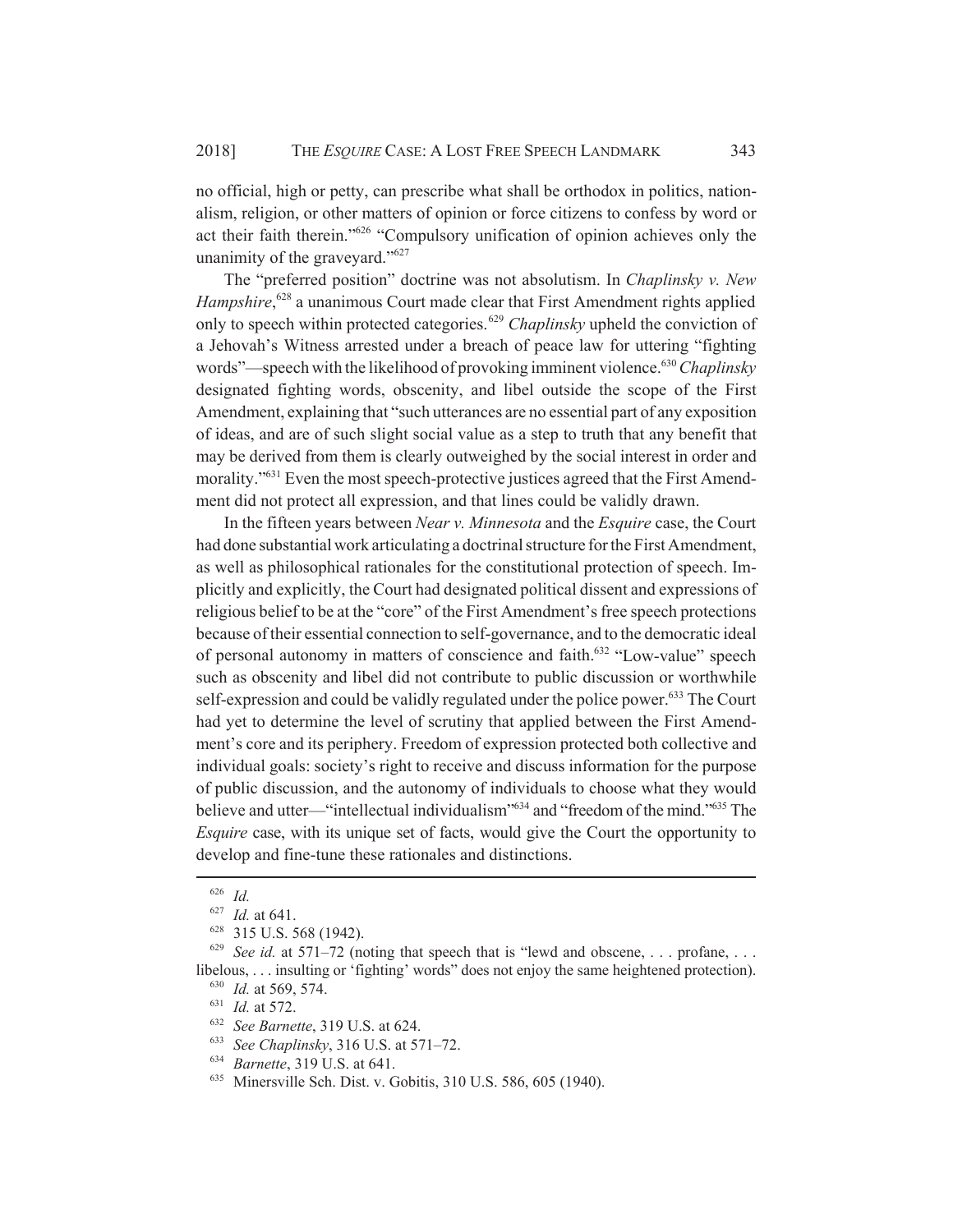no official, high or petty, can prescribe what shall be orthodox in politics, nationalism, religion, or other matters of opinion or force citizens to confess by word or act their faith therein."[626] "Compulsory unification of opinion achieves only the unanimity of the graveyard."[627]

The "preferred position" doctrine was not absolutism. In *Chaplinsky v. New Hampshire*,[628] a unanimous Court made clear that First Amendment rights applied only to speech within protected categories.[629] *Chaplinsky* upheld the conviction of a Jehovah's Witness arrested under a breach of peace law for uttering "fighting words"—speech with the likelihood of provoking imminent violence.[630] *Chaplinsky* designated fighting words, obscenity, and libel outside the scope of the First Amendment, explaining that "such utterances are no essential part of any exposition of ideas, and are of such slight social value as a step to truth that any benefit that may be derived from them is clearly outweighed by the social interest in order and morality."[631] Even the most speech-protective justices agreed that the First Amendment did not protect all expression, and that lines could be validly drawn.

In the fifteen years between *Near v. Minnesota* and the *Esquire* case, the Court had done substantial work articulating a doctrinal structure for the First Amendment, as well as philosophical rationales for the constitutional protection of speech. Implicitly and explicitly, the Court had designated political dissent and expressions of religious belief to be at the "core" of the First Amendment's free speech protections because of their essential connection to self-governance, and to the democratic ideal of personal autonomy in matters of conscience and faith.[632] "Low-value" speech such as obscenity and libel did not contribute to public discussion or worthwhile self-expression and could be validly regulated under the police power.[633] The Court had yet to determine the level of scrutiny that applied between the First Amendment's core and its periphery. Freedom of expression protected both collective and individual goals: society's right to receive and discuss information for the purpose of public discussion, and the autonomy of individuals to choose what they would believe and utter—"intellectual individualism"[634] and "freedom of the mind."[635] The *Esquire* case, with its unique set of facts, would give the Court the opportunity to develop and fine-tune these rationales and distinctions.

---

[626] *Id.*

[627] *Id.* at 641.

[628] 315 U.S. 568 (1942).

[629] *See id.* at 571–72 (noting that speech that is "lewd and obscene, . . . profane, . . . libelous, . . . insulting or 'fighting' words" does not enjoy the same heightened protection).

[630] *Id.* at 569, 574.

[631] *Id.* at 572.

[632] *See Barnette*, 319 U.S. at 624.

[633] *See Chaplinsky*, 316 U.S. at 571–72.

[634] *Barnette*, 319 U.S. at 641.

[635] Minersville Sch. Dist. v. Gobitis, 310 U.S. 586, 605 (1940).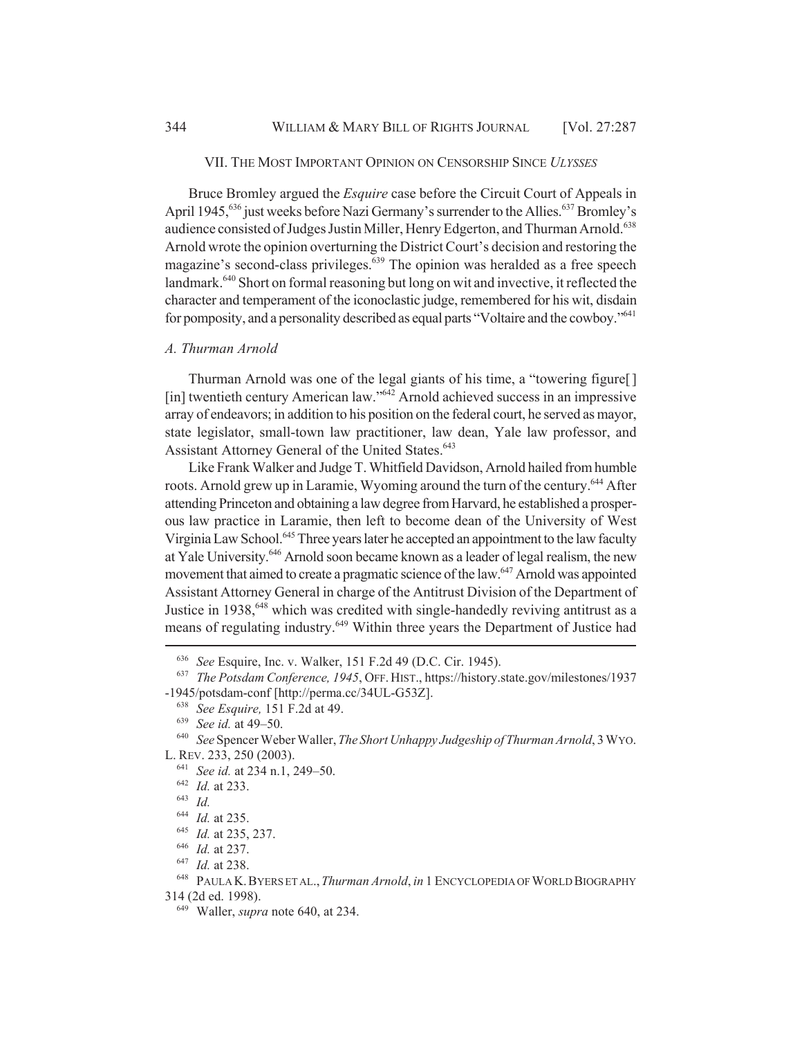## VII. THE MOST IMPORTANT OPINION ON CENSORSHIP SINCE *ULYSSES*

Bruce Bromley argued the *Esquire* case before the Circuit Court of Appeals in April 1945,[636] just weeks before Nazi Germany's surrender to the Allies.[637] Bromley's audience consisted of Judges Justin Miller, Henry Edgerton, and Thurman Arnold.[638] Arnold wrote the opinion overturning the District Court's decision and restoring the magazine's second-class privileges.[639] The opinion was heralded as a free speech landmark.[640] Short on formal reasoning but long on wit and invective, it reflected the character and temperament of the iconoclastic judge, remembered for his wit, disdain for pomposity, and a personality described as equal parts "Voltaire and the cowboy."[641]

### *A. Thurman Arnold*

Thurman Arnold was one of the legal giants of his time, a "towering figure[] [in] twentieth century American law."[642] Arnold achieved success in an impressive array of endeavors; in addition to his position on the federal court, he served as mayor, state legislator, small-town law practitioner, law dean, Yale law professor, and Assistant Attorney General of the United States.[643]

Like Frank Walker and Judge T. Whitfield Davidson, Arnold hailed from humble roots. Arnold grew up in Laramie, Wyoming around the turn of the century.[644] After attending Princeton and obtaining a law degree from Harvard, he established a prosperous law practice in Laramie, then left to become dean of the University of West Virginia Law School.[645] Three years later he accepted an appointment to the law faculty at Yale University.[646] Arnold soon became known as a leader of legal realism, the new movement that aimed to create a pragmatic science of the law.[647] Arnold was appointed Assistant Attorney General in charge of the Antitrust Division of the Department of Justice in 1938,[648] which was credited with single-handedly reviving antitrust as a means of regulating industry.[649] Within three years the Department of Justice had

---

[636] *See* Esquire, Inc. v. Walker, 151 F.2d 49 (D.C. Cir. 1945).

[637] *The Potsdam Conference, 1945*, OFF. HIST., https://history.state.gov/milestones/1937-1945/potsdam-conf [http://perma.cc/34UL-G53Z].

[638] *See Esquire,* 151 F.2d at 49.

[639] *See id.* at 49–50.

[640] *See* Spencer Weber Waller, *The Short Unhappy Judgeship of Thurman Arnold*, 3 WYO. L. REV. 233, 250 (2003).

[641] *See id.* at 234 n.1, 249–50.

[642] *Id.* at 233.

[643] *Id.*

[644] *Id.* at 235.

[645] *Id.* at 235, 237.

[646] *Id.* at 237.

[647] *Id.* at 238.

[648] PAULA K. BYERS ET AL., *Thurman Arnold*, *in* 1 ENCYCLOPEDIA OF WORLD BIOGRAPHY 314 (2d ed. 1998).

[649] Waller, *supra* note 640, at 234.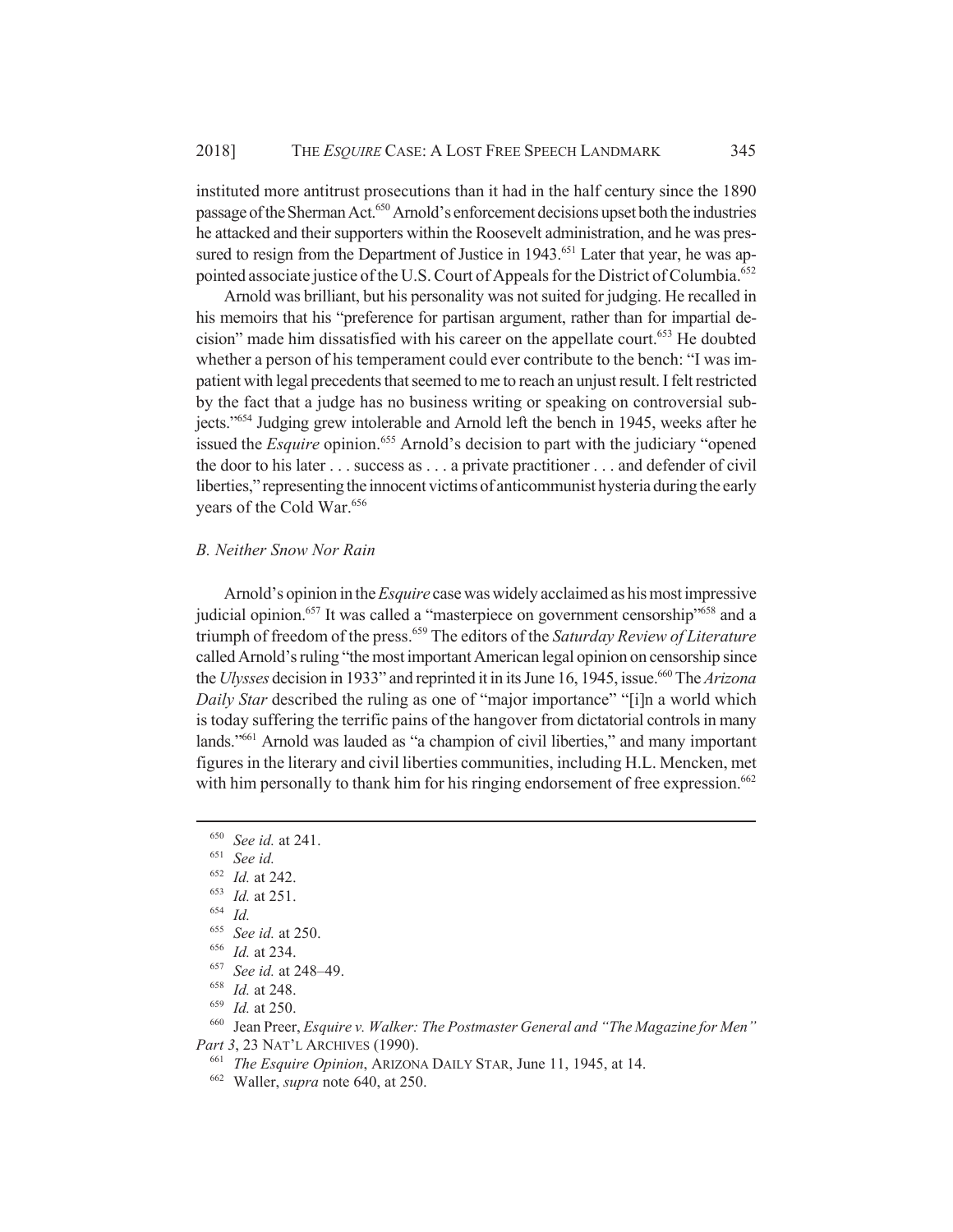instituted more antitrust prosecutions than it had in the half century since the 1890 passage of the Sherman Act.[650] Arnold's enforcement decisions upset both the industries he attacked and their supporters within the Roosevelt administration, and he was pressured to resign from the Department of Justice in 1943.[651] Later that year, he was appointed associate justice of the U.S. Court of Appeals for the District of Columbia.[652]

Arnold was brilliant, but his personality was not suited for judging. He recalled in his memoirs that his "preference for partisan argument, rather than for impartial decision" made him dissatisfied with his career on the appellate court.[653] He doubted whether a person of his temperament could ever contribute to the bench: "I was impatient with legal precedents that seemed to me to reach an unjust result. I felt restricted by the fact that a judge has no business writing or speaking on controversial subjects."[654] Judging grew intolerable and Arnold left the bench in 1945, weeks after he issued the *Esquire* opinion.[655] Arnold's decision to part with the judiciary "opened the door to his later . . . success as . . . a private practitioner . . . and defender of civil liberties," representing the innocent victims of anticommunist hysteria during the early years of the Cold War.[656]

### *B. Neither Snow Nor Rain*

Arnold's opinion in the *Esquire* case was widely acclaimed as his most impressive judicial opinion.[657] It was called a "masterpiece on government censorship"[658] and a triumph of freedom of the press.[659] The editors of the *Saturday Review of Literature* called Arnold's ruling "the most important American legal opinion on censorship since the *Ulysses* decision in 1933" and reprinted it in its June 16, 1945, issue.[660] The *Arizona Daily Star* described the ruling as one of "major importance" "[i]n a world which is today suffering the terrific pains of the hangover from dictatorial controls in many lands."[661] Arnold was lauded as "a champion of civil liberties," and many important figures in the literary and civil liberties communities, including H.L. Mencken, met with him personally to thank him for his ringing endorsement of free expression.[662]

---

[650] *See id.* at 241.

[651] *See id.*

[652] *Id.* at 242.

[653] *Id.* at 251.

[654] *Id.*

[655] *See id.* at 250.

[656] *Id.* at 234.

[657] *See id.* at 248–49.

[658] *Id.* at 248.

[659] *Id.* at 250.

[660] Jean Preer, *Esquire v. Walker: The Postmaster General and "The Magazine for Men" Part 3*, 23 NAT'L ARCHIVES (1990).

[661] *The Esquire Opinion*, ARIZONA DAILY STAR, June 11, 1945, at 14.

[662] Waller, *supra* note 640, at 250.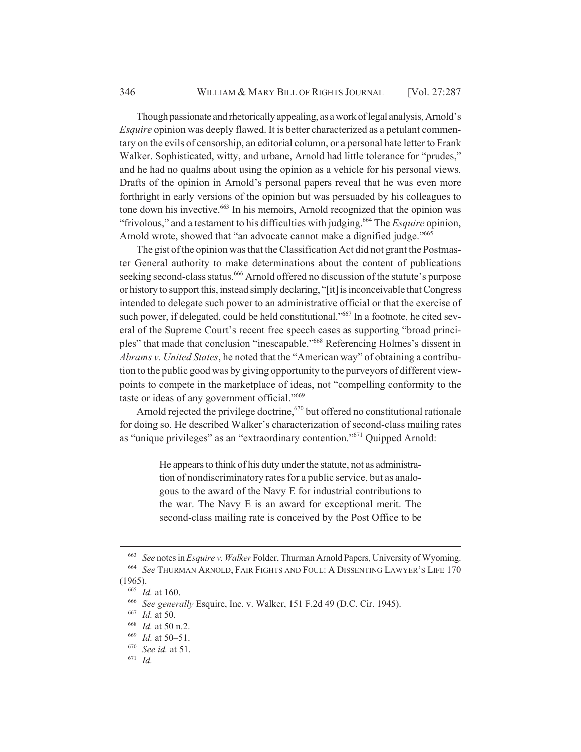Though passionate and rhetorically appealing, as a work of legal analysis, Arnold's *Esquire* opinion was deeply flawed. It is better characterized as a petulant commentary on the evils of censorship, an editorial column, or a personal hate letter to Frank Walker. Sophisticated, witty, and urbane, Arnold had little tolerance for "prudes," and he had no qualms about using the opinion as a vehicle for his personal views. Drafts of the opinion in Arnold's personal papers reveal that he was even more forthright in early versions of the opinion but was persuaded by his colleagues to tone down his invective.[663] In his memoirs, Arnold recognized that the opinion was "frivolous," and a testament to his difficulties with judging.[664] The *Esquire* opinion, Arnold wrote, showed that "an advocate cannot make a dignified judge."[665]

The gist of the opinion was that the Classification Act did not grant the Postmaster General authority to make determinations about the content of publications seeking second-class status.[666] Arnold offered no discussion of the statute's purpose or history to support this, instead simply declaring, "[it] is inconceivable that Congress intended to delegate such power to an administrative official or that the exercise of such power, if delegated, could be held constitutional."[667] In a footnote, he cited several of the Supreme Court's recent free speech cases as supporting "broad principles" that made that conclusion "inescapable."[668] Referencing Holmes's dissent in *Abrams v. United States*, he noted that the "American way" of obtaining a contribution to the public good was by giving opportunity to the purveyors of different viewpoints to compete in the marketplace of ideas, not "compelling conformity to the taste or ideas of any government official."[669]

Arnold rejected the privilege doctrine,[670] but offered no constitutional rationale for doing so. He described Walker's characterization of second-class mailing rates as "unique privileges" as an "extraordinary contention."[671] Quipped Arnold:

> He appears to think of his duty under the statute, not as administration of nondiscriminatory rates for a public service, but as analogous to the award of the Navy E for industrial contributions to the war. The Navy E is an award for exceptional merit. The second-class mailing rate is conceived by the Post Office to be

---

[663] *See* notes in *Esquire v. Walker* Folder, Thurman Arnold Papers, University of Wyoming.

[664] *See* THURMAN ARNOLD, FAIR FIGHTS AND FOUL: A DISSENTING LAWYER'S LIFE 170 (1965).

[665] *Id.* at 160.

[666] *See generally* Esquire, Inc. v. Walker, 151 F.2d 49 (D.C. Cir. 1945).

[667] *Id.* at 50.

[668] *Id.* at 50 n.2.

[669] *Id.* at 50–51.

[670] *See id.* at 51.

[671] *Id.*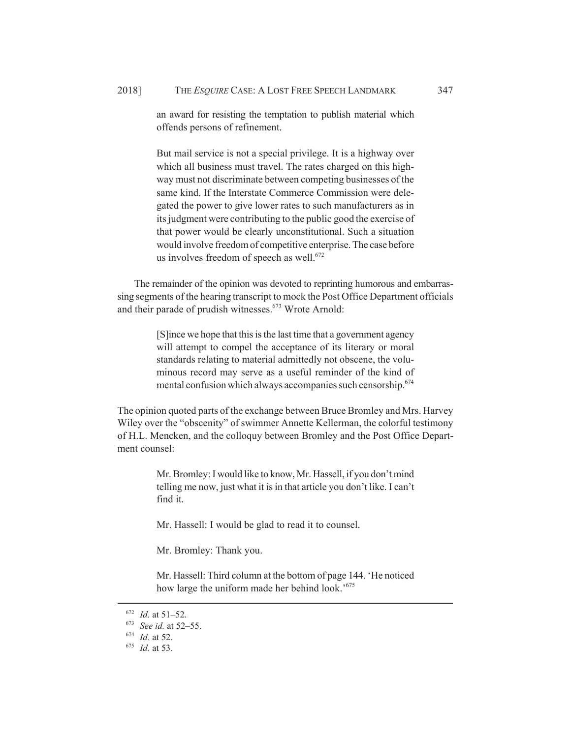> an award for resisting the temptation to publish material which offends persons of refinement.
>
> But mail service is not a special privilege. It is a highway over which all business must travel. The rates charged on this highway must not discriminate between competing businesses of the same kind. If the Interstate Commerce Commission were delegated the power to give lower rates to such manufacturers as in its judgment were contributing to the public good the exercise of that power would be clearly unconstitutional. Such a situation would involve freedom of competitive enterprise. The case before us involves freedom of speech as well.[672]

The remainder of the opinion was devoted to reprinting humorous and embarrassing segments of the hearing transcript to mock the Post Office Department officials and their parade of prudish witnesses.[673] Wrote Arnold:

> [S]ince we hope that this is the last time that a government agency will attempt to compel the acceptance of its literary or moral standards relating to material admittedly not obscene, the voluminous record may serve as a useful reminder of the kind of mental confusion which always accompanies such censorship.[674]

The opinion quoted parts of the exchange between Bruce Bromley and Mrs. Harvey Wiley over the "obscenity" of swimmer Annette Kellerman, the colorful testimony of H.L. Mencken, and the colloquy between Bromley and the Post Office Department counsel:

> Mr. Bromley: I would like to know, Mr. Hassell, if you don't mind telling me now, just what it is in that article you don't like. I can't find it.
>
> Mr. Hassell: I would be glad to read it to counsel.
>
> Mr. Bromley: Thank you.
>
> Mr. Hassell: Third column at the bottom of page 144. 'He noticed how large the uniform made her behind look.'[675]

---

[672] *Id.* at 51–52.

[673] *See id.* at 52–55.

[674] *Id.* at 52.

[675] *Id.* at 53.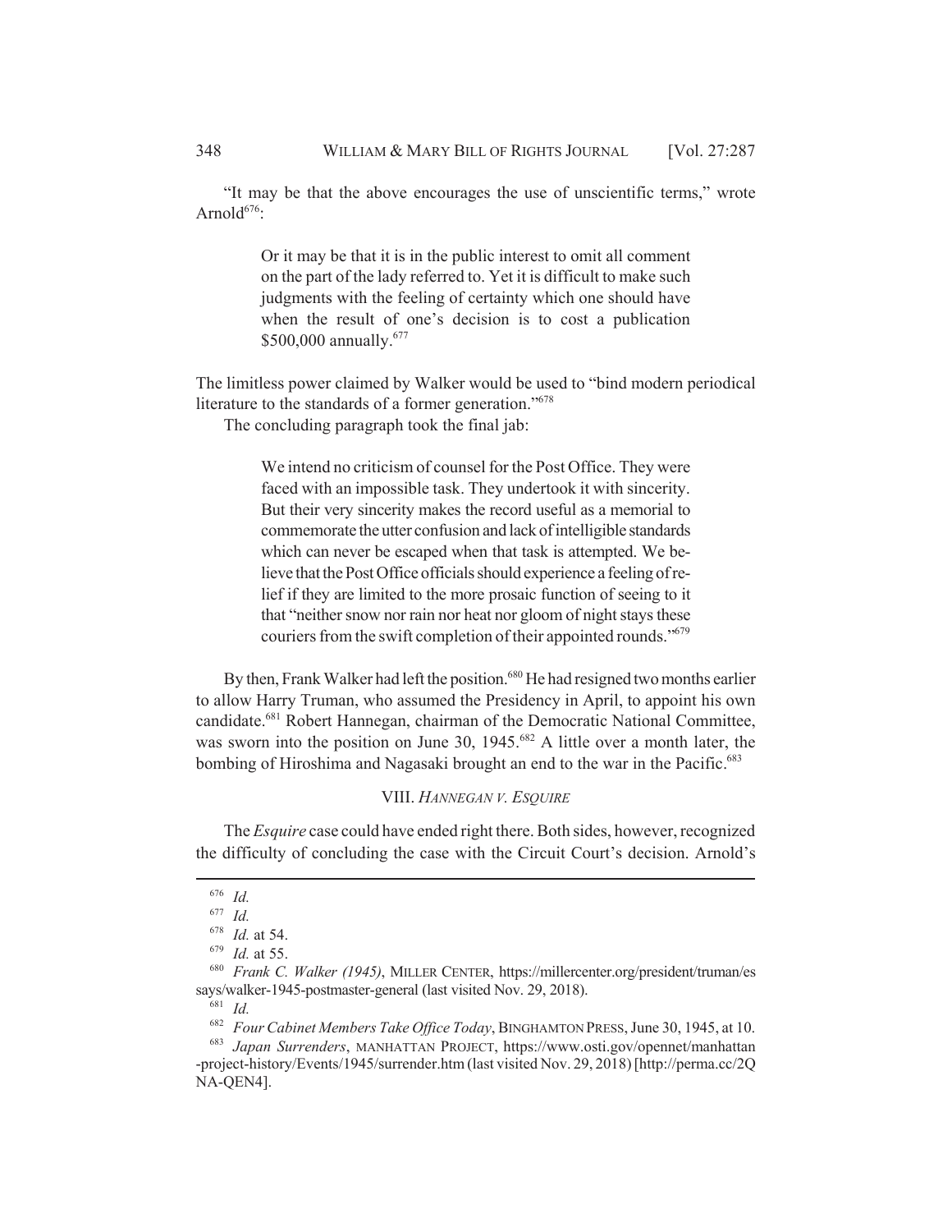"It may be that the above encourages the use of unscientific terms," wrote Arnold[676]:

> Or it may be that it is in the public interest to omit all comment on the part of the lady referred to. Yet it is difficult to make such judgments with the feeling of certainty which one should have when the result of one's decision is to cost a publication $500,000 annually.[677]

The limitless power claimed by Walker would be used to "bind modern periodical literature to the standards of a former generation."[678]

The concluding paragraph took the final jab:

> We intend no criticism of counsel for the Post Office. They were faced with an impossible task. They undertook it with sincerity. But their very sincerity makes the record useful as a memorial to commemorate the utter confusion and lack of intelligible standards which can never be escaped when that task is attempted. We believe that the Post Office officials should experience a feeling of relief if they are limited to the more prosaic function of seeing to it that "neither snow nor rain nor heat nor gloom of night stays these couriers from the swift completion of their appointed rounds."[679]

By then, Frank Walker had left the position.[680] He had resigned two months earlier to allow Harry Truman, who assumed the Presidency in April, to appoint his own candidate.[681] Robert Hannegan, chairman of the Democratic National Committee, was sworn into the position on June 30, 1945.[682] A little over a month later, the bombing of Hiroshima and Nagasaki brought an end to the war in the Pacific.[683]

## VIII. *HANNEGAN V. ESQUIRE*

The *Esquire* case could have ended right there. Both sides, however, recognized the difficulty of concluding the case with the Circuit Court's decision. Arnold's

---

[676] *Id.*

[677] *Id.*

[678] *Id.* at 54.

[679] *Id.* at 55.

[680] *Frank C. Walker (1945)*, MILLER CENTER, https://millercenter.org/president/truman/essays/walker-1945-postmaster-general (last visited Nov. 29, 2018).

[681] *Id.*

[682] *Four Cabinet Members Take Office Today*, BINGHAMTON PRESS, June 30, 1945, at 10.

[683] *Japan Surrenders*, MANHATTAN PROJECT, https://www.osti.gov/opennet/manhattan-project-history/Events/1945/surrender.htm (last visited Nov. 29, 2018) [http://perma.cc/2QNA-QEN4].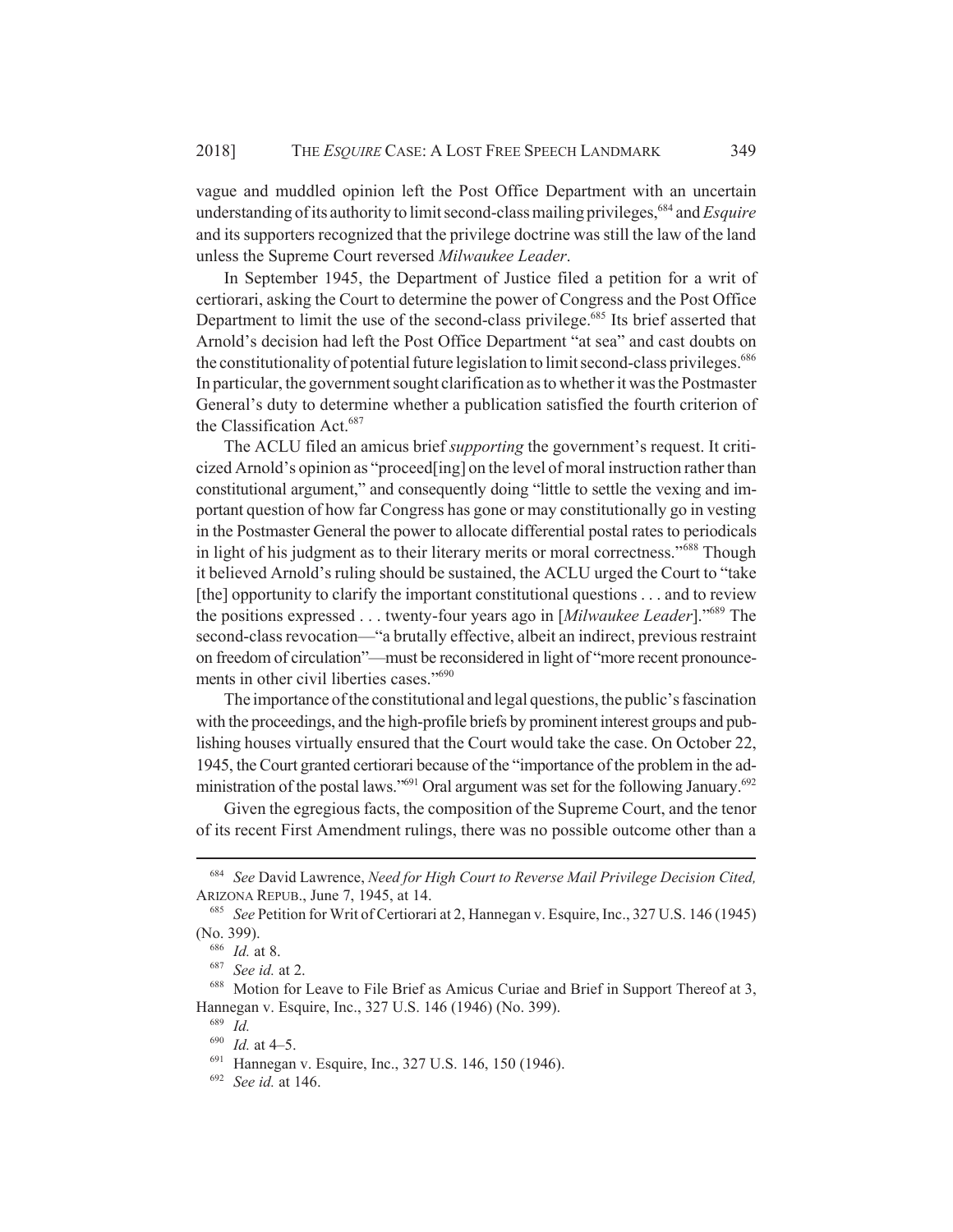vague and muddled opinion left the Post Office Department with an uncertain understanding of its authority to limit second-class mailing privileges,[684] and *Esquire* and its supporters recognized that the privilege doctrine was still the law of the land unless the Supreme Court reversed *Milwaukee Leader*.

In September 1945, the Department of Justice filed a petition for a writ of certiorari, asking the Court to determine the power of Congress and the Post Office Department to limit the use of the second-class privilege.[685] Its brief asserted that Arnold's decision had left the Post Office Department "at sea" and cast doubts on the constitutionality of potential future legislation to limit second-class privileges.[686] In particular, the government sought clarification as to whether it was the Postmaster General's duty to determine whether a publication satisfied the fourth criterion of the Classification Act.[687]

The ACLU filed an amicus brief *supporting* the government's request. It criticized Arnold's opinion as "proceed[ing] on the level of moral instruction rather than constitutional argument," and consequently doing "little to settle the vexing and important question of how far Congress has gone or may constitutionally go in vesting in the Postmaster General the power to allocate differential postal rates to periodicals in light of his judgment as to their literary merits or moral correctness."[688] Though it believed Arnold's ruling should be sustained, the ACLU urged the Court to "take [the] opportunity to clarify the important constitutional questions . . . and to review the positions expressed . . . twenty-four years ago in [*Milwaukee Leader*]."[689] The second-class revocation—"a brutally effective, albeit an indirect, previous restraint on freedom of circulation"—must be reconsidered in light of "more recent pronouncements in other civil liberties cases."[690]

The importance of the constitutional and legal questions, the public's fascination with the proceedings, and the high-profile briefs by prominent interest groups and publishing houses virtually ensured that the Court would take the case. On October 22, 1945, the Court granted certiorari because of the "importance of the problem in the administration of the postal laws."[691] Oral argument was set for the following January.[692]

Given the egregious facts, the composition of the Supreme Court, and the tenor of its recent First Amendment rulings, there was no possible outcome other than a

---

[684] *See* David Lawrence, *Need for High Court to Reverse Mail Privilege Decision Cited,* ARIZONA REPUB., June 7, 1945, at 14.

[685] *See* Petition for Writ of Certiorari at 2, Hannegan v. Esquire, Inc., 327 U.S. 146 (1945) (No. 399).

[686] *Id.* at 8.

[687] *See id.* at 2.

[688] Motion for Leave to File Brief as Amicus Curiae and Brief in Support Thereof at 3, Hannegan v. Esquire, Inc., 327 U.S. 146 (1946) (No. 399).

[689] *Id.*

[690] *Id.* at 4–5.

[691] Hannegan v. Esquire, Inc., 327 U.S. 146, 150 (1946).

[692] *See id.* at 146.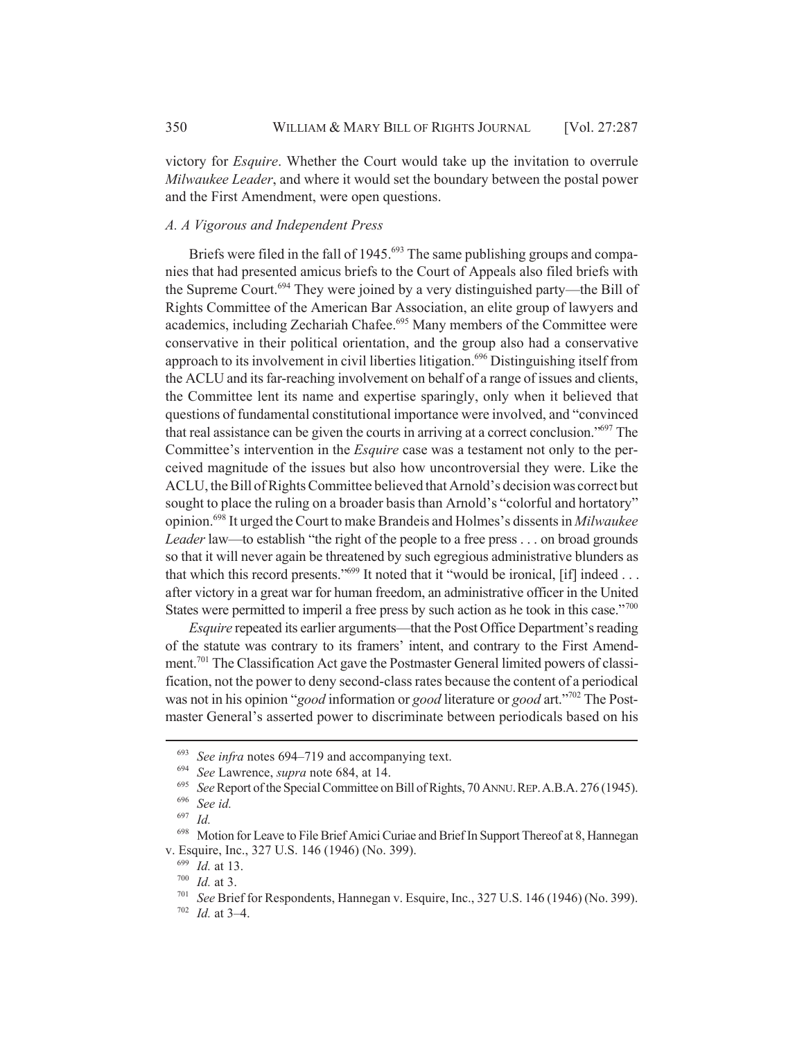victory for *Esquire*. Whether the Court would take up the invitation to overrule *Milwaukee Leader*, and where it would set the boundary between the postal power and the First Amendment, were open questions.

### *A. A Vigorous and Independent Press*

Briefs were filed in the fall of 1945.[693] The same publishing groups and companies that had presented amicus briefs to the Court of Appeals also filed briefs with the Supreme Court.[694] They were joined by a very distinguished party—the Bill of Rights Committee of the American Bar Association, an elite group of lawyers and academics, including Zechariah Chafee.[695] Many members of the Committee were conservative in their political orientation, and the group also had a conservative approach to its involvement in civil liberties litigation.[696] Distinguishing itself from the ACLU and its far-reaching involvement on behalf of a range of issues and clients, the Committee lent its name and expertise sparingly, only when it believed that questions of fundamental constitutional importance were involved, and "convinced that real assistance can be given the courts in arriving at a correct conclusion."[697] The Committee's intervention in the *Esquire* case was a testament not only to the perceived magnitude of the issues but also how uncontroversial they were. Like the ACLU, the Bill of Rights Committee believed that Arnold's decision was correct but sought to place the ruling on a broader basis than Arnold's "colorful and hortatory" opinion.[698] It urged the Court to make Brandeis and Holmes's dissents in *Milwaukee Leader* law—to establish "the right of the people to a free press . . . on broad grounds so that it will never again be threatened by such egregious administrative blunders as that which this record presents."[699] It noted that it "would be ironical, [if] indeed . . . after victory in a great war for human freedom, an administrative officer in the United States were permitted to imperil a free press by such action as he took in this case."[700]

*Esquire* repeated its earlier arguments—that the Post Office Department's reading of the statute was contrary to its framers' intent, and contrary to the First Amendment.[701] The Classification Act gave the Postmaster General limited powers of classification, not the power to deny second-class rates because the content of a periodical was not in his opinion "*good* information or *good* literature or *good* art."[702] The Postmaster General's asserted power to discriminate between periodicals based on his

---

[693] *See infra* notes 694–719 and accompanying text.

[694] *See* Lawrence, *supra* note 684, at 14.

[695] *See* Report of the Special Committee on Bill of Rights, 70 ANNU. REP. A.B.A. 276 (1945).

[696] *See id.*

[697] *Id.*

[698] Motion for Leave to File Brief Amici Curiae and Brief In Support Thereof at 8, Hannegan v. Esquire, Inc., 327 U.S. 146 (1946) (No. 399).

[699] *Id.* at 13.

[700] *Id.* at 3.

[701] *See* Brief for Respondents, Hannegan v. Esquire, Inc., 327 U.S. 146 (1946) (No. 399).

[702] *Id.* at 3–4.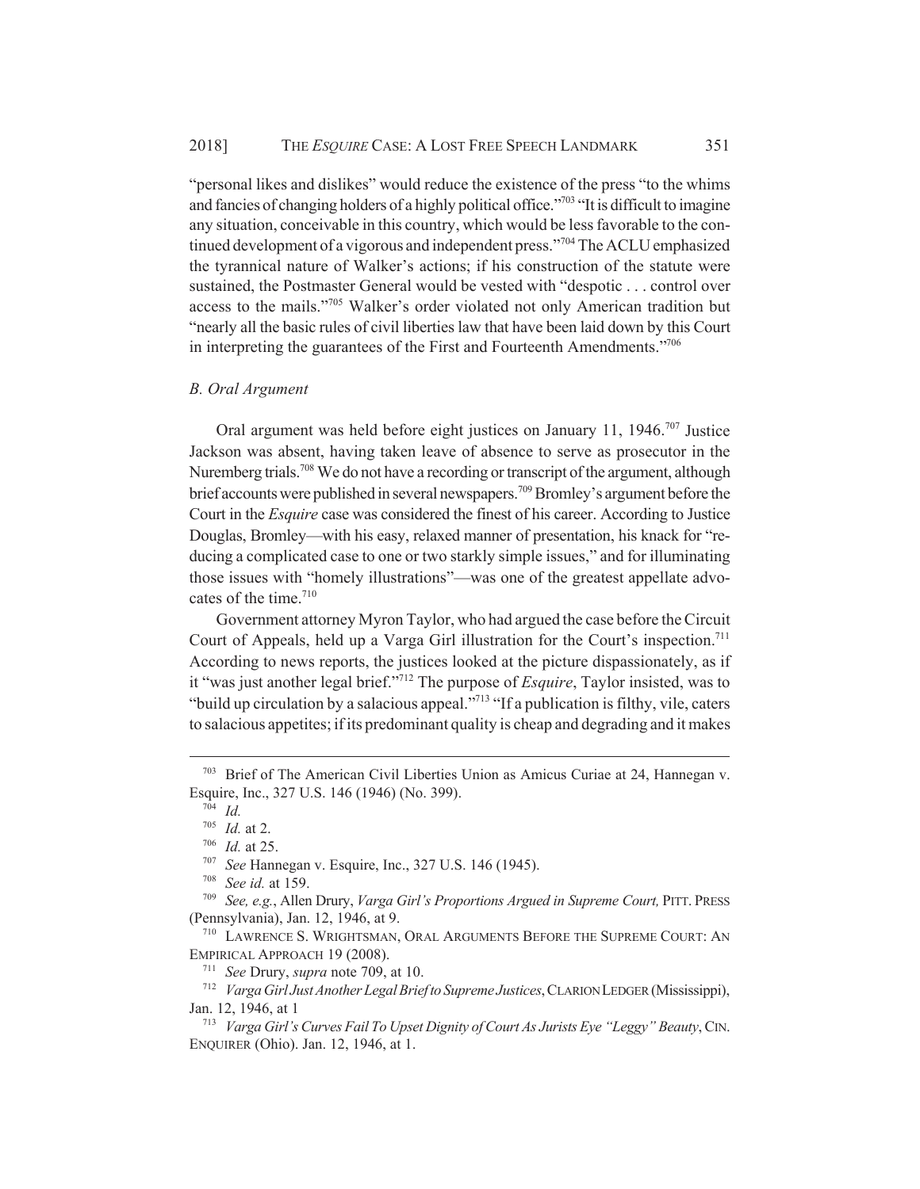"personal likes and dislikes" would reduce the existence of the press "to the whims and fancies of changing holders of a highly political office."[703] "It is difficult to imagine any situation, conceivable in this country, which would be less favorable to the continued development of a vigorous and independent press."[704] The ACLU emphasized the tyrannical nature of Walker's actions; if his construction of the statute were sustained, the Postmaster General would be vested with "despotic . . . control over access to the mails."[705] Walker's order violated not only American tradition but "nearly all the basic rules of civil liberties law that have been laid down by this Court in interpreting the guarantees of the First and Fourteenth Amendments."[706]

### *B. Oral Argument*

Oral argument was held before eight justices on January 11, 1946.[707] Justice Jackson was absent, having taken leave of absence to serve as prosecutor in the Nuremberg trials.[708] We do not have a recording or transcript of the argument, although brief accounts were published in several newspapers.[709] Bromley's argument before the Court in the *Esquire* case was considered the finest of his career. According to Justice Douglas, Bromley—with his easy, relaxed manner of presentation, his knack for "reducing a complicated case to one or two starkly simple issues," and for illuminating those issues with "homely illustrations"—was one of the greatest appellate advocates of the time.[710]

Government attorney Myron Taylor, who had argued the case before the Circuit Court of Appeals, held up a Varga Girl illustration for the Court's inspection.[711] According to news reports, the justices looked at the picture dispassionately, as if it "was just another legal brief."[712] The purpose of *Esquire*, Taylor insisted, was to "build up circulation by a salacious appeal."[713] "If a publication is filthy, vile, caters to salacious appetites; if its predominant quality is cheap and degrading and it makes

---

[703] Brief of The American Civil Liberties Union as Amicus Curiae at 24, Hannegan v. Esquire, Inc., 327 U.S. 146 (1946) (No. 399).

[704] *Id.*

[705] *Id.* at 2.

[706] *Id.* at 25.

[707] *See* Hannegan v. Esquire, Inc., 327 U.S. 146 (1945).

[708] *See id.* at 159.

[709] *See, e.g.*, Allen Drury, *Varga Girl's Proportions Argued in Supreme Court,* PITT. PRESS (Pennsylvania), Jan. 12, 1946, at 9.

[710] LAWRENCE S. WRIGHTSMAN, ORAL ARGUMENTS BEFORE THE SUPREME COURT: AN EMPIRICAL APPROACH 19 (2008).

[711] *See* Drury, *supra* note 709, at 10.

[712] *Varga Girl Just Another Legal Brief to Supreme Justices*, CLARION LEDGER (Mississippi), Jan. 12, 1946, at 1

[713] *Varga Girl's Curves Fail To Upset Dignity of Court As Jurists Eye "Leggy" Beauty*, CIN. ENQUIRER (Ohio). Jan. 12, 1946, at 1.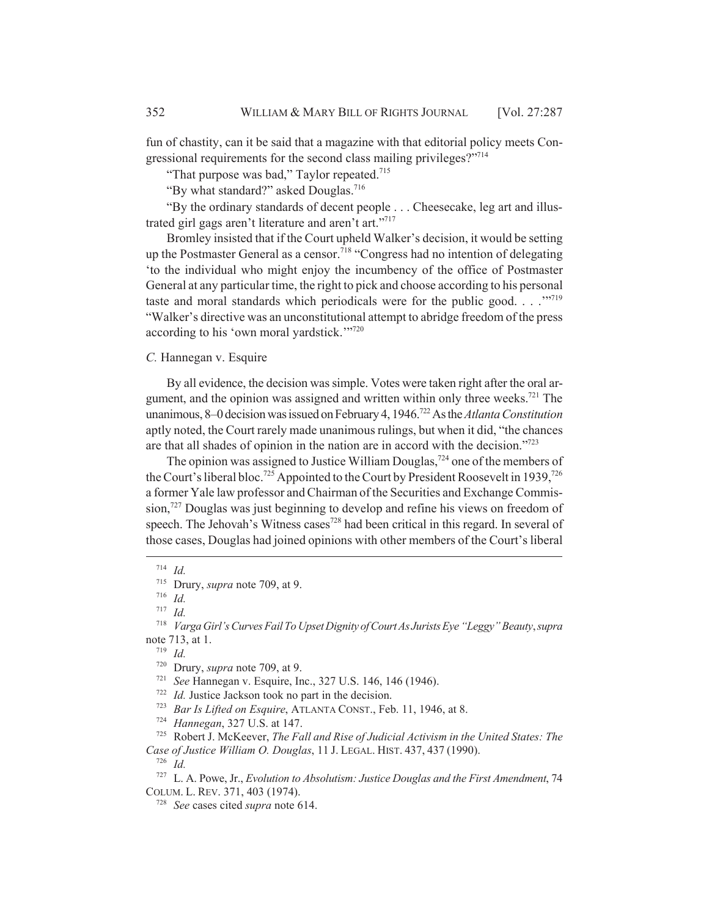fun of chastity, can it be said that a magazine with that editorial policy meets Congressional requirements for the second class mailing privileges?"[714]

"That purpose was bad," Taylor repeated.[715]

"By what standard?" asked Douglas.[716]

"By the ordinary standards of decent people . . . Cheesecake, leg art and illustrated girl gags aren't literature and aren't art."[717]

Bromley insisted that if the Court upheld Walker's decision, it would be setting up the Postmaster General as a censor.[718] "Congress had no intention of delegating 'to the individual who might enjoy the incumbency of the office of Postmaster General at any particular time, the right to pick and choose according to his personal taste and moral standards which periodicals were for the public good. . . .'"[719] "Walker's directive was an unconstitutional attempt to abridge freedom of the press according to his 'own moral yardstick.'"[720]

### *C.* Hannegan v. Esquire

By all evidence, the decision was simple. Votes were taken right after the oral argument, and the opinion was assigned and written within only three weeks.[721] The unanimous, 8–0 decision was issued on February 4, 1946.[722] As the *Atlanta Constitution* aptly noted, the Court rarely made unanimous rulings, but when it did, "the chances are that all shades of opinion in the nation are in accord with the decision."[723]

The opinion was assigned to Justice William Douglas,[724] one of the members of the Court's liberal bloc.[725] Appointed to the Court by President Roosevelt in 1939,[726] a former Yale law professor and Chairman of the Securities and Exchange Commission,[727] Douglas was just beginning to develop and refine his views on freedom of speech. The Jehovah's Witness cases[728] had been critical in this regard. In several of those cases, Douglas had joined opinions with other members of the Court's liberal

---

[714] *Id.*

[715] Drury, *supra* note 709, at 9.

[716] *Id.*

[717] *Id.*

[718] *Varga Girl's Curves Fail To Upset Dignity of Court As Jurists Eye "Leggy" Beauty*, *supra* note 713, at 1.

[719] *Id.*

[720] Drury, *supra* note 709, at 9.

[721] *See* Hannegan v. Esquire, Inc., 327 U.S. 146, 146 (1946).

[722] *Id.* Justice Jackson took no part in the decision.

[723] *Bar Is Lifted on Esquire*, ATLANTA CONST., Feb. 11, 1946, at 8.

[724] *Hannegan*, 327 U.S. at 147.

[725] Robert J. McKeever, *The Fall and Rise of Judicial Activism in the United States: The Case of Justice William O. Douglas*, 11 J. LEGAL. HIST. 437, 437 (1990).

[726] *Id.*

[727] L. A. Powe, Jr., *Evolution to Absolutism: Justice Douglas and the First Amendment*, 74 COLUM. L. REV. 371, 403 (1974).

[728] *See* cases cited *supra* note 614.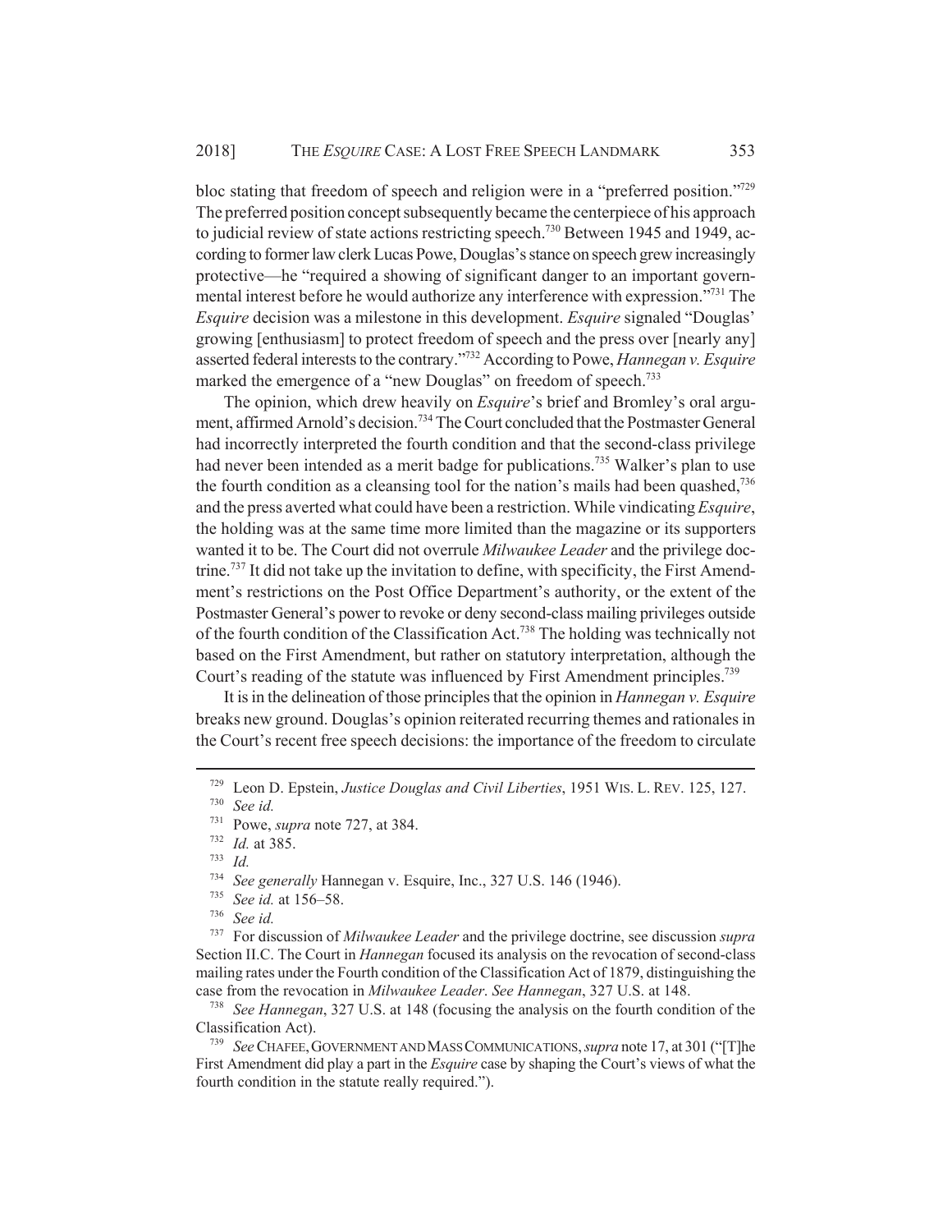bloc stating that freedom of speech and religion were in a "preferred position."[729] The preferred position concept subsequently became the centerpiece of his approach to judicial review of state actions restricting speech.[730] Between 1945 and 1949, according to former law clerk Lucas Powe, Douglas's stance on speech grew increasingly protective—he "required a showing of significant danger to an important governmental interest before he would authorize any interference with expression."[731] The *Esquire* decision was a milestone in this development. *Esquire* signaled "Douglas' growing [enthusiasm] to protect freedom of speech and the press over [nearly any] asserted federal interests to the contrary."[732] According to Powe, *Hannegan v. Esquire* marked the emergence of a "new Douglas" on freedom of speech.[733]

The opinion, which drew heavily on *Esquire*'s brief and Bromley's oral argument, affirmed Arnold's decision.[734] The Court concluded that the Postmaster General had incorrectly interpreted the fourth condition and that the second-class privilege had never been intended as a merit badge for publications.[735] Walker's plan to use the fourth condition as a cleansing tool for the nation's mails had been quashed,[736] and the press averted what could have been a restriction. While vindicating *Esquire*, the holding was at the same time more limited than the magazine or its supporters wanted it to be. The Court did not overrule *Milwaukee Leader* and the privilege doctrine.[737] It did not take up the invitation to define, with specificity, the First Amendment's restrictions on the Post Office Department's authority, or the extent of the Postmaster General's power to revoke or deny second-class mailing privileges outside of the fourth condition of the Classification Act.[738] The holding was technically not based on the First Amendment, but rather on statutory interpretation, although the Court's reading of the statute was influenced by First Amendment principles.[739]

It is in the delineation of those principles that the opinion in *Hannegan v. Esquire* breaks new ground. Douglas's opinion reiterated recurring themes and rationales in the Court's recent free speech decisions: the importance of the freedom to circulate

---

[729] Leon D. Epstein, *Justice Douglas and Civil Liberties*, 1951 WIS. L. REV. 125, 127.

[730] *See id.*

[731] Powe, *supra* note 727, at 384.

[732] *Id.* at 385.

[733] *Id.*

[734] *See generally* Hannegan v. Esquire, Inc., 327 U.S. 146 (1946).

[735] *See id.* at 156–58.

[736] *See id.*

[737] For discussion of *Milwaukee Leader* and the privilege doctrine, see discussion *supra* Section II.C. The Court in *Hannegan* focused its analysis on the revocation of second-class mailing rates under the Fourth condition of the Classification Act of 1879, distinguishing the case from the revocation in *Milwaukee Leader*. *See Hannegan*, 327 U.S. at 148.

[738] *See Hannegan*, 327 U.S. at 148 (focusing the analysis on the fourth condition of the Classification Act).

[739] *See* CHAFEE, GOVERNMENT AND MASS COMMUNICATIONS, *supra* note 17, at 301 ("[T]he First Amendment did play a part in the *Esquire* case by shaping the Court's views of what the fourth condition in the statute really required.").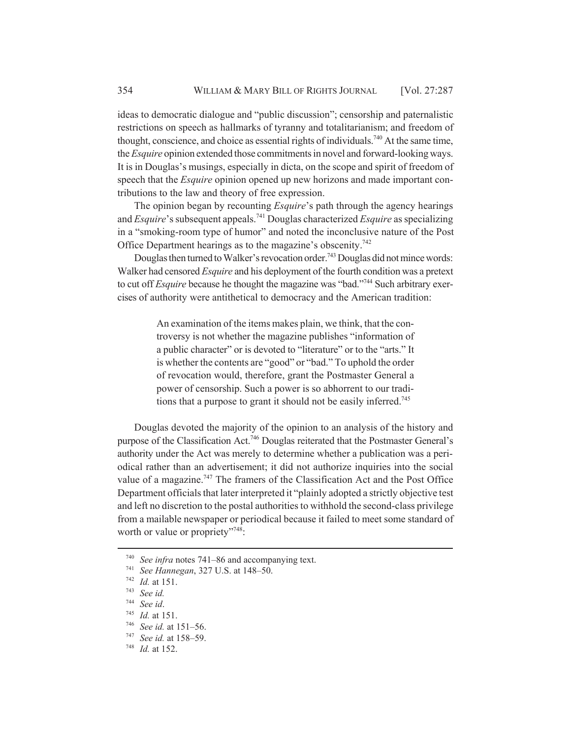ideas to democratic dialogue and "public discussion"; censorship and paternalistic restrictions on speech as hallmarks of tyranny and totalitarianism; and freedom of thought, conscience, and choice as essential rights of individuals.[740] At the same time, the *Esquire* opinion extended those commitments in novel and forward-looking ways. It is in Douglas's musings, especially in dicta, on the scope and spirit of freedom of speech that the *Esquire* opinion opened up new horizons and made important contributions to the law and theory of free expression.

The opinion began by recounting *Esquire*'s path through the agency hearings and *Esquire*'s subsequent appeals.[741] Douglas characterized *Esquire* as specializing in a "smoking-room type of humor" and noted the inconclusive nature of the Post Office Department hearings as to the magazine's obscenity.[742]

Douglas then turned to Walker's revocation order.[743] Douglas did not mince words: Walker had censored *Esquire* and his deployment of the fourth condition was a pretext to cut off *Esquire* because he thought the magazine was "bad."[744] Such arbitrary exercises of authority were antithetical to democracy and the American tradition:

> An examination of the items makes plain, we think, that the controversy is not whether the magazine publishes "information of a public character" or is devoted to "literature" or to the "arts." It is whether the contents are "good" or "bad." To uphold the order of revocation would, therefore, grant the Postmaster General a power of censorship. Such a power is so abhorrent to our traditions that a purpose to grant it should not be easily inferred.[745]

Douglas devoted the majority of the opinion to an analysis of the history and purpose of the Classification Act.[746] Douglas reiterated that the Postmaster General's authority under the Act was merely to determine whether a publication was a periodical rather than an advertisement; it did not authorize inquiries into the social value of a magazine.[747] The framers of the Classification Act and the Post Office Department officials that later interpreted it "plainly adopted a strictly objective test and left no discretion to the postal authorities to withhold the second-class privilege from a mailable newspaper or periodical because it failed to meet some standard of worth or value or propriety"[748]:

---

[740] *See infra* notes 741–86 and accompanying text.

[741] *See Hannegan*, 327 U.S. at 148–50.

[742] *Id.* at 151.

[743] *See id.*

[744] *See id*.

[745] *Id.* at 151.

[746] *See id.* at 151–56.

[747] *See id.* at 158–59.

[748] *Id.* at 152.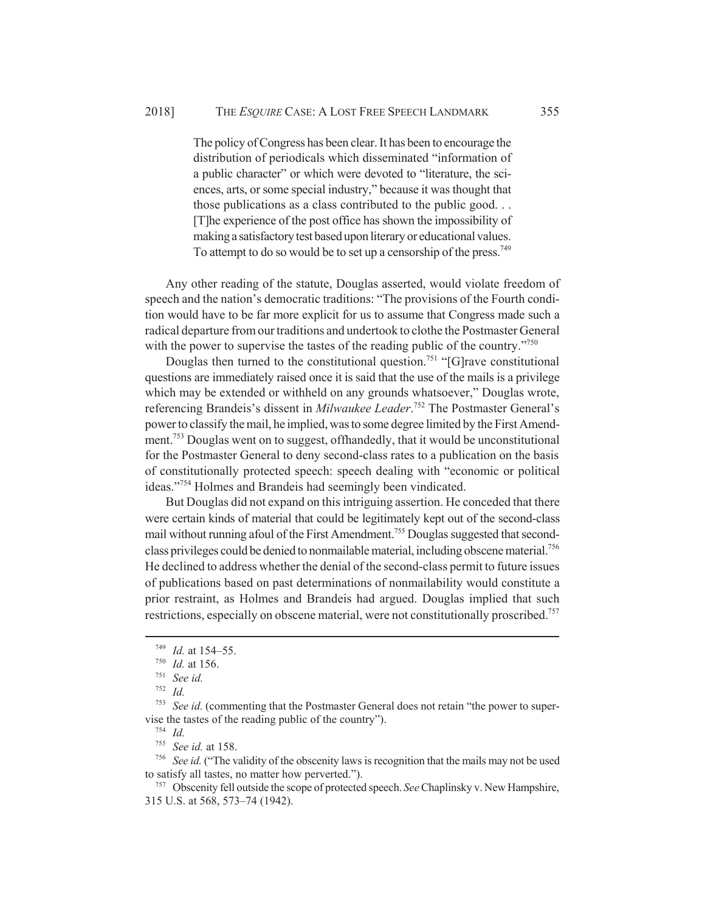> The policy of Congress has been clear. It has been to encourage the distribution of periodicals which disseminated "information of a public character" or which were devoted to "literature, the sciences, arts, or some special industry," because it was thought that those publications as a class contributed to the public good. . . [T]he experience of the post office has shown the impossibility of making a satisfactory test based upon literary or educational values. To attempt to do so would be to set up a censorship of the press.[749]

Any other reading of the statute, Douglas asserted, would violate freedom of speech and the nation's democratic traditions: "The provisions of the Fourth condition would have to be far more explicit for us to assume that Congress made such a radical departure from our traditions and undertook to clothe the Postmaster General with the power to supervise the tastes of the reading public of the country."[750]

Douglas then turned to the constitutional question.[751] "[G]rave constitutional questions are immediately raised once it is said that the use of the mails is a privilege which may be extended or withheld on any grounds whatsoever," Douglas wrote, referencing Brandeis's dissent in *Milwaukee Leader*.[752] The Postmaster General's power to classify the mail, he implied, was to some degree limited by the First Amendment.[753] Douglas went on to suggest, offhandedly, that it would be unconstitutional for the Postmaster General to deny second-class rates to a publication on the basis of constitutionally protected speech: speech dealing with "economic or political ideas."[754] Holmes and Brandeis had seemingly been vindicated.

But Douglas did not expand on this intriguing assertion. He conceded that there were certain kinds of material that could be legitimately kept out of the second-class mail without running afoul of the First Amendment.[755] Douglas suggested that second-class privileges could be denied to nonmailable material, including obscene material.[756] He declined to address whether the denial of the second-class permit to future issues of publications based on past determinations of nonmailability would constitute a prior restraint, as Holmes and Brandeis had argued. Douglas implied that such restrictions, especially on obscene material, were not constitutionally proscribed.[757]

---

[749] *Id.* at 154–55.

[750] *Id.* at 156.

[751] *See id.*

[752] *Id.*

[753] *See id.* (commenting that the Postmaster General does not retain "the power to supervise the tastes of the reading public of the country").

[754] *Id.*

[755] *See id.* at 158.

[756] *See id.* ("The validity of the obscenity laws is recognition that the mails may not be used to satisfy all tastes, no matter how perverted.").

[757] Obscenity fell outside the scope of protected speech. *See* Chaplinsky v. New Hampshire, 315 U.S. at 568, 573–74 (1942).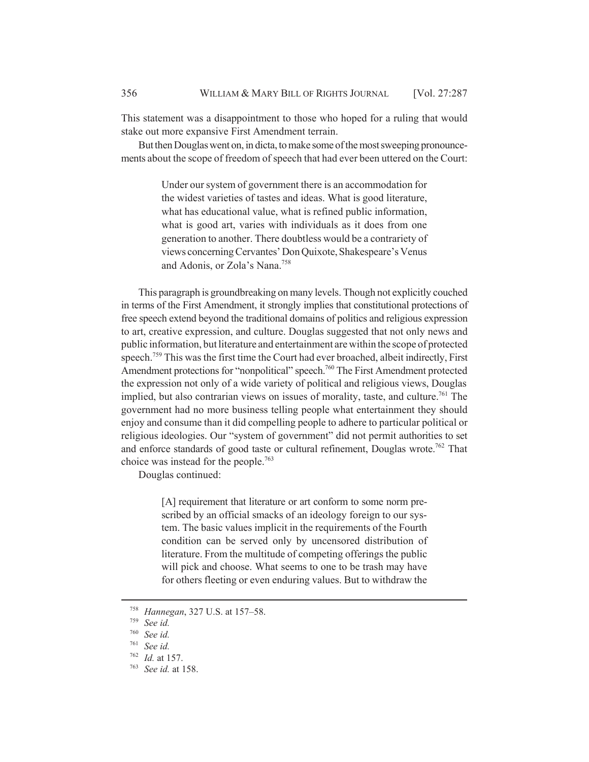This statement was a disappointment to those who hoped for a ruling that would stake out more expansive First Amendment terrain.

But then Douglas went on, in dicta, to make some of the most sweeping pronouncements about the scope of freedom of speech that had ever been uttered on the Court:

> Under our system of government there is an accommodation for the widest varieties of tastes and ideas. What is good literature, what has educational value, what is refined public information, what is good art, varies with individuals as it does from one generation to another. There doubtless would be a contrariety of views concerning Cervantes' Don Quixote, Shakespeare's Venus and Adonis, or Zola's Nana.[758]

This paragraph is groundbreaking on many levels. Though not explicitly couched in terms of the First Amendment, it strongly implies that constitutional protections of free speech extend beyond the traditional domains of politics and religious expression to art, creative expression, and culture. Douglas suggested that not only news and public information, but literature and entertainment are within the scope of protected speech.[759] This was the first time the Court had ever broached, albeit indirectly, First Amendment protections for "nonpolitical" speech.[760] The First Amendment protected the expression not only of a wide variety of political and religious views, Douglas implied, but also contrarian views on issues of morality, taste, and culture.[761] The government had no more business telling people what entertainment they should enjoy and consume than it did compelling people to adhere to particular political or religious ideologies. Our "system of government" did not permit authorities to set and enforce standards of good taste or cultural refinement, Douglas wrote.[762] That choice was instead for the people.[763]

Douglas continued:

> [A] requirement that literature or art conform to some norm prescribed by an official smacks of an ideology foreign to our system. The basic values implicit in the requirements of the Fourth condition can be served only by uncensored distribution of literature. From the multitude of competing offerings the public will pick and choose. What seems to one to be trash may have for others fleeting or even enduring values. But to withdraw the

---

[758] *Hannegan*, 327 U.S. at 157–58.

[759] *See id.*

[760] *See id.*

[761] *See id.*

[762] *Id.* at 157.

[763] *See id.* at 158.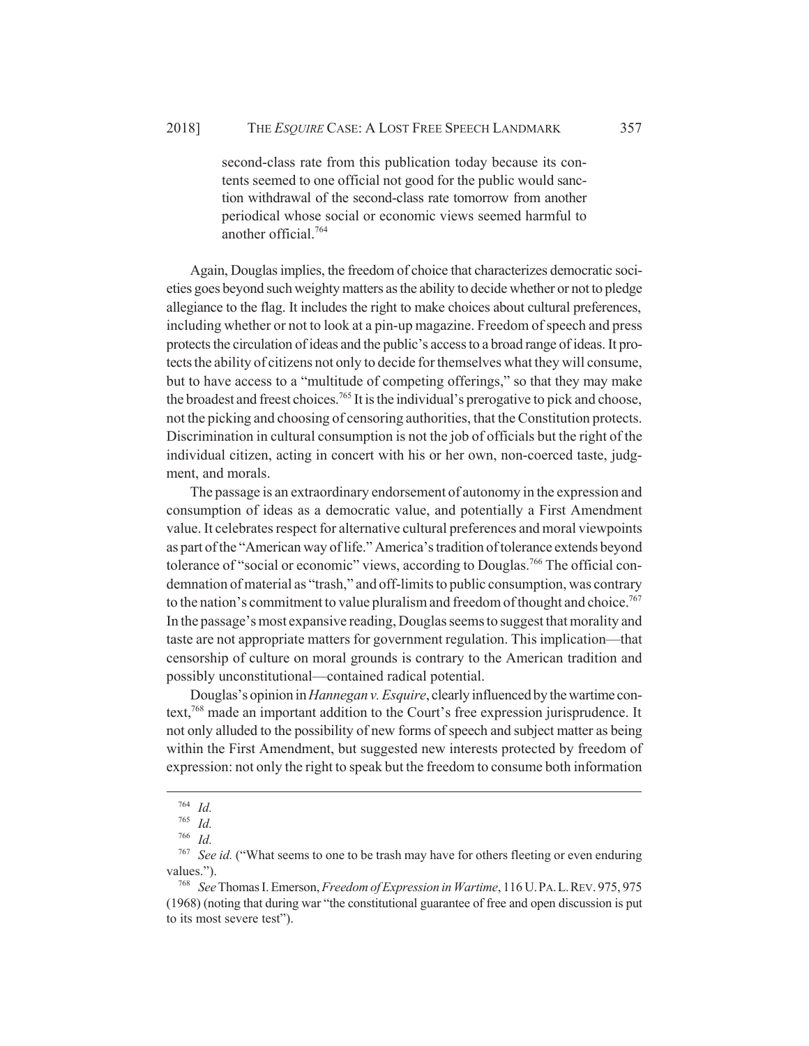> second-class rate from this publication today because its contents seemed to one official not good for the public would sanction withdrawal of the second-class rate tomorrow from another periodical whose social or economic views seemed harmful to another official.[764]

Again, Douglas implies, the freedom of choice that characterizes democratic societies goes beyond such weighty matters as the ability to decide whether or not to pledge allegiance to the flag. It includes the right to make choices about cultural preferences, including whether or not to look at a pin-up magazine. Freedom of speech and press protects the circulation of ideas and the public's access to a broad range of ideas. It protects the ability of citizens not only to decide for themselves what they will consume, but to have access to a "multitude of competing offerings," so that they may make the broadest and freest choices.[765] It is the individual's prerogative to pick and choose, not the picking and choosing of censoring authorities, that the Constitution protects. Discrimination in cultural consumption is not the job of officials but the right of the individual citizen, acting in concert with his or her own, non-coerced taste, judgment, and morals.

The passage is an extraordinary endorsement of autonomy in the expression and consumption of ideas as a democratic value, and potentially a First Amendment value. It celebrates respect for alternative cultural preferences and moral viewpoints as part of the "American way of life." America's tradition of tolerance extends beyond tolerance of "social or economic" views, according to Douglas.[766] The official condemnation of material as "trash," and off-limits to public consumption, was contrary to the nation's commitment to value pluralism and freedom of thought and choice.[767] In the passage's most expansive reading, Douglas seems to suggest that morality and taste are not appropriate matters for government regulation. This implication—that censorship of culture on moral grounds is contrary to the American tradition and possibly unconstitutional—contained radical potential.

Douglas's opinion in *Hannegan v. Esquire*, clearly influenced by the wartime context,[768] made an important addition to the Court's free expression jurisprudence. It not only alluded to the possibility of new forms of speech and subject matter as being within the First Amendment, but suggested new interests protected by freedom of expression: not only the right to speak but the freedom to consume both information

---

[764] *Id.*

[765] *Id.*

[766] *Id.*

[767] *See id.* ("What seems to one to be trash may have for others fleeting or even enduring values.").

[768] *See* Thomas I. Emerson, *Freedom of Expression in Wartime*, 116 U. PA. L. REV. 975, 975 (1968) (noting that during war "the constitutional guarantee of free and open discussion is put to its most severe test").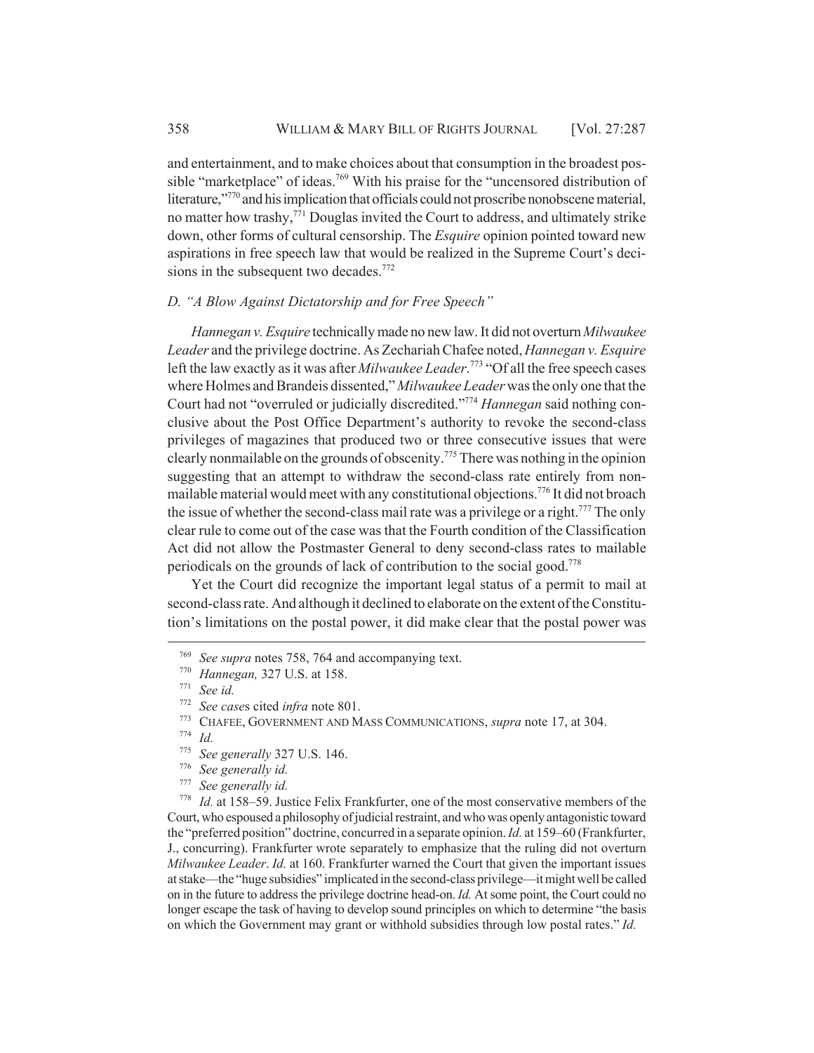and entertainment, and to make choices about that consumption in the broadest possible "marketplace" of ideas.[769] With his praise for the "uncensored distribution of literature,"[770] and his implication that officials could not proscribe nonobscene material, no matter how trashy,[771] Douglas invited the Court to address, and ultimately strike down, other forms of cultural censorship. The *Esquire* opinion pointed toward new aspirations in free speech law that would be realized in the Supreme Court's decisions in the subsequent two decades.[772]

### *D. "A Blow Against Dictatorship and for Free Speech"*

*Hannegan v. Esquire* technically made no new law. It did not overturn *Milwaukee Leader* and the privilege doctrine. As Zechariah Chafee noted, *Hannegan v. Esquire* left the law exactly as it was after *Milwaukee Leader*.[773] "Of all the free speech cases where Holmes and Brandeis dissented," *Milwaukee Leader* was the only one that the Court had not "overruled or judicially discredited."[774] *Hannegan* said nothing conclusive about the Post Office Department's authority to revoke the second-class privileges of magazines that produced two or three consecutive issues that were clearly nonmailable on the grounds of obscenity.[775] There was nothing in the opinion suggesting that an attempt to withdraw the second-class rate entirely from nonmailable material would meet with any constitutional objections.[776] It did not broach the issue of whether the second-class mail rate was a privilege or a right.[777] The only clear rule to come out of the case was that the Fourth condition of the Classification Act did not allow the Postmaster General to deny second-class rates to mailable periodicals on the grounds of lack of contribution to the social good.[778]

Yet the Court did recognize the important legal status of a permit to mail at second-class rate. And although it declined to elaborate on the extent of the Constitution's limitations on the postal power, it did make clear that the postal power was

---

[769] *See supra* notes 758, 764 and accompanying text.

[770] *Hannegan,* 327 U.S. at 158.

[771] *See id.*

[772] *See cases* cited *infra* note 801.

[773] CHAFEE, GOVERNMENT AND MASS COMMUNICATIONS, *supra* note 17, at 304.

[774] *Id.*

[775] *See generally* 327 U.S. 146.

[776] *See generally id.*

[777] *See generally id.*

[778] *Id.* at 158–59. Justice Felix Frankfurter, one of the most conservative members of the Court, who espoused a philosophy of judicial restraint, and who was openly antagonistic toward the "preferred position" doctrine, concurred in a separate opinion. *Id.* at 159–60 (Frankfurter, J., concurring). Frankfurter wrote separately to emphasize that the ruling did not overturn *Milwaukee Leader*. *Id.* at 160. Frankfurter warned the Court that given the important issues at stake—the "huge subsidies" implicated in the second-class privilege—it might well be called on in the future to address the privilege doctrine head-on. *Id.* At some point, the Court could no longer escape the task of having to develop sound principles on which to determine "the basis on which the Government may grant or withhold subsidies through low postal rates." *Id.*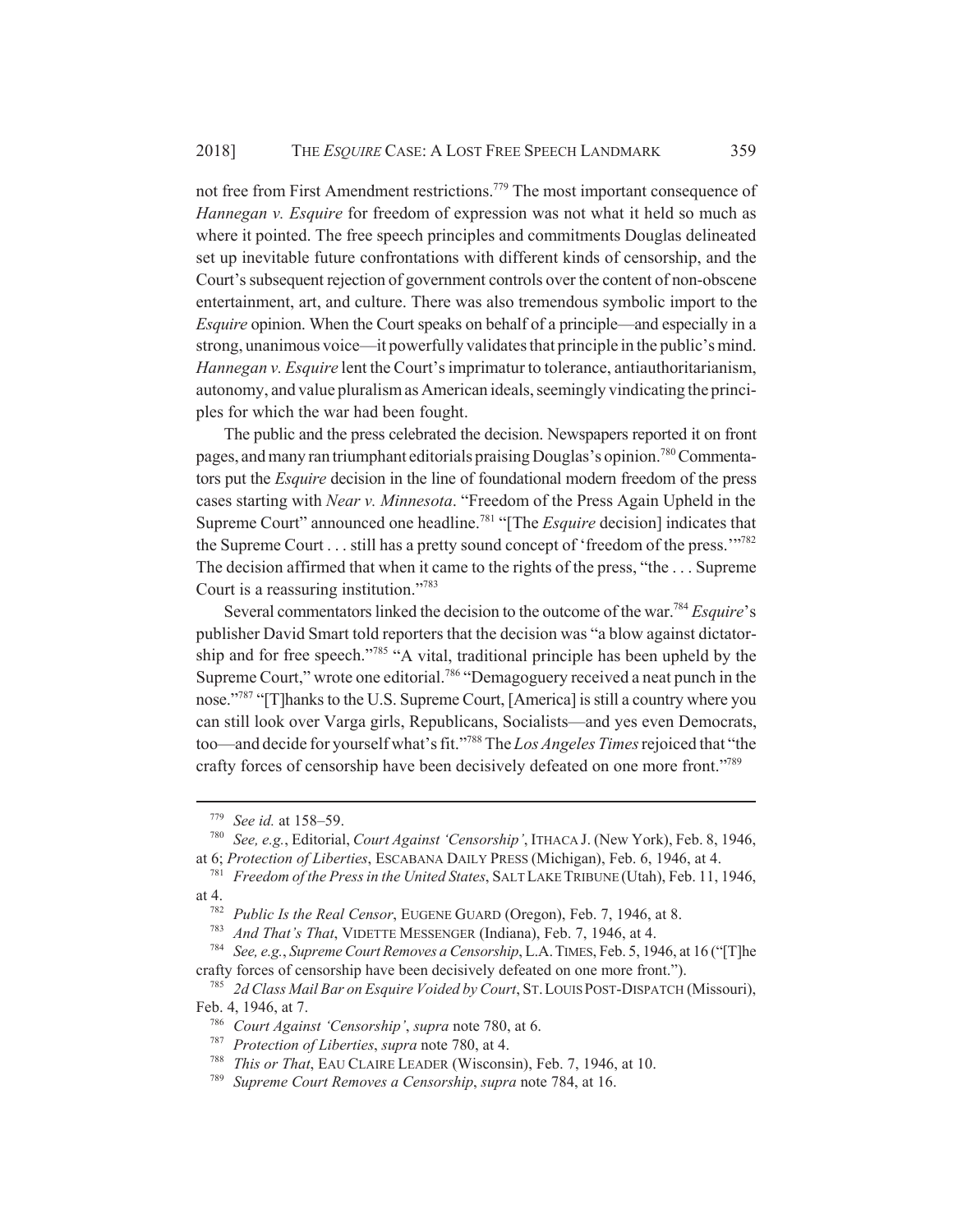not free from First Amendment restrictions.[779] The most important consequence of *Hannegan v. Esquire* for freedom of expression was not what it held so much as where it pointed. The free speech principles and commitments Douglas delineated set up inevitable future confrontations with different kinds of censorship, and the Court's subsequent rejection of government controls over the content of non-obscene entertainment, art, and culture. There was also tremendous symbolic import to the *Esquire* opinion. When the Court speaks on behalf of a principle—and especially in a strong, unanimous voice—it powerfully validates that principle in the public's mind. *Hannegan v. Esquire* lent the Court's imprimatur to tolerance, antiauthoritarianism, autonomy, and value pluralism as American ideals, seemingly vindicating the principles for which the war had been fought.

The public and the press celebrated the decision. Newspapers reported it on front pages, and many ran triumphant editorials praising Douglas's opinion.[780] Commentators put the *Esquire* decision in the line of foundational modern freedom of the press cases starting with *Near v. Minnesota*. "Freedom of the Press Again Upheld in the Supreme Court" announced one headline.[781] "[The *Esquire* decision] indicates that the Supreme Court . . . still has a pretty sound concept of 'freedom of the press.'"[782] The decision affirmed that when it came to the rights of the press, "the . . . Supreme Court is a reassuring institution."[783]

Several commentators linked the decision to the outcome of the war.[784] *Esquire*'s publisher David Smart told reporters that the decision was "a blow against dictatorship and for free speech."[785] "A vital, traditional principle has been upheld by the Supreme Court," wrote one editorial.[786] "Demagoguery received a neat punch in the nose."[787] "[T]hanks to the U.S. Supreme Court, [America] is still a country where you can still look over Varga girls, Republicans, Socialists—and yes even Democrats, too—and decide for yourself what's fit."[788] The *Los Angeles Times* rejoiced that "the crafty forces of censorship have been decisively defeated on one more front."[789]

---

[779] *See id.* at 158–59.

[780] *See, e.g.*, Editorial, *Court Against 'Censorship'*, ITHACA J. (New York), Feb. 8, 1946, at 6; *Protection of Liberties*, ESCABANA DAILY PRESS (Michigan), Feb. 6, 1946, at 4.

[781] *Freedom of the Press in the United States*, SALT LAKE TRIBUNE (Utah), Feb. 11, 1946, at 4.

[782] *Public Is the Real Censor*, EUGENE GUARD (Oregon), Feb. 7, 1946, at 8.

[783] *And That's That*, VIDETTE MESSENGER (Indiana), Feb. 7, 1946, at 4.

[784] *See, e.g.*, *Supreme Court Removes a Censorship*, L.A. TIMES, Feb. 5, 1946, at 16 ("[T]he crafty forces of censorship have been decisively defeated on one more front.").

[785] *2d Class Mail Bar on Esquire Voided by Court*, ST. LOUIS POST-DISPATCH (Missouri), Feb. 4, 1946, at 7.

[786] *Court Against 'Censorship'*, *supra* note 780, at 6.

[787] *Protection of Liberties*, *supra* note 780, at 4.

[788] *This or That*, EAU CLAIRE LEADER (Wisconsin), Feb. 7, 1946, at 10.

[789] *Supreme Court Removes a Censorship*, *supra* note 784, at 16.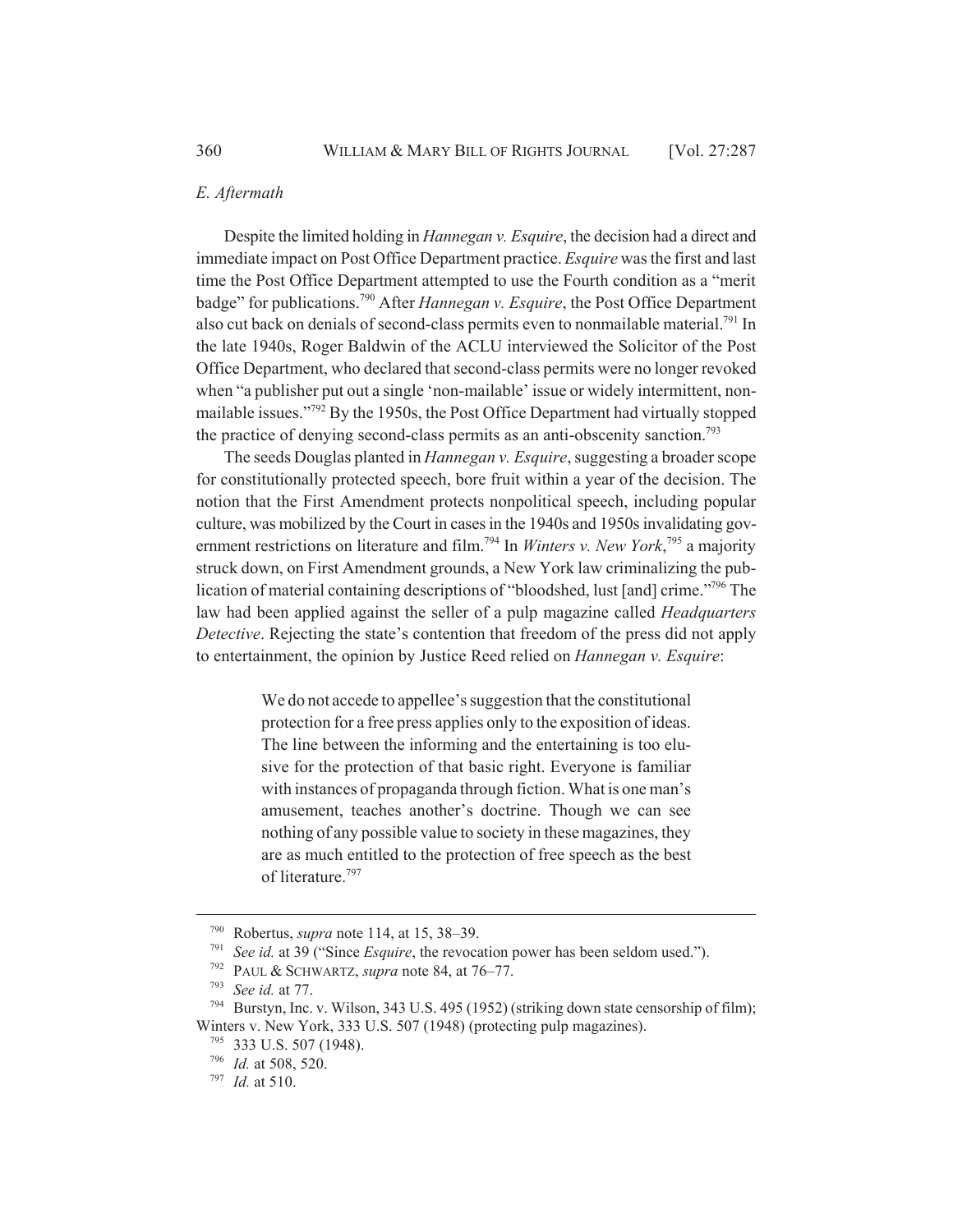### *E. Aftermath*

Despite the limited holding in *Hannegan v. Esquire*, the decision had a direct and immediate impact on Post Office Department practice. *Esquire* was the first and last time the Post Office Department attempted to use the Fourth condition as a "merit badge" for publications.[790] After *Hannegan v. Esquire*, the Post Office Department also cut back on denials of second-class permits even to nonmailable material.[791] In the late 1940s, Roger Baldwin of the ACLU interviewed the Solicitor of the Post Office Department, who declared that second-class permits were no longer revoked when "a publisher put out a single 'non-mailable' issue or widely intermittent, non-mailable issues."[792] By the 1950s, the Post Office Department had virtually stopped the practice of denying second-class permits as an anti-obscenity sanction.[793]

The seeds Douglas planted in *Hannegan v. Esquire*, suggesting a broader scope for constitutionally protected speech, bore fruit within a year of the decision. The notion that the First Amendment protects nonpolitical speech, including popular culture, was mobilized by the Court in cases in the 1940s and 1950s invalidating government restrictions on literature and film.[794] In *Winters v. New York*,[795] a majority struck down, on First Amendment grounds, a New York law criminalizing the publication of material containing descriptions of "bloodshed, lust [and] crime."[796] The law had been applied against the seller of a pulp magazine called *Headquarters Detective*. Rejecting the state's contention that freedom of the press did not apply to entertainment, the opinion by Justice Reed relied on *Hannegan v. Esquire*:

> We do not accede to appellee's suggestion that the constitutional protection for a free press applies only to the exposition of ideas. The line between the informing and the entertaining is too elusive for the protection of that basic right. Everyone is familiar with instances of propaganda through fiction. What is one man's amusement, teaches another's doctrine. Though we can see nothing of any possible value to society in these magazines, they are as much entitled to the protection of free speech as the best of literature.[797]

---

[790] Robertus, *supra* note 114, at 15, 38–39.

[791] *See id.* at 39 ("Since *Esquire*, the revocation power has been seldom used.").

[792] PAUL & SCHWARTZ, *supra* note 84, at 76–77.

[793] *See id.* at 77.

[794] Burstyn, Inc. v. Wilson, 343 U.S. 495 (1952) (striking down state censorship of film); Winters v. New York, 333 U.S. 507 (1948) (protecting pulp magazines).

[795] 333 U.S. 507 (1948).

[796] *Id.* at 508, 520.

[797] *Id.* at 510.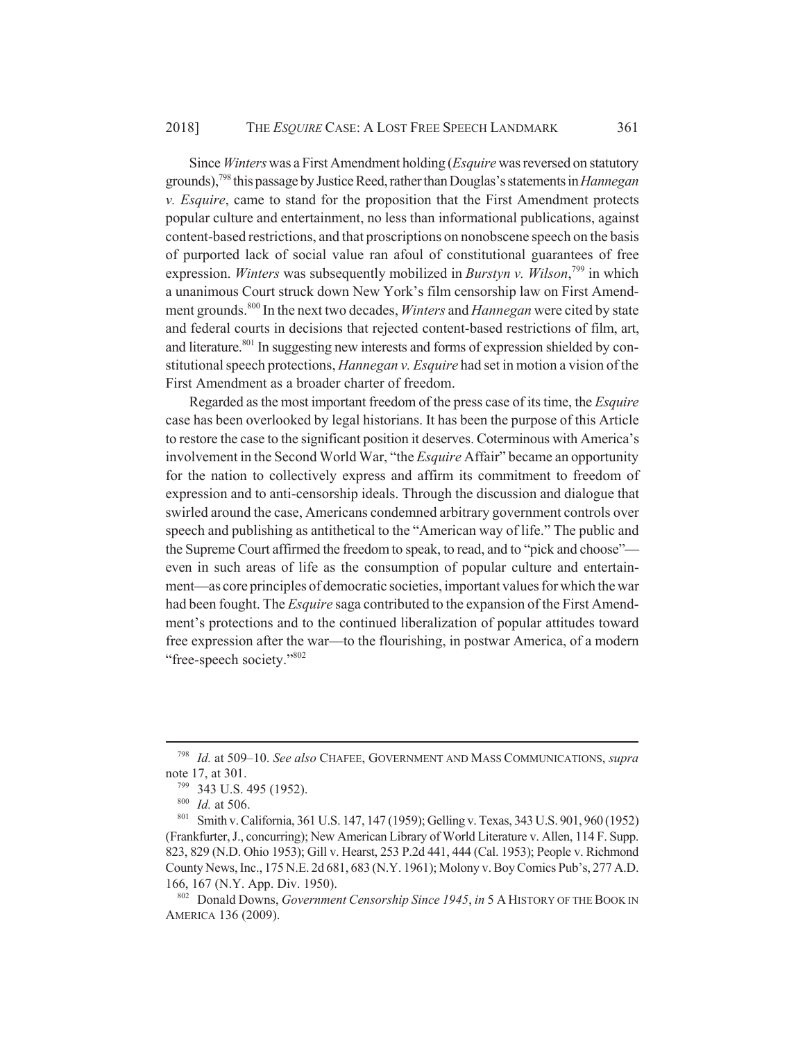Since *Winters* was a First Amendment holding (*Esquire* was reversed on statutory grounds),[798] this passage by Justice Reed, rather than Douglas's statements in *Hannegan v. Esquire*, came to stand for the proposition that the First Amendment protects popular culture and entertainment, no less than informational publications, against content-based restrictions, and that proscriptions on nonobscene speech on the basis of purported lack of social value ran afoul of constitutional guarantees of free expression. *Winters* was subsequently mobilized in *Burstyn v. Wilson*,[799] in which a unanimous Court struck down New York's film censorship law on First Amendment grounds.[800] In the next two decades, *Winters* and *Hannegan* were cited by state and federal courts in decisions that rejected content-based restrictions of film, art, and literature.[801] In suggesting new interests and forms of expression shielded by constitutional speech protections, *Hannegan v. Esquire* had set in motion a vision of the First Amendment as a broader charter of freedom.

Regarded as the most important freedom of the press case of its time, the *Esquire* case has been overlooked by legal historians. It has been the purpose of this Article to restore the case to the significant position it deserves. Coterminous with America's involvement in the Second World War, "the *Esquire* Affair" became an opportunity for the nation to collectively express and affirm its commitment to freedom of expression and to anti-censorship ideals. Through the discussion and dialogue that swirled around the case, Americans condemned arbitrary government controls over speech and publishing as antithetical to the "American way of life." The public and the Supreme Court affirmed the freedom to speak, to read, and to "pick and choose"—even in such areas of life as the consumption of popular culture and entertainment—as core principles of democratic societies, important values for which the war had been fought. The *Esquire* saga contributed to the expansion of the First Amendment's protections and to the continued liberalization of popular attitudes toward free expression after the war—to the flourishing, in postwar America, of a modern "free-speech society."[802]

---

[798] *Id.* at 509–10. *See also* CHAFEE, GOVERNMENT AND MASS COMMUNICATIONS, *supra* note 17, at 301.

[799] 343 U.S. 495 (1952).

[800] *Id.* at 506.

[801] Smith v. California, 361 U.S. 147, 147 (1959); Gelling v. Texas, 343 U.S. 901, 960 (1952) (Frankfurter, J., concurring); New American Library of World Literature v. Allen, 114 F. Supp. 823, 829 (N.D. Ohio 1953); Gill v. Hearst, 253 P.2d 441, 444 (Cal. 1953); People v. Richmond County News, Inc., 175 N.E. 2d 681, 683 (N.Y. 1961); Molony v. Boy Comics Pub's, 277 A.D. 166, 167 (N.Y. App. Div. 1950).

[802] Donald Downs, *Government Censorship Since 1945*, *in* 5 A HISTORY OF THE BOOK IN AMERICA 136 (2009).